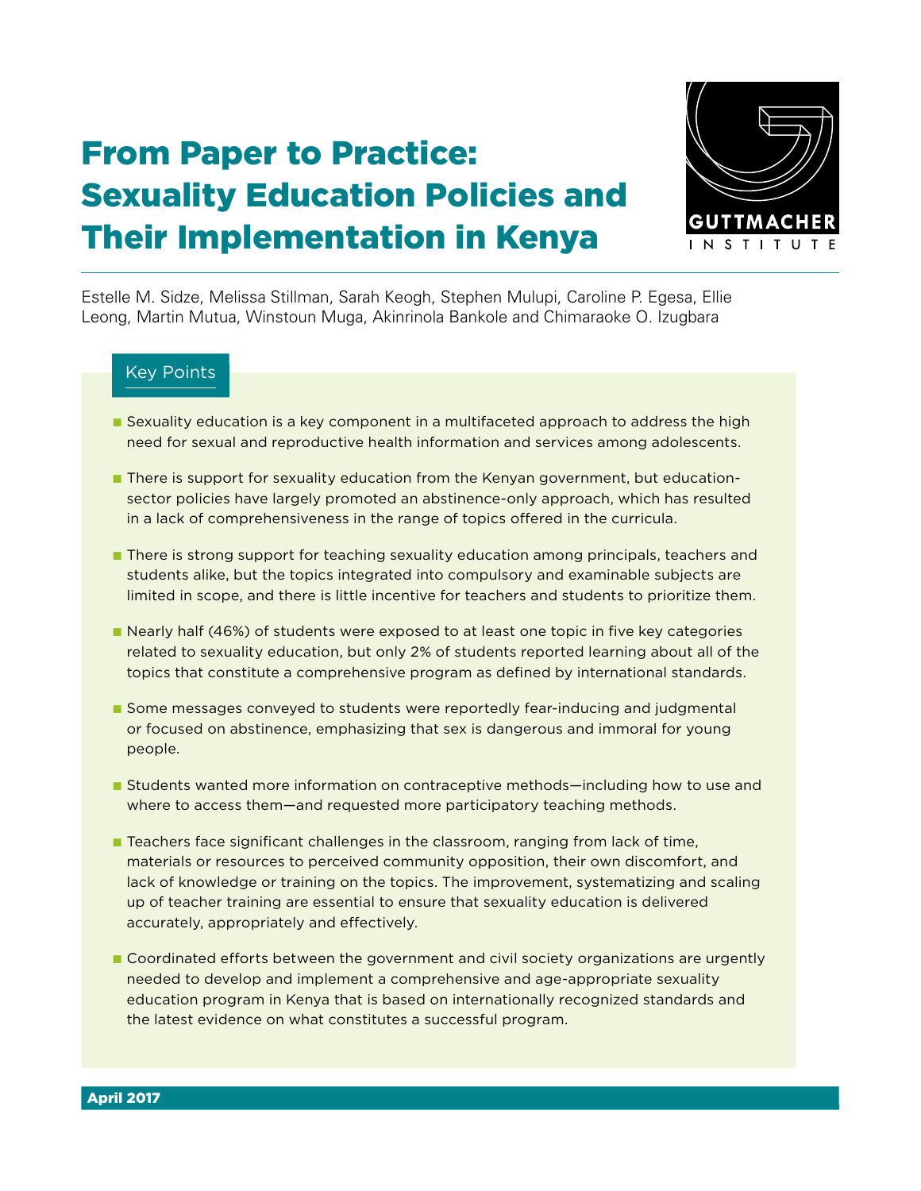# From Paper to Practice: Sexuality Education Policies and Their Implementation in Kenya

GUTTMACHER INSTITUTE

Estelle M. Sidze, Melissa Stillman, Sarah Keogh, Stephen Mulupi, Caroline P. Egesa, Ellie Leong, Martin Mutua, Winstoun Muga, Akinrinola Bankole and Chimaraoke O. Izugbara

## Key Points

- Sexuality education is a key component in a multifaceted approach to address the high need for sexual and reproductive health information and services among adolescents.
- There is support for sexuality education from the Kenyan government, but education-sector policies have largely promoted an abstinence-only approach, which has resulted in a lack of comprehensiveness in the range of topics offered in the curricula.
- There is strong support for teaching sexuality education among principals, teachers and students alike, but the topics integrated into compulsory and examinable subjects are limited in scope, and there is little incentive for teachers and students to prioritize them.
- Nearly half (46%) of students were exposed to at least one topic in five key categories related to sexuality education, but only 2% of students reported learning about all of the topics that constitute a comprehensive program as defined by international standards.
- Some messages conveyed to students were reportedly fear-inducing and judgmental or focused on abstinence, emphasizing that sex is dangerous and immoral for young people.
- Students wanted more information on contraceptive methods—including how to use and where to access them—and requested more participatory teaching methods.
- Teachers face significant challenges in the classroom, ranging from lack of time, materials or resources to perceived community opposition, their own discomfort, and lack of knowledge or training on the topics. The improvement, systematizing and scaling up of teacher training are essential to ensure that sexuality education is delivered accurately, appropriately and effectively.
- Coordinated efforts between the government and civil society organizations are urgently needed to develop and implement a comprehensive and age-appropriate sexuality education program in Kenya that is based on internationally recognized standards and the latest evidence on what constitutes a successful program.

**April 2017**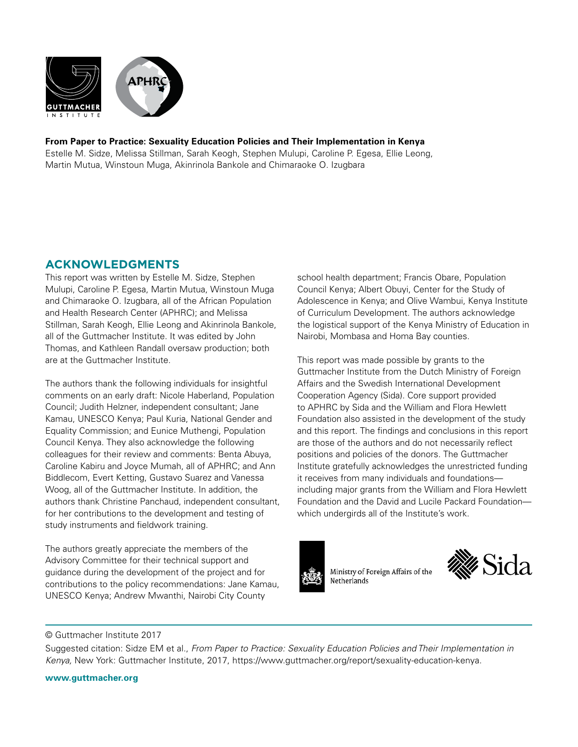**From Paper to Practice: Sexuality Education Policies and Their Implementation in Kenya**
Estelle M. Sidze, Melissa Stillman, Sarah Keogh, Stephen Mulupi, Caroline P. Egesa, Ellie Leong, Martin Mutua, Winstoun Muga, Akinrinola Bankole and Chimaraoke O. Izugbara

## ACKNOWLEDGMENTS

This report was written by Estelle M. Sidze, Stephen Mulupi, Caroline P. Egesa, Martin Mutua, Winstoun Muga and Chimaraoke O. Izugbara, all of the African Population and Health Research Center (APHRC); and Melissa Stillman, Sarah Keogh, Ellie Leong and Akinrinola Bankole, all of the Guttmacher Institute. It was edited by John Thomas, and Kathleen Randall oversaw production; both are at the Guttmacher Institute.

The authors thank the following individuals for insightful comments on an early draft: Nicole Haberland, Population Council; Judith Helzner, independent consultant; Jane Kamau, UNESCO Kenya; Paul Kuria, National Gender and Equality Commission; and Eunice Muthengi, Population Council Kenya. They also acknowledge the following colleagues for their review and comments: Benta Abuya, Caroline Kabiru and Joyce Mumah, all of APHRC; and Ann Biddlecom, Evert Ketting, Gustavo Suarez and Vanessa Woog, all of the Guttmacher Institute. In addition, the authors thank Christine Panchaud, independent consultant, for her contributions to the development and testing of study instruments and fieldwork training.

The authors greatly appreciate the members of the Advisory Committee for their technical support and guidance during the development of the project and for contributions to the policy recommendations: Jane Kamau, UNESCO Kenya; Andrew Mwanthi, Nairobi City County school health department; Francis Obare, Population Council Kenya; Albert Obuyi, Center for the Study of Adolescence in Kenya; and Olive Wambui, Kenya Institute of Curriculum Development. The authors acknowledge the logistical support of the Kenya Ministry of Education in Nairobi, Mombasa and Homa Bay counties.

This report was made possible by grants to the Guttmacher Institute from the Dutch Ministry of Foreign Affairs and the Swedish International Development Cooperation Agency (Sida). Core support provided to APHRC by Sida and the William and Flora Hewlett Foundation also assisted in the development of the study and this report. The findings and conclusions in this report are those of the authors and do not necessarily reflect positions and policies of the donors. The Guttmacher Institute gratefully acknowledges the unrestricted funding it receives from many individuals and foundations—including major grants from the William and Flora Hewlett Foundation and the David and Lucile Packard Foundation—which undergirds all of the Institute's work.

Ministry of Foreign Affairs of the Netherlands

Sida

© Guttmacher Institute 2017

Suggested citation: Sidze EM et al., *From Paper to Practice: Sexuality Education Policies and Their Implementation in Kenya,* New York: Guttmacher Institute, 2017, https://www.guttmacher.org/report/sexuality-education-kenya.

**www.guttmacher.org**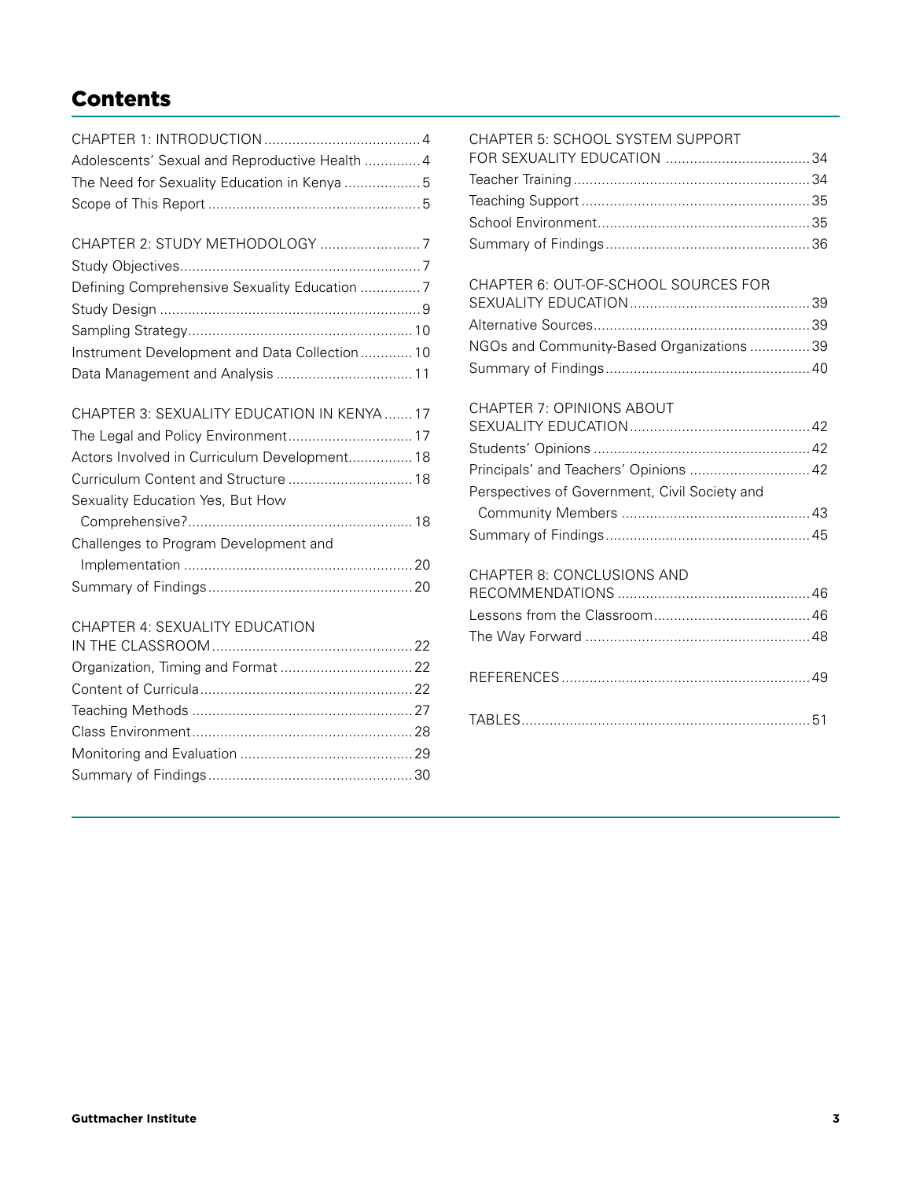# Contents

CHAPTER 1: INTRODUCTION .......................................4
Adolescents' Sexual and Reproductive Health ..............4
The Need for Sexuality Education in Kenya ...................5
Scope of This Report .....................................................5

CHAPTER 2: STUDY METHODOLOGY .........................7
Study Objectives............................................................7
Defining Comprehensive Sexuality Education ...............7
Study Design .................................................................9
Sampling Strategy........................................................10
Instrument Development and Data Collection.............10
Data Management and Analysis ..................................11

CHAPTER 3: SEXUALITY EDUCATION IN KENYA .......17
The Legal and Policy Environment...............................17
Actors Involved in Curriculum Development................18
Curriculum Content and Structure ...............................18
Sexuality Education Yes, But How Comprehensive?........................................................18
Challenges to Program Development and Implementation .........................................................20
Summary of Findings...................................................20

CHAPTER 4: SEXUALITY EDUCATION IN THE CLASSROOM..................................................22
Organization, Timing and Format .................................22
Content of Curricula.....................................................22
Teaching Methods .......................................................27
Class Environment.......................................................28
Monitoring and Evaluation ...........................................29
Summary of Findings...................................................30

CHAPTER 5: SCHOOL SYSTEM SUPPORT FOR SEXUALITY EDUCATION ....................................34
Teacher Training...........................................................34
Teaching Support .........................................................35
School Environment.....................................................35
Summary of Findings...................................................36

CHAPTER 6: OUT-OF-SCHOOL SOURCES FOR SEXUALITY EDUCATION.............................................39
Alternative Sources......................................................39
NGOs and Community-Based Organizations ...............39
Summary of Findings...................................................40

CHAPTER 7: OPINIONS ABOUT SEXUALITY EDUCATION.............................................42
Students' Opinions ......................................................42
Principals' and Teachers' Opinions ..............................42
Perspectives of Government, Civil Society and Community Members ...............................................43
Summary of Findings...................................................45

CHAPTER 8: CONCLUSIONS AND RECOMMENDATIONS ................................................46
Lessons from the Classroom.......................................46
The Way Forward ........................................................48

REFERENCES.............................................................49

TABLES.......................................................................51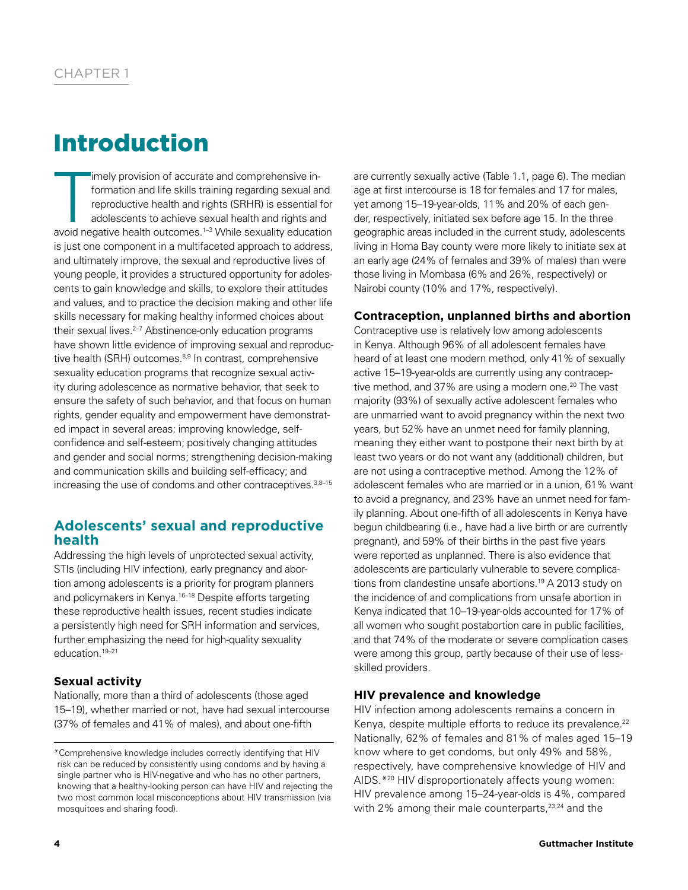CHAPTER 1

# Introduction

Timely provision of accurate and comprehensive information and life skills training regarding sexual and reproductive health and rights (SRHR) is essential for adolescents to achieve sexual health and rights and avoid negative health outcomes.[1–3] While sexuality education is just one component in a multifaceted approach to address, and ultimately improve, the sexual and reproductive lives of young people, it provides a structured opportunity for adolescents to gain knowledge and skills, to explore their attitudes and values, and to practice the decision making and other life skills necessary for making healthy informed choices about their sexual lives.[2–7] Abstinence-only education programs have shown little evidence of improving sexual and reproductive health (SRH) outcomes.[8,9] In contrast, comprehensive sexuality education programs that recognize sexual activity during adolescence as normative behavior, that seek to ensure the safety of such behavior, and that focus on human rights, gender equality and empowerment have demonstrated impact in several areas: improving knowledge, self-confidence and self-esteem; positively changing attitudes and gender and social norms; strengthening decision-making and communication skills and building self-efficacy; and increasing the use of condoms and other contraceptives.[3,8–15]

## Adolescents' sexual and reproductive health

Addressing the high levels of unprotected sexual activity, STIs (including HIV infection), early pregnancy and abortion among adolescents is a priority for program planners and policymakers in Kenya.[16–18] Despite efforts targeting these reproductive health issues, recent studies indicate a persistently high need for SRH information and services, further emphasizing the need for high-quality sexuality education.[19–21]

### Sexual activity

Nationally, more than a third of adolescents (those aged 15–19), whether married or not, have had sexual intercourse (37% of females and 41% of males), and about one-fifth are currently sexually active (Table 1.1, page 6). The median age at first intercourse is 18 for females and 17 for males, yet among 15–19-year-olds, 11% and 20% of each gender, respectively, initiated sex before age 15. In the three geographic areas included in the current study, adolescents living in Homa Bay county were more likely to initiate sex at an early age (24% of females and 39% of males) than were those living in Mombasa (6% and 26%, respectively) or Nairobi county (10% and 17%, respectively).

### Contraception, unplanned births and abortion

Contraceptive use is relatively low among adolescents in Kenya. Although 96% of all adolescent females have heard of at least one modern method, only 41% of sexually active 15–19-year-olds are currently using any contraceptive method, and 37% are using a modern one.[20] The vast majority (93%) of sexually active adolescent females who are unmarried want to avoid pregnancy within the next two years, but 52% have an unmet need for family planning, meaning they either want to postpone their next birth by at least two years or do not want any (additional) children, but are not using a contraceptive method. Among the 12% of adolescent females who are married or in a union, 61% want to avoid a pregnancy, and 23% have an unmet need for family planning. About one-fifth of all adolescents in Kenya have begun childbearing (i.e., have had a live birth or are currently pregnant), and 59% of their births in the past five years were reported as unplanned. There is also evidence that adolescents are particularly vulnerable to severe complications from clandestine unsafe abortions.[19] A 2013 study on the incidence of and complications from unsafe abortion in Kenya indicated that 10–19-year-olds accounted for 17% of all women who sought postabortion care in public facilities, and that 74% of the moderate or severe complication cases were among this group, partly because of their use of less-skilled providers.

### HIV prevalence and knowledge

HIV infection among adolescents remains a concern in Kenya, despite multiple efforts to reduce its prevalence.[22] Nationally, 62% of females and 81% of males aged 15–19 know where to get condoms, but only 49% and 58%, respectively, have comprehensive knowledge of HIV and AIDS.*[20] HIV disproportionately affects young women: HIV prevalence among 15–24-year-olds is 4%, compared with 2% among their male counterparts,[23,24] and the

*Comprehensive knowledge includes correctly identifying that HIV risk can be reduced by consistently using condoms and by having a single partner who is HIV-negative and who has no other partners, knowing that a healthy-looking person can have HIV and rejecting the two most common local misconceptions about HIV transmission (via mosquitoes and sharing food).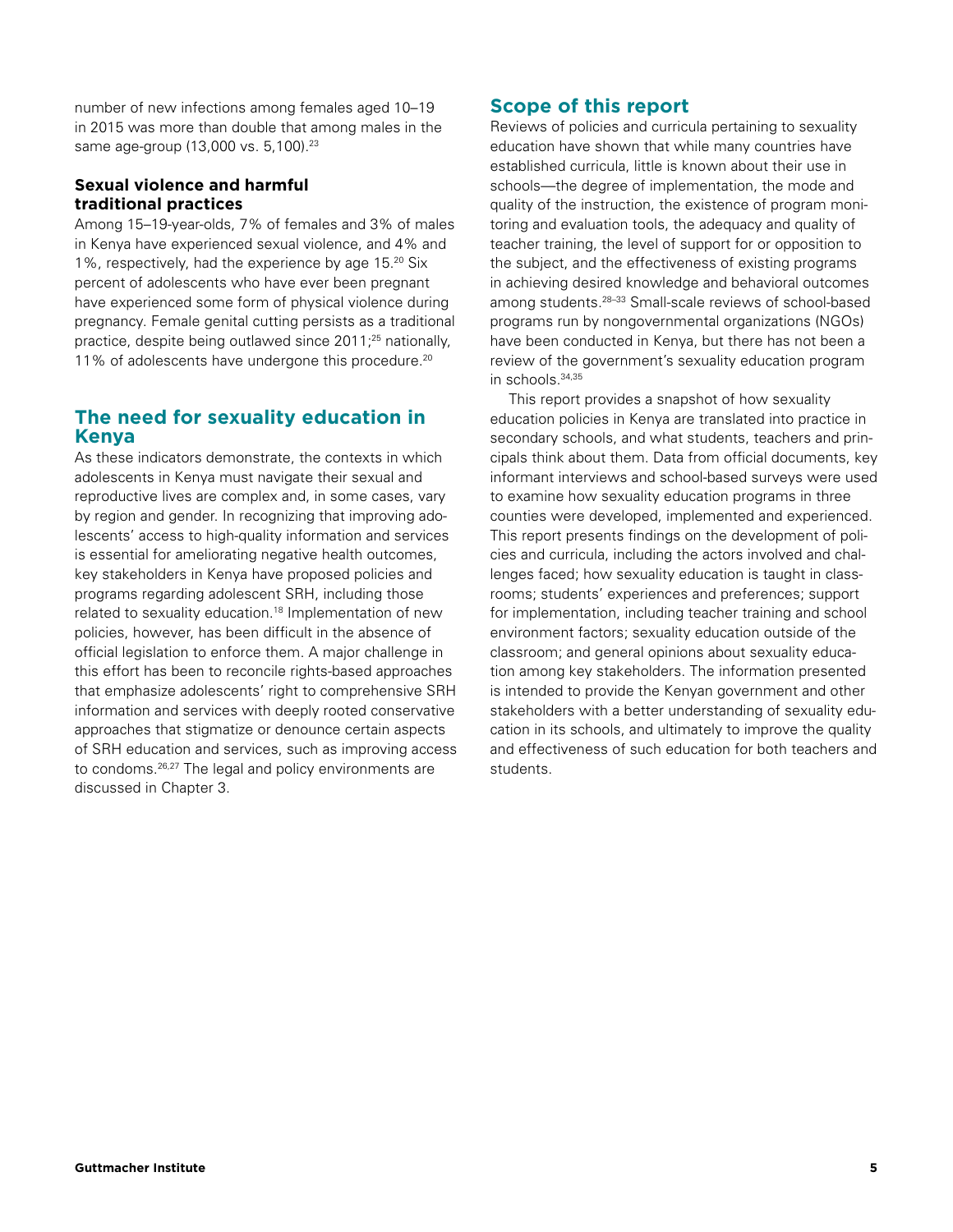number of new infections among females aged 10–19 in 2015 was more than double that among males in the same age-group (13,000 vs. 5,100).[23]

### Sexual violence and harmful traditional practices

Among 15–19-year-olds, 7% of females and 3% of males in Kenya have experienced sexual violence, and 4% and 1%, respectively, had the experience by age 15.[20] Six percent of adolescents who have ever been pregnant have experienced some form of physical violence during pregnancy. Female genital cutting persists as a traditional practice, despite being outlawed since 2011;[25] nationally, 11% of adolescents have undergone this procedure.[20]

## The need for sexuality education in Kenya

As these indicators demonstrate, the contexts in which adolescents in Kenya must navigate their sexual and reproductive lives are complex and, in some cases, vary by region and gender. In recognizing that improving adolescents' access to high-quality information and services is essential for ameliorating negative health outcomes, key stakeholders in Kenya have proposed policies and programs regarding adolescent SRH, including those related to sexuality education.[18] Implementation of new policies, however, has been difficult in the absence of official legislation to enforce them. A major challenge in this effort has been to reconcile rights-based approaches that emphasize adolescents' right to comprehensive SRH information and services with deeply rooted conservative approaches that stigmatize or denounce certain aspects of SRH education and services, such as improving access to condoms.[26,27] The legal and policy environments are discussed in Chapter 3.

## Scope of this report

Reviews of policies and curricula pertaining to sexuality education have shown that while many countries have established curricula, little is known about their use in schools—the degree of implementation, the mode and quality of the instruction, the existence of program monitoring and evaluation tools, the adequacy and quality of teacher training, the level of support for or opposition to the subject, and the effectiveness of existing programs in achieving desired knowledge and behavioral outcomes among students.[28–33] Small-scale reviews of school-based programs run by nongovernmental organizations (NGOs) have been conducted in Kenya, but there has not been a review of the government's sexuality education program in schools.[34,35]

This report provides a snapshot of how sexuality education policies in Kenya are translated into practice in secondary schools, and what students, teachers and principals think about them. Data from official documents, key informant interviews and school-based surveys were used to examine how sexuality education programs in three counties were developed, implemented and experienced. This report presents findings on the development of policies and curricula, including the actors involved and challenges faced; how sexuality education is taught in classrooms; students' experiences and preferences; support for implementation, including teacher training and school environment factors; sexuality education outside of the classroom; and general opinions about sexuality education among key stakeholders. The information presented is intended to provide the Kenyan government and other stakeholders with a better understanding of sexuality education in its schools, and ultimately to improve the quality and effectiveness of such education for both teachers and students.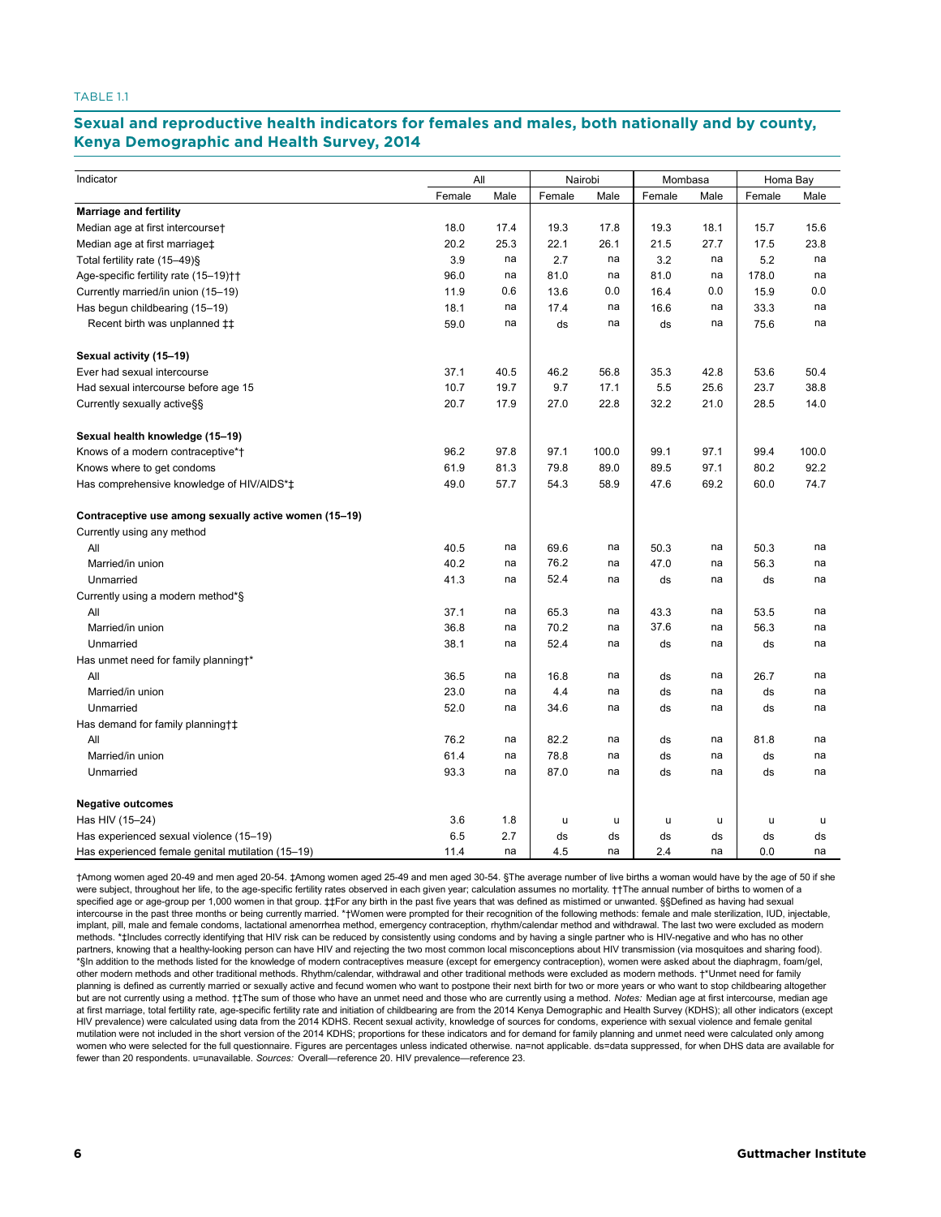TABLE 1.1

## Sexual and reproductive health indicators for females and males, both nationally and by county, Kenya Demographic and Health Survey, 2014

| Indicator | All | | Nairobi | | Mombasa | | Homa Bay | |
|---|---|---|---|---|---|---|---|---|
| | Female | Male | Female | Male | Female | Male | Female | Male |
| **Marriage and fertility** | | | | | | | | |
| Median age at first intercourse† | 18.0 | 17.4 | 19.3 | 17.8 | 19.3 | 18.1 | 15.7 | 15.6 |
| Median age at first marriage‡ | 20.2 | 25.3 | 22.1 | 26.1 | 21.5 | 27.7 | 17.5 | 23.8 |
| Total fertility rate (15–49)§ | 3.9 | na | 2.7 | na | 3.2 | na | 5.2 | na |
| Age-specific fertility rate (15–19)†† | 96.0 | na | 81.0 | na | 81.0 | na | 178.0 | na |
| Currently married/in union (15–19) | 11.9 | 0.6 | 13.6 | 0.0 | 16.4 | 0.0 | 15.9 | 0.0 |
| Has begun childbearing (15–19) | 18.1 | na | 17.4 | na | 16.6 | na | 33.3 | na |
| Recent birth was unplanned ‡‡ | 59.0 | na | ds | na | ds | na | 75.6 | na |
| **Sexual activity (15–19)** | | | | | | | | |
| Ever had sexual intercourse | 37.1 | 40.5 | 46.2 | 56.8 | 35.3 | 42.8 | 53.6 | 50.4 |
| Had sexual intercourse before age 15 | 10.7 | 19.7 | 9.7 | 17.1 | 5.5 | 25.6 | 23.7 | 38.8 |
| Currently sexually active§§ | 20.7 | 17.9 | 27.0 | 22.8 | 32.2 | 21.0 | 28.5 | 14.0 |
| **Sexual health knowledge (15–19)** | | | | | | | | |
| Knows of a modern contraceptive*† | 96.2 | 97.8 | 97.1 | 100.0 | 99.1 | 97.1 | 99.4 | 100.0 |
| Knows where to get condoms | 61.9 | 81.3 | 79.8 | 89.0 | 89.5 | 97.1 | 80.2 | 92.2 |
| Has comprehensive knowledge of HIV/AIDS*‡ | 49.0 | 57.7 | 54.3 | 58.9 | 47.6 | 69.2 | 60.0 | 74.7 |
| **Contraceptive use among sexually active women (15–19)** | | | | | | | | |
| Currently using any method | | | | | | | | |
| All | 40.5 | na | 69.6 | na | 50.3 | na | 50.3 | na |
| Married/in union | 40.2 | na | 76.2 | na | 47.0 | na | 56.3 | na |
| Unmarried | 41.3 | na | 52.4 | na | ds | na | ds | na |
| Currently using a modern method*§ | | | | | | | | |
| All | 37.1 | na | 65.3 | na | 43.3 | na | 53.5 | na |
| Married/in union | 36.8 | na | 70.2 | na | 37.6 | na | 56.3 | na |
| Unmarried | 38.1 | na | 52.4 | na | ds | na | ds | na |
| Has unmet need for family planning†* | | | | | | | | |
| All | 36.5 | na | 16.8 | na | ds | na | 26.7 | na |
| Married/in union | 23.0 | na | 4.4 | na | ds | na | ds | na |
| Unmarried | 52.0 | na | 34.6 | na | ds | na | ds | na |
| Has demand for family planning†‡ | | | | | | | | |
| All | 76.2 | na | 82.2 | na | ds | na | 81.8 | na |
| Married/in union | 61.4 | na | 78.8 | na | ds | na | ds | na |
| Unmarried | 93.3 | na | 87.0 | na | ds | na | ds | na |
| **Negative outcomes** | | | | | | | | |
| Has HIV (15–24) | 3.6 | 1.8 | u | u | u | u | u | u |
| Has experienced sexual violence (15–19) | 6.5 | 2.7 | ds | ds | ds | ds | ds | ds |
| Has experienced female genital mutilation (15–19) | 11.4 | na | 4.5 | na | 2.4 | na | 0.0 | na |

†Among women aged 20-49 and men aged 20-54. ‡Among women aged 25-49 and men aged 30-54. §The average number of live births a woman would have by the age of 50 if she were subject, throughout her life, to the age-specific fertility rates observed in each given year; calculation assumes no mortality. ††The annual number of births to women of a specified age or age-group per 1,000 women in that group. ‡‡For any birth in the past five years that was defined as mistimed or unwanted. §§Defined as having had sexual intercourse in the past three months or being currently married. *†Women were prompted for their recognition of the following methods: female and male sterilization, IUD, injectable, implant, pill, male and female condoms, lactational amenorrhea method, emergency contraception, rhythm/calendar method and withdrawal. The last two were excluded as modern methods. *‡Includes correctly identifying that HIV risk can be reduced by consistently using condoms and by having a single partner who is HIV-negative and who has no other partners, knowing that a healthy-looking person can have HIV and rejecting the two most common local misconceptions about HIV transmission (via mosquitoes and sharing food). *§In addition to the methods listed for the knowledge of modern contraceptives measure (except for emergency contraception), women were asked about the diaphragm, foam/gel, other modern methods and other traditional methods. Rhythm/calendar, withdrawal and other traditional methods were excluded as modern methods. †*Unmet need for family planning is defined as currently married or sexually active and fecund women who want to postpone their next birth for two or more years or who want to stop childbearing altogether but are not currently using a method. †‡The sum of those who have an unmet need and those who are currently using a method. *Notes:* Median age at first intercourse, median age at first marriage, total fertility rate, age-specific fertility rate and initiation of childbearing are from the 2014 Kenya Demographic and Health Survey (KDHS); all other indicators (except HIV prevalence) were calculated using data from the 2014 KDHS. Recent sexual activity, knowledge of sources for condoms, experience with sexual violence and female genital mutilation were not included in the short version of the 2014 KDHS; proportions for these indicators and for demand for family planning and unmet need were calculated only among women who were selected for the full questionnaire. Figures are percentages unless indicated otherwise. na=not applicable. ds=data suppressed, for when DHS data are available for fewer than 20 respondents. u=unavailable. *Sources:* Overall—reference 20. HIV prevalence—reference 23.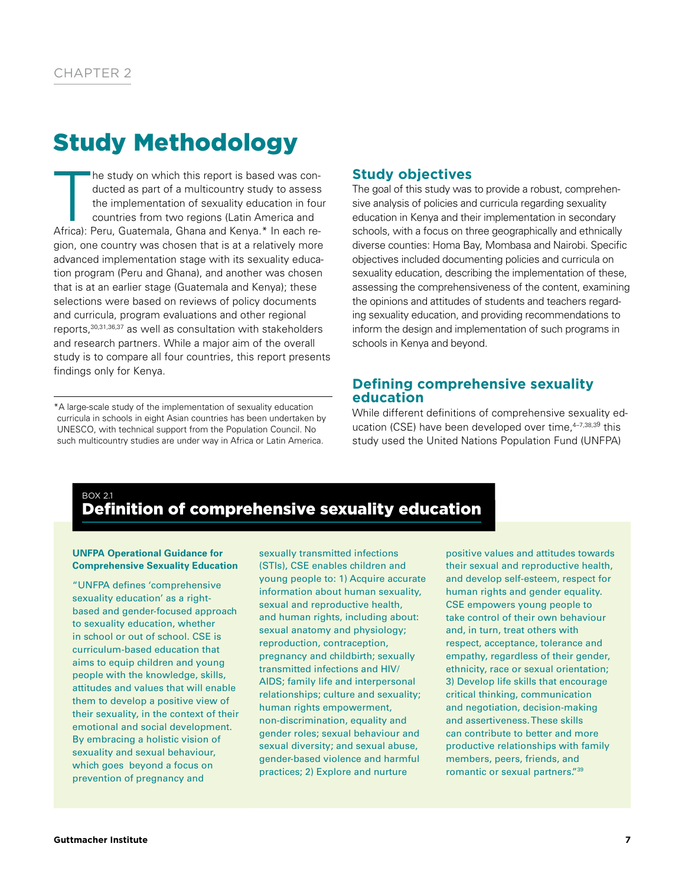CHAPTER 2

# Study Methodology

The study on which this report is based was conducted as part of a multicountry study to assess the implementation of sexuality education in four countries from two regions (Latin America and Africa): Peru, Guatemala, Ghana and Kenya.* In each region, one country was chosen that is at a relatively more advanced implementation stage with its sexuality education program (Peru and Ghana), and another was chosen that is at an earlier stage (Guatemala and Kenya); these selections were based on reviews of policy documents and curricula, program evaluations and other regional reports,[30,31,36,37] as well as consultation with stakeholders and research partners. While a major aim of the overall study is to compare all four countries, this report presents findings only for Kenya.

*A large-scale study of the implementation of sexuality education curricula in schools in eight Asian countries has been undertaken by UNESCO, with technical support from the Population Council. No such multicountry studies are under way in Africa or Latin America.

## Study objectives

The goal of this study was to provide a robust, comprehensive analysis of policies and curricula regarding sexuality education in Kenya and their implementation in secondary schools, with a focus on three geographically and ethnically diverse counties: Homa Bay, Mombasa and Nairobi. Specific objectives included documenting policies and curricula on sexuality education, describing the implementation of these, assessing the comprehensiveness of the content, examining the opinions and attitudes of students and teachers regarding sexuality education, and providing recommendations to inform the design and implementation of such programs in schools in Kenya and beyond.

## Defining comprehensive sexuality education

While different definitions of comprehensive sexuality education (CSE) have been developed over time,[4–7,38,39] this study used the United Nations Population Fund (UNFPA)

BOX 2.1

### Definition of comprehensive sexuality education

**UNFPA Operational Guidance for Comprehensive Sexuality Education**

"UNFPA defines 'comprehensive sexuality education' as a right-based and gender-focused approach to sexuality education, whether in school or out of school. CSE is curriculum-based education that aims to equip children and young people with the knowledge, skills, attitudes and values that will enable them to develop a positive view of their sexuality, in the context of their emotional and social development. By embracing a holistic vision of sexuality and sexual behaviour, which goes beyond a focus on prevention of pregnancy and sexually transmitted infections (STIs), CSE enables children and young people to: 1) Acquire accurate information about human sexuality, sexual and reproductive health, and human rights, including about: sexual anatomy and physiology; reproduction, contraception, pregnancy and childbirth; sexually transmitted infections and HIV/AIDS; family life and interpersonal relationships; culture and sexuality; human rights empowerment, non-discrimination, equality and gender roles; sexual behaviour and sexual diversity; and sexual abuse, gender-based violence and harmful practices; 2) Explore and nurture positive values and attitudes towards their sexual and reproductive health, and develop self-esteem, respect for human rights and gender equality. CSE empowers young people to take control of their own behaviour and, in turn, treat others with respect, acceptance, tolerance and empathy, regardless of their gender, ethnicity, race or sexual orientation; 3) Develop life skills that encourage critical thinking, communication and negotiation, decision-making and assertiveness. These skills can contribute to better and more productive relationships with family members, peers, friends, and romantic or sexual partners."[39]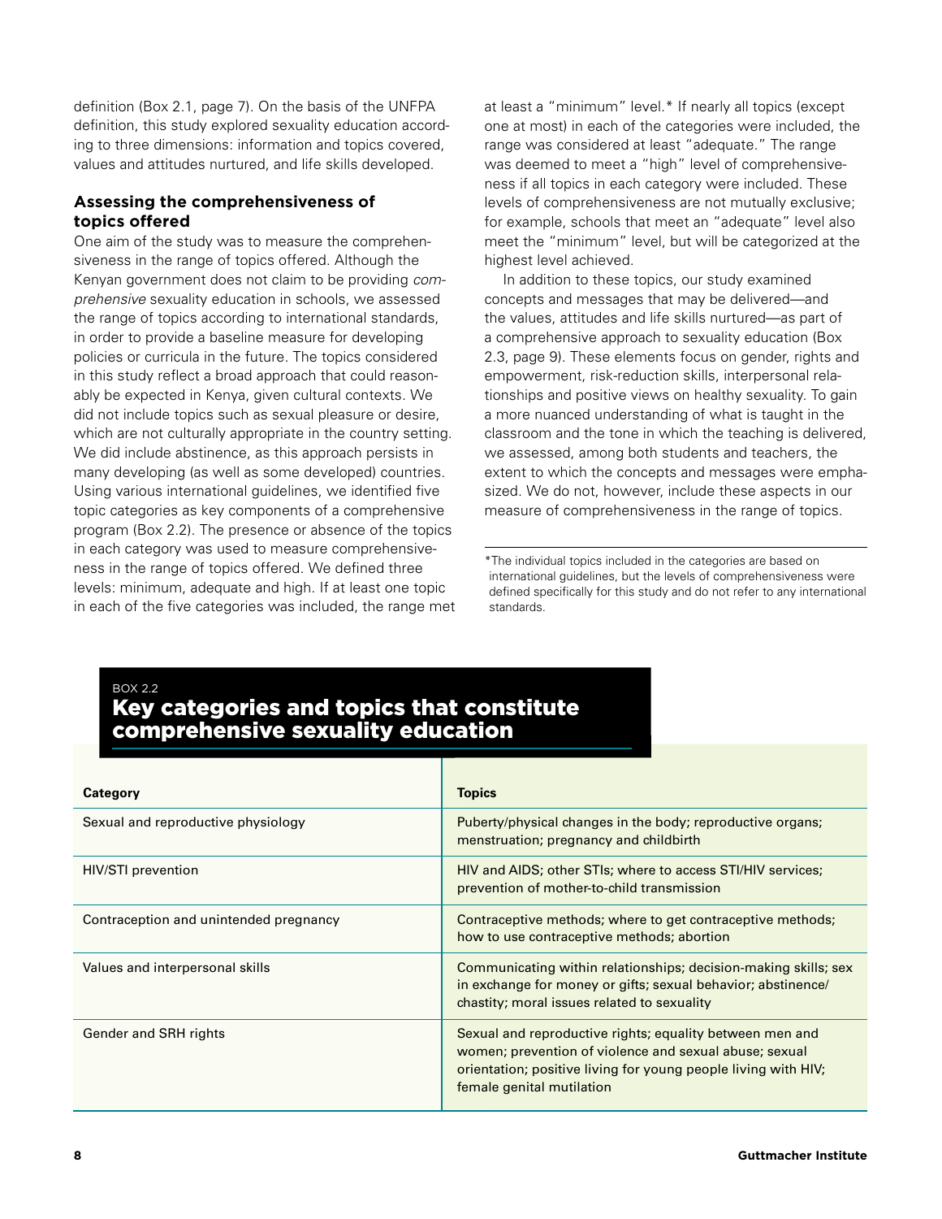definition (Box 2.1, page 7). On the basis of the UNFPA definition, this study explored sexuality education according to three dimensions: information and topics covered, values and attitudes nurtured, and life skills developed.

### Assessing the comprehensiveness of topics offered

One aim of the study was to measure the comprehensiveness in the range of topics offered. Although the Kenyan government does not claim to be providing *comprehensive* sexuality education in schools, we assessed the range of topics according to international standards, in order to provide a baseline measure for developing policies or curricula in the future. The topics considered in this study reflect a broad approach that could reasonably be expected in Kenya, given cultural contexts. We did not include topics such as sexual pleasure or desire, which are not culturally appropriate in the country setting. We did include abstinence, as this approach persists in many developing (as well as some developed) countries. Using various international guidelines, we identified five topic categories as key components of a comprehensive program (Box 2.2). The presence or absence of the topics in each category was used to measure comprehensiveness in the range of topics offered. We defined three levels: minimum, adequate and high. If at least one topic in each of the five categories was included, the range met at least a "minimum" level.* If nearly all topics (except one at most) in each of the categories were included, the range was considered at least "adequate." The range was deemed to meet a "high" level of comprehensiveness if all topics in each category were included. These levels of comprehensiveness are not mutually exclusive; for example, schools that meet an "adequate" level also meet the "minimum" level, but will be categorized at the highest level achieved.

In addition to these topics, our study examined concepts and messages that may be delivered—and the values, attitudes and life skills nurtured—as part of a comprehensive approach to sexuality education (Box 2.3, page 9). These elements focus on gender, rights and empowerment, risk-reduction skills, interpersonal relationships and positive views on healthy sexuality. To gain a more nuanced understanding of what is taught in the classroom and the tone in which the teaching is delivered, we assessed, among both students and teachers, the extent to which the concepts and messages were emphasized. We do not, however, include these aspects in our measure of comprehensiveness in the range of topics.

*The individual topics included in the categories are based on international guidelines, but the levels of comprehensiveness were defined specifically for this study and do not refer to any international standards.

BOX 2.2

### Key categories and topics that constitute comprehensive sexuality education

| Category | Topics |
|---|---|
| Sexual and reproductive physiology | Puberty/physical changes in the body; reproductive organs; menstruation; pregnancy and childbirth |
| HIV/STI prevention | HIV and AIDS; other STIs; where to access STI/HIV services; prevention of mother-to-child transmission |
| Contraception and unintended pregnancy | Contraceptive methods; where to get contraceptive methods; how to use contraceptive methods; abortion |
| Values and interpersonal skills | Communicating within relationships; decision-making skills; sex in exchange for money or gifts; sexual behavior; abstinence/chastity; moral issues related to sexuality |
| Gender and SRH rights | Sexual and reproductive rights; equality between men and women; prevention of violence and sexual abuse; sexual orientation; positive living for young people living with HIV; female genital mutilation |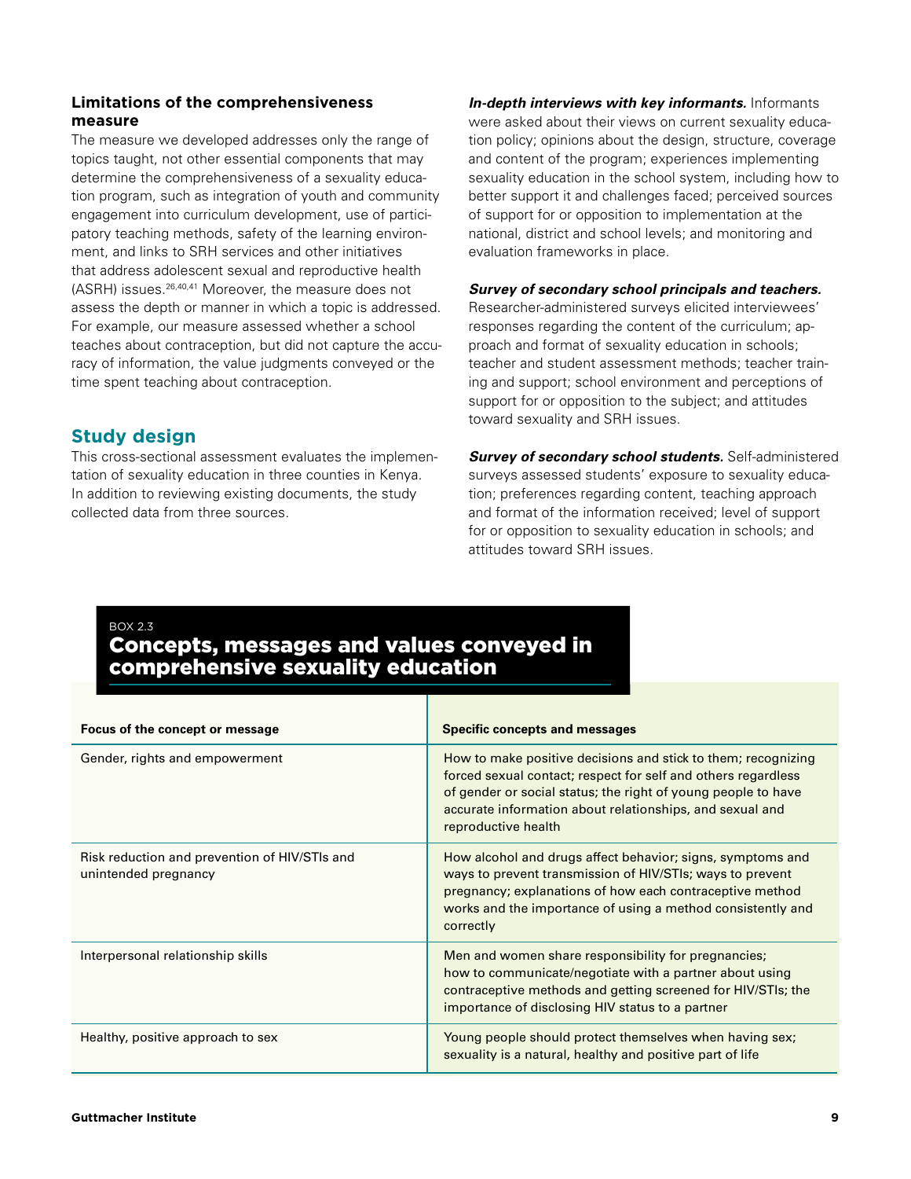### Limitations of the comprehensiveness measure

The measure we developed addresses only the range of topics taught, not other essential components that may determine the comprehensiveness of a sexuality education program, such as integration of youth and community engagement into curriculum development, use of participatory teaching methods, safety of the learning environment, and links to SRH services and other initiatives that address adolescent sexual and reproductive health (ASRH) issues.[26,40,41] Moreover, the measure does not assess the depth or manner in which a topic is addressed. For example, our measure assessed whether a school teaches about contraception, but did not capture the accuracy of information, the value judgments conveyed or the time spent teaching about contraception.

## Study design

This cross-sectional assessment evaluates the implementation of sexuality education in three counties in Kenya. In addition to reviewing existing documents, the study collected data from three sources.

***In-depth interviews with key informants.*** Informants were asked about their views on current sexuality education policy; opinions about the design, structure, coverage and content of the program; experiences implementing sexuality education in the school system, including how to better support it and challenges faced; perceived sources of support for or opposition to implementation at the national, district and school levels; and monitoring and evaluation frameworks in place.

***Survey of secondary school principals and teachers.*** Researcher-administered surveys elicited interviewees' responses regarding the content of the curriculum; approach and format of sexuality education in schools; teacher and student assessment methods; teacher training and support; school environment and perceptions of support for or opposition to the subject; and attitudes toward sexuality and SRH issues.

***Survey of secondary school students.*** Self-administered surveys assessed students' exposure to sexuality education; preferences regarding content, teaching approach and format of the information received; level of support for or opposition to sexuality education in schools; and attitudes toward SRH issues.

BOX 2.3

### Concepts, messages and values conveyed in comprehensive sexuality education

| Focus of the concept or message | Specific concepts and messages |
|---|---|
| Gender, rights and empowerment | How to make positive decisions and stick to them; recognizing forced sexual contact; respect for self and others regardless of gender or social status; the right of young people to have accurate information about relationships, and sexual and reproductive health |
| Risk reduction and prevention of HIV/STIs and unintended pregnancy | How alcohol and drugs affect behavior; signs, symptoms and ways to prevent transmission of HIV/STIs; ways to prevent pregnancy; explanations of how each contraceptive method works and the importance of using a method consistently and correctly |
| Interpersonal relationship skills | Men and women share responsibility for pregnancies; how to communicate/negotiate with a partner about using contraceptive methods and getting screened for HIV/STIs; the importance of disclosing HIV status to a partner |
| Healthy, positive approach to sex | Young people should protect themselves when having sex; sexuality is a natural, healthy and positive part of life |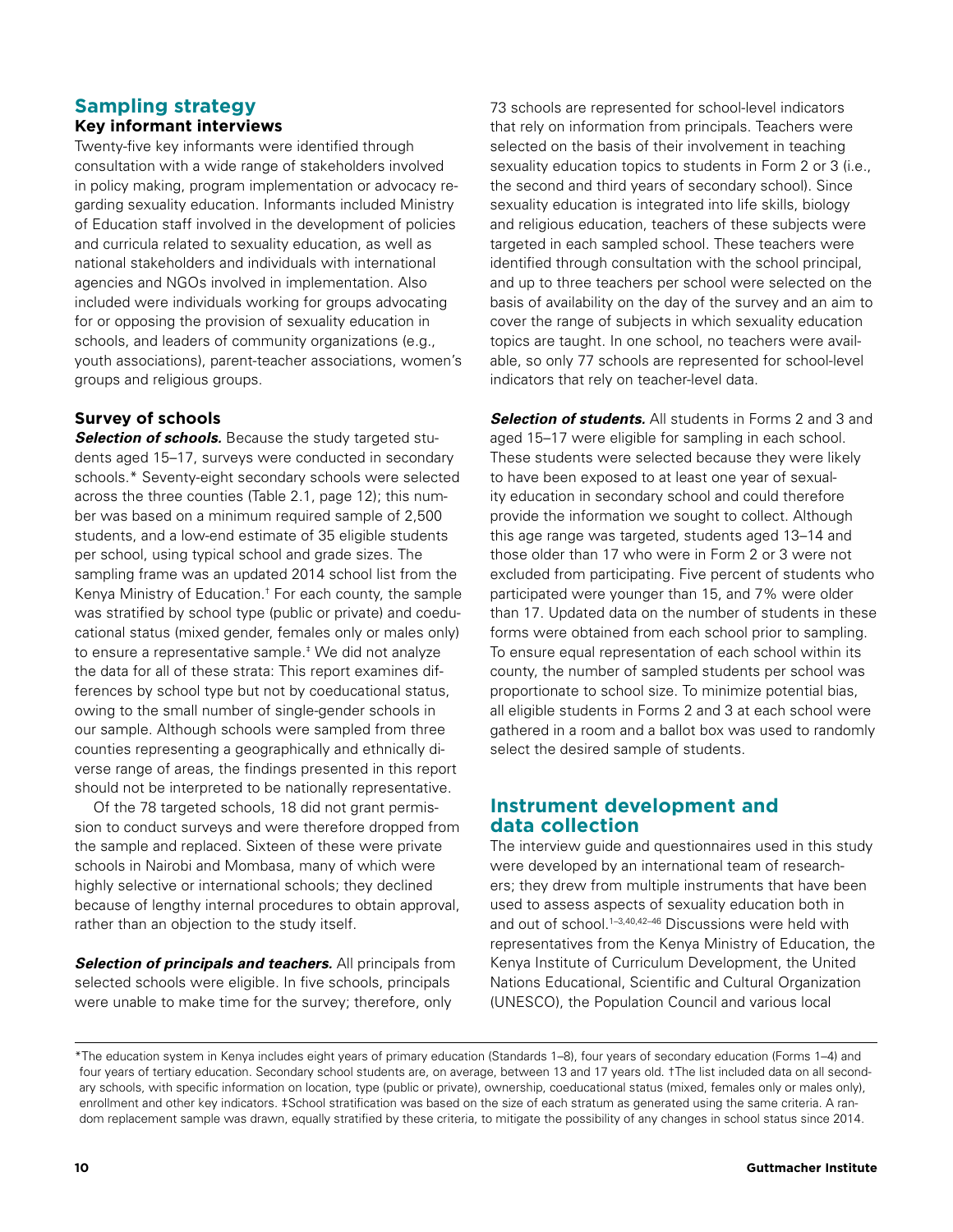## Sampling strategy

### Key informant interviews

Twenty-five key informants were identified through consultation with a wide range of stakeholders involved in policy making, program implementation or advocacy regarding sexuality education. Informants included Ministry of Education staff involved in the development of policies and curricula related to sexuality education, as well as national stakeholders and individuals with international agencies and NGOs involved in implementation. Also included were individuals working for groups advocating for or opposing the provision of sexuality education in schools, and leaders of community organizations (e.g., youth associations), parent-teacher associations, women's groups and religious groups.

### Survey of schools

***Selection of schools.*** Because the study targeted students aged 15–17, surveys were conducted in secondary schools.* Seventy-eight secondary schools were selected across the three counties (Table 2.1, page 12); this number was based on a minimum required sample of 2,500 students, and a low-end estimate of 35 eligible students per school, using typical school and grade sizes. The sampling frame was an updated 2014 school list from the Kenya Ministry of Education.† For each county, the sample was stratified by school type (public or private) and coeducational status (mixed gender, females only or males only) to ensure a representative sample.‡ We did not analyze the data for all of these strata: This report examines differences by school type but not by coeducational status, owing to the small number of single-gender schools in our sample. Although schools were sampled from three counties representing a geographically and ethnically diverse range of areas, the findings presented in this report should not be interpreted to be nationally representative.

Of the 78 targeted schools, 18 did not grant permission to conduct surveys and were therefore dropped from the sample and replaced. Sixteen of these were private schools in Nairobi and Mombasa, many of which were highly selective or international schools; they declined because of lengthy internal procedures to obtain approval, rather than an objection to the study itself.

***Selection of principals and teachers.*** All principals from selected schools were eligible. In five schools, principals were unable to make time for the survey; therefore, only 73 schools are represented for school-level indicators that rely on information from principals. Teachers were selected on the basis of their involvement in teaching sexuality education topics to students in Form 2 or 3 (i.e., the second and third years of secondary school). Since sexuality education is integrated into life skills, biology and religious education, teachers of these subjects were targeted in each sampled school. These teachers were identified through consultation with the school principal, and up to three teachers per school were selected on the basis of availability on the day of the survey and an aim to cover the range of subjects in which sexuality education topics are taught. In one school, no teachers were available, so only 77 schools are represented for school-level indicators that rely on teacher-level data.

***Selection of students.*** All students in Forms 2 and 3 and aged 15–17 were eligible for sampling in each school. These students were selected because they were likely to have been exposed to at least one year of sexuality education in secondary school and could therefore provide the information we sought to collect. Although this age range was targeted, students aged 13–14 and those older than 17 who were in Form 2 or 3 were not excluded from participating. Five percent of students who participated were younger than 15, and 7% were older than 17. Updated data on the number of students in these forms were obtained from each school prior to sampling. To ensure equal representation of each school within its county, the number of sampled students per school was proportionate to school size. To minimize potential bias, all eligible students in Forms 2 and 3 at each school were gathered in a room and a ballot box was used to randomly select the desired sample of students.

## Instrument development and data collection

The interview guide and questionnaires used in this study were developed by an international team of researchers; they drew from multiple instruments that have been used to assess aspects of sexuality education both in and out of school.[1–3,40,42–46] Discussions were held with representatives from the Kenya Ministry of Education, the Kenya Institute of Curriculum Development, the United Nations Educational, Scientific and Cultural Organization (UNESCO), the Population Council and various local

---

*The education system in Kenya includes eight years of primary education (Standards 1–8), four years of secondary education (Forms 1–4) and four years of tertiary education. Secondary school students are, on average, between 13 and 17 years old. †The list included data on all secondary schools, with specific information on location, type (public or private), ownership, coeducational status (mixed, females only or males only), enrollment and other key indicators. ‡School stratification was based on the size of each stratum as generated using the same criteria. A random replacement sample was drawn, equally stratified by these criteria, to mitigate the possibility of any changes in school status since 2014.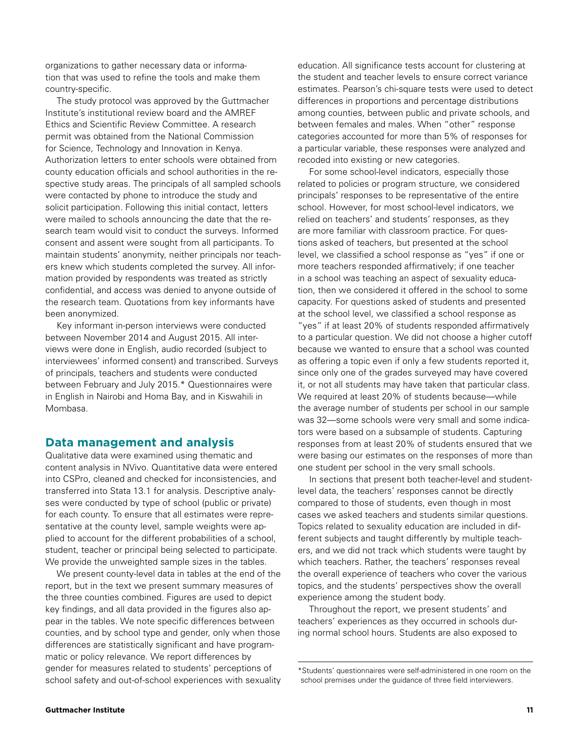organizations to gather necessary data or information that was used to refine the tools and make them country-specific.

The study protocol was approved by the Guttmacher Institute's institutional review board and the AMREF Ethics and Scientific Review Committee. A research permit was obtained from the National Commission for Science, Technology and Innovation in Kenya. Authorization letters to enter schools were obtained from county education officials and school authorities in the respective study areas. The principals of all sampled schools were contacted by phone to introduce the study and solicit participation. Following this initial contact, letters were mailed to schools announcing the date that the research team would visit to conduct the surveys. Informed consent and assent were sought from all participants. To maintain students' anonymity, neither principals nor teachers knew which students completed the survey. All information provided by respondents was treated as strictly confidential, and access was denied to anyone outside of the research team. Quotations from key informants have been anonymized.

Key informant in-person interviews were conducted between November 2014 and August 2015. All interviews were done in English, audio recorded (subject to interviewees' informed consent) and transcribed. Surveys of principals, teachers and students were conducted between February and July 2015.* Questionnaires were in English in Nairobi and Homa Bay, and in Kiswahili in Mombasa.

## Data management and analysis

Qualitative data were examined using thematic and content analysis in NVivo. Quantitative data were entered into CSPro, cleaned and checked for inconsistencies, and transferred into Stata 13.1 for analysis. Descriptive analyses were conducted by type of school (public or private) for each county. To ensure that all estimates were representative at the county level, sample weights were applied to account for the different probabilities of a school, student, teacher or principal being selected to participate. We provide the unweighted sample sizes in the tables.

We present county-level data in tables at the end of the report, but in the text we present summary measures of the three counties combined. Figures are used to depict key findings, and all data provided in the figures also appear in the tables. We note specific differences between counties, and by school type and gender, only when those differences are statistically significant and have programmatic or policy relevance. We report differences by gender for measures related to students' perceptions of school safety and out-of-school experiences with sexuality education. All significance tests account for clustering at the student and teacher levels to ensure correct variance estimates. Pearson's chi-square tests were used to detect differences in proportions and percentage distributions among counties, between public and private schools, and between females and males. When "other" response categories accounted for more than 5% of responses for a particular variable, these responses were analyzed and recoded into existing or new categories.

For some school-level indicators, especially those related to policies or program structure, we considered principals' responses to be representative of the entire school. However, for most school-level indicators, we relied on teachers' and students' responses, as they are more familiar with classroom practice. For questions asked of teachers, but presented at the school level, we classified a school response as "yes" if one or more teachers responded affirmatively; if one teacher in a school was teaching an aspect of sexuality education, then we considered it offered in the school to some capacity. For questions asked of students and presented at the school level, we classified a school response as "yes" if at least 20% of students responded affirmatively to a particular question. We did not choose a higher cutoff because we wanted to ensure that a school was counted as offering a topic even if only a few students reported it, since only one of the grades surveyed may have covered it, or not all students may have taken that particular class. We required at least 20% of students because—while the average number of students per school in our sample was 32—some schools were very small and some indicators were based on a subsample of students. Capturing responses from at least 20% of students ensured that we were basing our estimates on the responses of more than one student per school in the very small schools.

In sections that present both teacher-level and student-level data, the teachers' responses cannot be directly compared to those of students, even though in most cases we asked teachers and students similar questions. Topics related to sexuality education are included in different subjects and taught differently by multiple teachers, and we did not track which students were taught by which teachers. Rather, the teachers' responses reveal the overall experience of teachers who cover the various topics, and the students' perspectives show the overall experience among the student body.

Throughout the report, we present students' and teachers' experiences as they occurred in schools during normal school hours. Students are also exposed to

*Students' questionnaires were self-administered in one room on the school premises under the guidance of three field interviewers.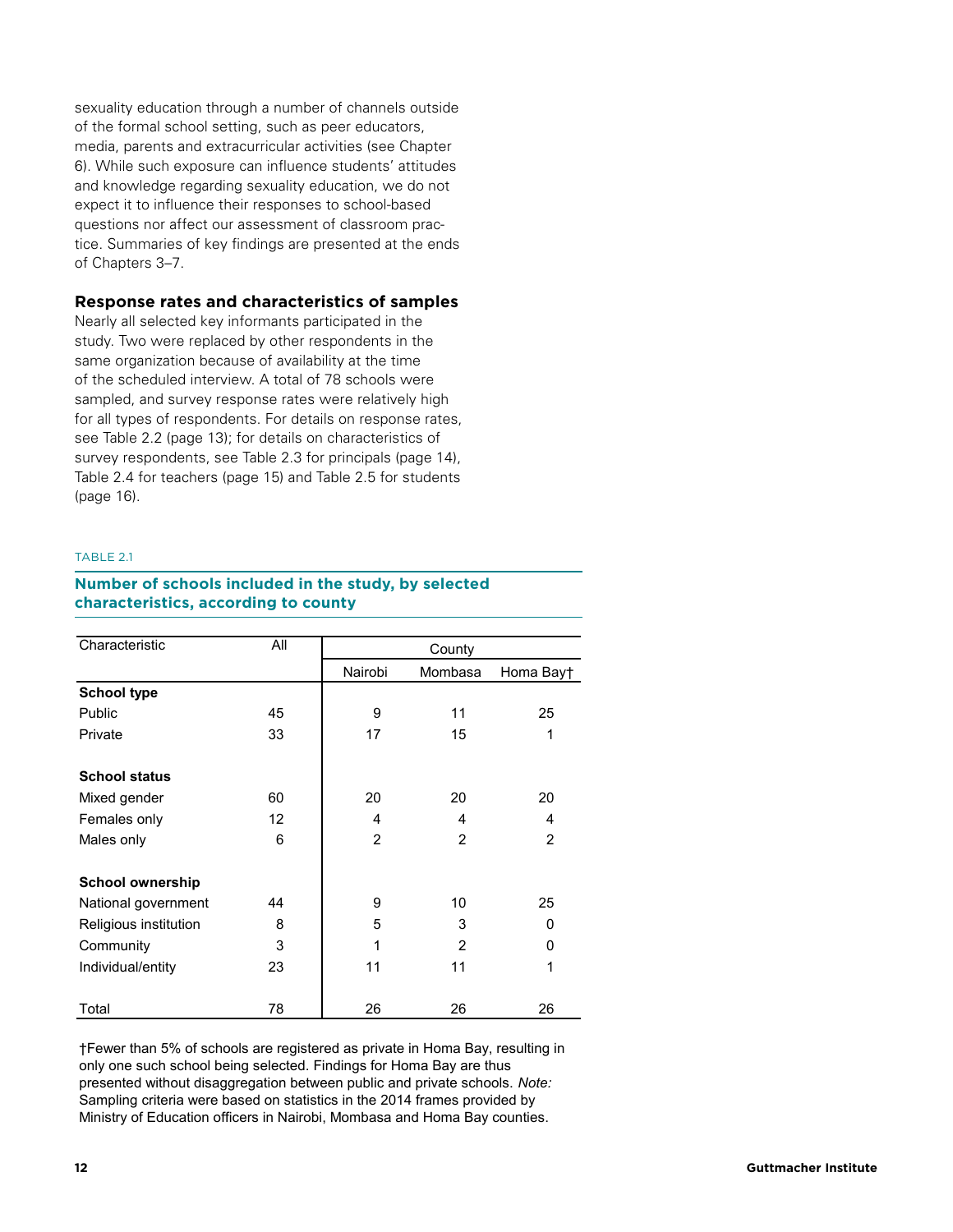sexuality education through a number of channels outside of the formal school setting, such as peer educators, media, parents and extracurricular activities (see Chapter 6). While such exposure can influence students' attitudes and knowledge regarding sexuality education, we do not expect it to influence their responses to school-based questions nor affect our assessment of classroom practice. Summaries of key findings are presented at the ends of Chapters 3–7.

### Response rates and characteristics of samples

Nearly all selected key informants participated in the study. Two were replaced by other respondents in the same organization because of availability at the time of the scheduled interview. A total of 78 schools were sampled, and survey response rates were relatively high for all types of respondents. For details on response rates, see Table 2.2 (page 13); for details on characteristics of survey respondents, see Table 2.3 for principals (page 14), Table 2.4 for teachers (page 15) and Table 2.5 for students (page 16).

TABLE 2.1

**Number of schools included in the study, by selected characteristics, according to county**

| Characteristic | All | County | | |
|---|---|---|---|---|
| | | Nairobi | Mombasa | Homa Bay† |
| **School type** | | | | |
| Public | 45 | 9 | 11 | 25 |
| Private | 33 | 17 | 15 | 1 |
| **School status** | | | | |
| Mixed gender | 60 | 20 | 20 | 20 |
| Females only | 12 | 4 | 4 | 4 |
| Males only | 6 | 2 | 2 | 2 |
| **School ownership** | | | | |
| National government | 44 | 9 | 10 | 25 |
| Religious institution | 8 | 5 | 3 | 0 |
| Community | 3 | 1 | 2 | 0 |
| Individual/entity | 23 | 11 | 11 | 1 |
| Total | 78 | 26 | 26 | 26 |

†Fewer than 5% of schools are registered as private in Homa Bay, resulting in only one such school being selected. Findings for Homa Bay are thus presented without disaggregation between public and private schools. *Note:* Sampling criteria were based on statistics in the 2014 frames provided by Ministry of Education officers in Nairobi, Mombasa and Homa Bay counties.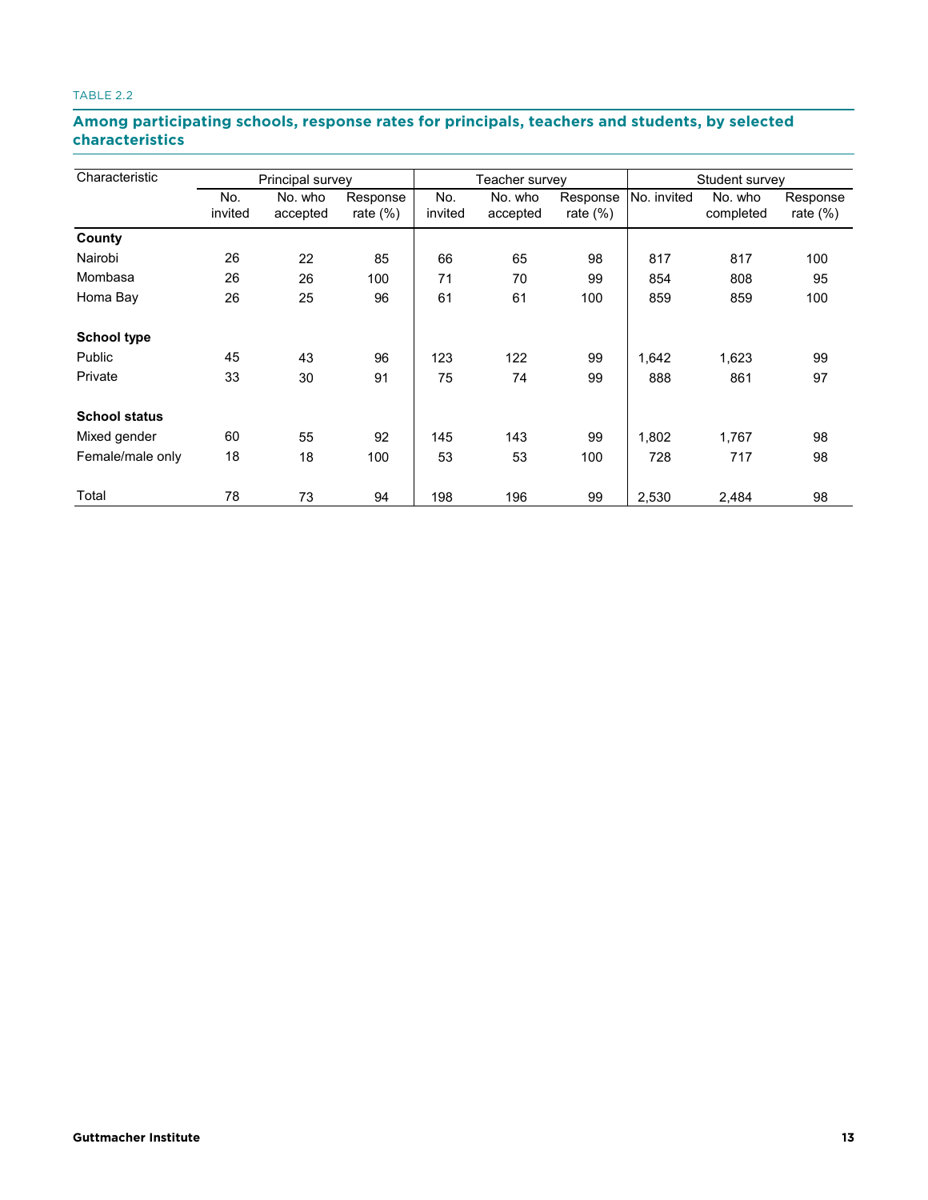TABLE 2.2

**Among participating schools, response rates for principals, teachers and students, by selected characteristics**

| Characteristic | Principal survey | | | Teacher survey | | | Student survey | | |
|---|---|---|---|---|---|---|---|---|---|
| | No. invited | No. who accepted | Response rate (%) | No. invited | No. who accepted | Response rate (%) | No. invited | No. who completed | Response rate (%) |
| **County** | | | | | | | | | |
| Nairobi | 26 | 22 | 85 | 66 | 65 | 98 | 817 | 817 | 100 |
| Mombasa | 26 | 26 | 100 | 71 | 70 | 99 | 854 | 808 | 95 |
| Homa Bay | 26 | 25 | 96 | 61 | 61 | 100 | 859 | 859 | 100 |
| **School type** | | | | | | | | | |
| Public | 45 | 43 | 96 | 123 | 122 | 99 | 1,642 | 1,623 | 99 |
| Private | 33 | 30 | 91 | 75 | 74 | 99 | 888 | 861 | 97 |
| **School status** | | | | | | | | | |
| Mixed gender | 60 | 55 | 92 | 145 | 143 | 99 | 1,802 | 1,767 | 98 |
| Female/male only | 18 | 18 | 100 | 53 | 53 | 100 | 728 | 717 | 98 |
| Total | 78 | 73 | 94 | 198 | 196 | 99 | 2,530 | 2,484 | 98 |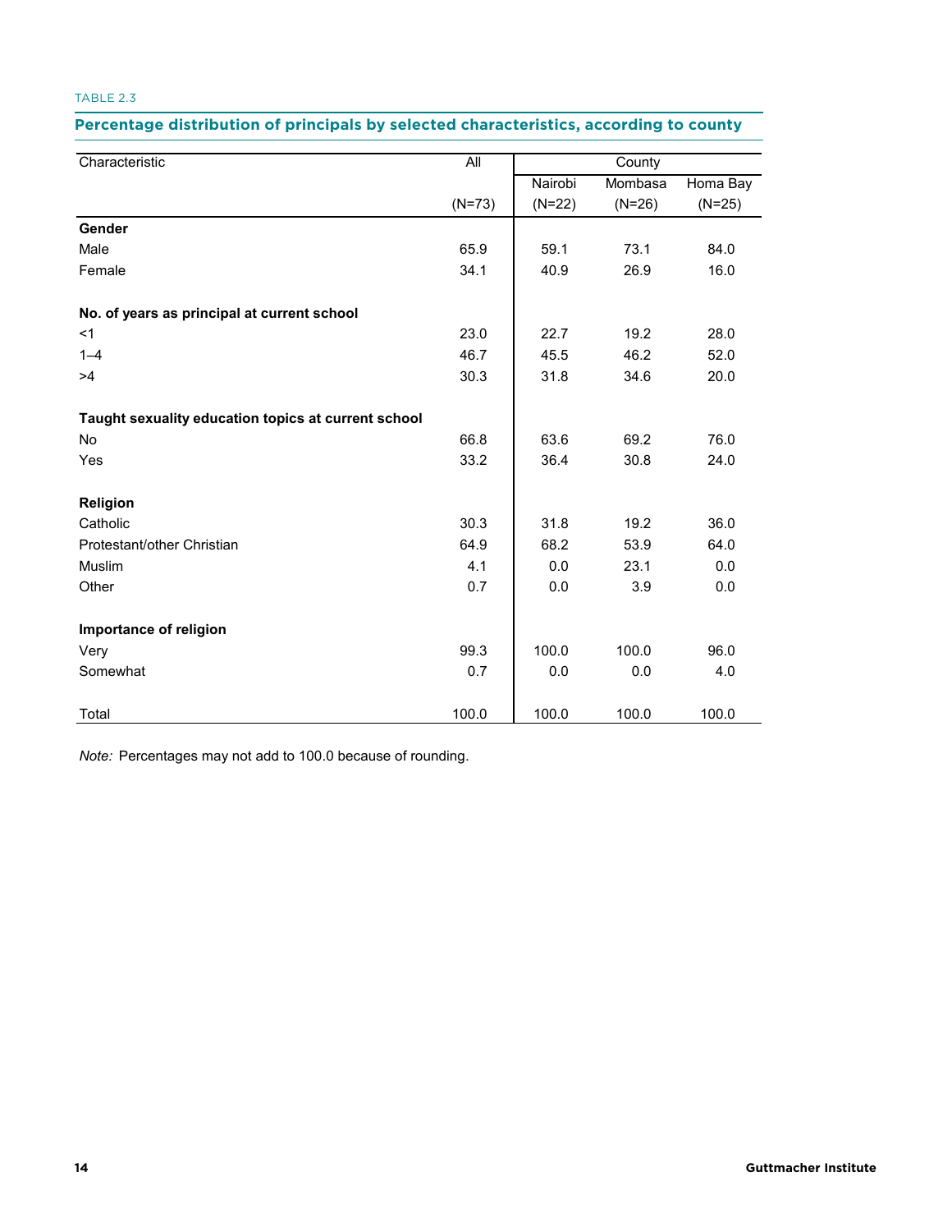TABLE 2.3

**Percentage distribution of principals by selected characteristics, according to county**

| Characteristic | All | County | | |
|---|---|---|---|---|
| | | Nairobi | Mombasa | Homa Bay |
| | (N=73) | (N=22) | (N=26) | (N=25) |
| **Gender** | | | | |
| Male | 65.9 | 59.1 | 73.1 | 84.0 |
| Female | 34.1 | 40.9 | 26.9 | 16.0 |
| **No. of years as principal at current school** | | | | |
| <1 | 23.0 | 22.7 | 19.2 | 28.0 |
| 1–4 | 46.7 | 45.5 | 46.2 | 52.0 |
| >4 | 30.3 | 31.8 | 34.6 | 20.0 |
| **Taught sexuality education topics at current school** | | | | |
| No | 66.8 | 63.6 | 69.2 | 76.0 |
| Yes | 33.2 | 36.4 | 30.8 | 24.0 |
| **Religion** | | | | |
| Catholic | 30.3 | 31.8 | 19.2 | 36.0 |
| Protestant/other Christian | 64.9 | 68.2 | 53.9 | 64.0 |
| Muslim | 4.1 | 0.0 | 23.1 | 0.0 |
| Other | 0.7 | 0.0 | 3.9 | 0.0 |
| **Importance of religion** | | | | |
| Very | 99.3 | 100.0 | 100.0 | 96.0 |
| Somewhat | 0.7 | 0.0 | 0.0 | 4.0 |
| Total | 100.0 | 100.0 | 100.0 | 100.0 |

*Note:* Percentages may not add to 100.0 because of rounding.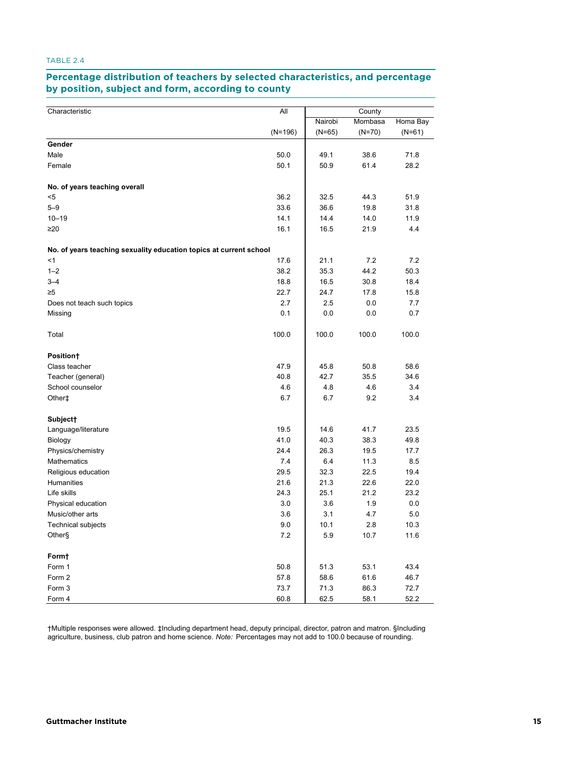TABLE 2.4

## Percentage distribution of teachers by selected characteristics, and percentage by position, subject and form, according to county

| Characteristic | All | County | | |
|---|---|---|---|---|
| | | Nairobi | Mombasa | Homa Bay |
| | (N=196) | (N=65) | (N=70) | (N=61) |
| **Gender** | | | | |
| Male | 50.0 | 49.1 | 38.6 | 71.8 |
| Female | 50.1 | 50.9 | 61.4 | 28.2 |
| **No. of years teaching overall** | | | | |
| <5 | 36.2 | 32.5 | 44.3 | 51.9 |
| 5–9 | 33.6 | 36.6 | 19.8 | 31.8 |
| 10–19 | 14.1 | 14.4 | 14.0 | 11.9 |
| ≥20 | 16.1 | 16.5 | 21.9 | 4.4 |
| **No. of years teaching sexuality education topics at current school** | | | | |
| <1 | 17.6 | 21.1 | 7.2 | 7.2 |
| 1–2 | 38.2 | 35.3 | 44.2 | 50.3 |
| 3–4 | 18.8 | 16.5 | 30.8 | 18.4 |
| ≥5 | 22.7 | 24.7 | 17.8 | 15.8 |
| Does not teach such topics | 2.7 | 2.5 | 0.0 | 7.7 |
| Missing | 0.1 | 0.0 | 0.0 | 0.7 |
| Total | 100.0 | 100.0 | 100.0 | 100.0 |
| **Position†** | | | | |
| Class teacher | 47.9 | 45.8 | 50.8 | 58.6 |
| Teacher (general) | 40.8 | 42.7 | 35.5 | 34.6 |
| School counselor | 4.6 | 4.8 | 4.6 | 3.4 |
| Other‡ | 6.7 | 6.7 | 9.2 | 3.4 |
| **Subject†** | | | | |
| Language/literature | 19.5 | 14.6 | 41.7 | 23.5 |
| Biology | 41.0 | 40.3 | 38.3 | 49.8 |
| Physics/chemistry | 24.4 | 26.3 | 19.5 | 17.7 |
| Mathematics | 7.4 | 6.4 | 11.3 | 8.5 |
| Religious education | 29.5 | 32.3 | 22.5 | 19.4 |
| Humanities | 21.6 | 21.3 | 22.6 | 22.0 |
| Life skills | 24.3 | 25.1 | 21.2 | 23.2 |
| Physical education | 3.0 | 3.6 | 1.9 | 0.0 |
| Music/other arts | 3.6 | 3.1 | 4.7 | 5.0 |
| Technical subjects | 9.0 | 10.1 | 2.8 | 10.3 |
| Other§ | 7.2 | 5.9 | 10.7 | 11.6 |
| **Form†** | | | | |
| Form 1 | 50.8 | 51.3 | 53.1 | 43.4 |
| Form 2 | 57.8 | 58.6 | 61.6 | 46.7 |
| Form 3 | 73.7 | 71.3 | 86.3 | 72.7 |
| Form 4 | 60.8 | 62.5 | 58.1 | 52.2 |

†Multiple responses were allowed. ‡Including department head, deputy principal, director, patron and matron. §Including agriculture, business, club patron and home science. *Note:* Percentages may not add to 100.0 because of rounding.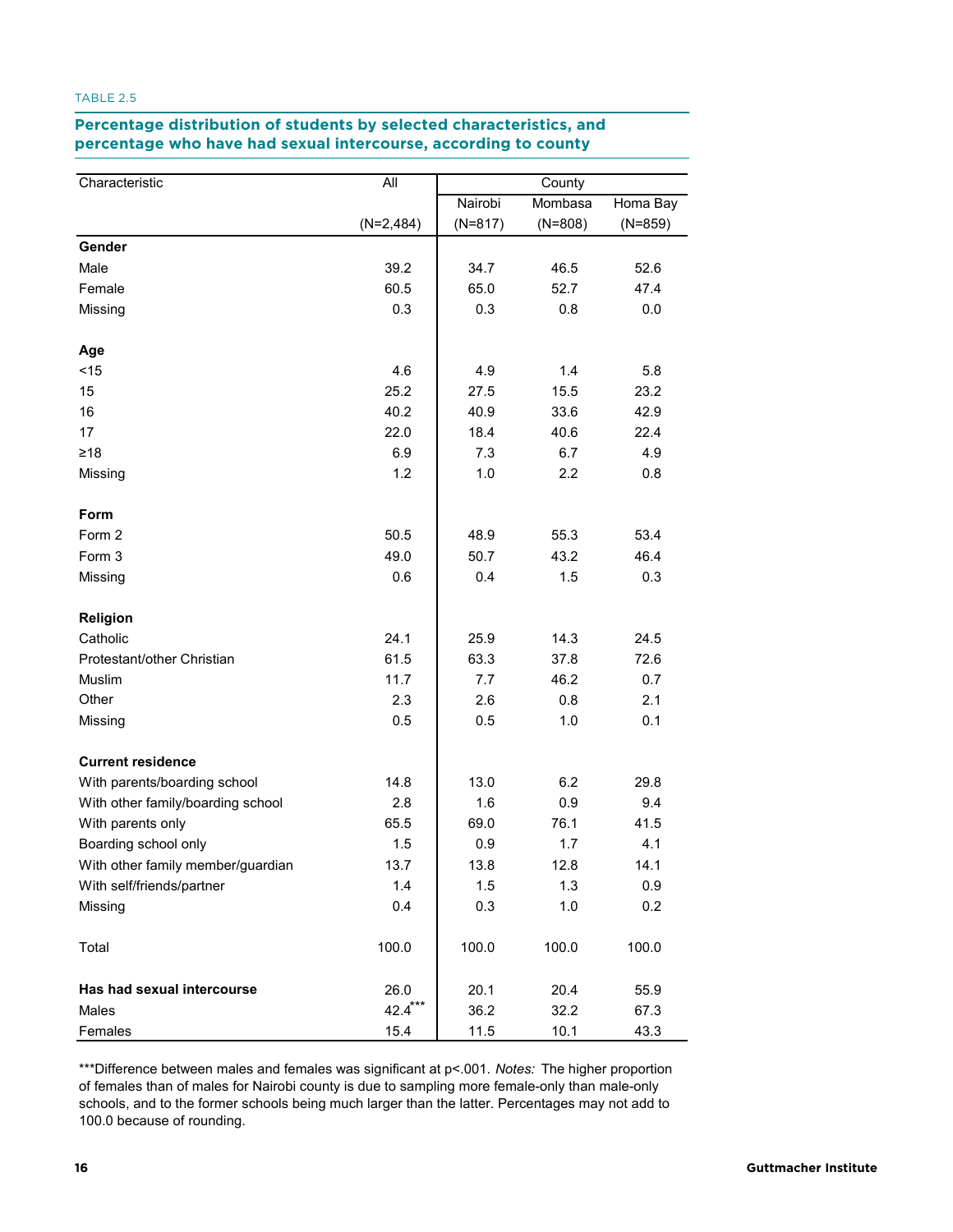TABLE 2.5

**Percentage distribution of students by selected characteristics, and percentage who have had sexual intercourse, according to county**

| Characteristic | All | County | | |
|---|---|---|---|---|
| | | Nairobi | Mombasa | Homa Bay |
| | (N=2,484) | (N=817) | (N=808) | (N=859) |
| **Gender** | | | | |
| Male | 39.2 | 34.7 | 46.5 | 52.6 |
| Female | 60.5 | 65.0 | 52.7 | 47.4 |
| Missing | 0.3 | 0.3 | 0.8 | 0.0 |
| **Age** | | | | |
| <15 | 4.6 | 4.9 | 1.4 | 5.8 |
| 15 | 25.2 | 27.5 | 15.5 | 23.2 |
| 16 | 40.2 | 40.9 | 33.6 | 42.9 |
| 17 | 22.0 | 18.4 | 40.6 | 22.4 |
| ≥18 | 6.9 | 7.3 | 6.7 | 4.9 |
| Missing | 1.2 | 1.0 | 2.2 | 0.8 |
| **Form** | | | | |
| Form 2 | 50.5 | 48.9 | 55.3 | 53.4 |
| Form 3 | 49.0 | 50.7 | 43.2 | 46.4 |
| Missing | 0.6 | 0.4 | 1.5 | 0.3 |
| **Religion** | | | | |
| Catholic | 24.1 | 25.9 | 14.3 | 24.5 |
| Protestant/other Christian | 61.5 | 63.3 | 37.8 | 72.6 |
| Muslim | 11.7 | 7.7 | 46.2 | 0.7 |
| Other | 2.3 | 2.6 | 0.8 | 2.1 |
| Missing | 0.5 | 0.5 | 1.0 | 0.1 |
| **Current residence** | | | | |
| With parents/boarding school | 14.8 | 13.0 | 6.2 | 29.8 |
| With other family/boarding school | 2.8 | 1.6 | 0.9 | 9.4 |
| With parents only | 65.5 | 69.0 | 76.1 | 41.5 |
| Boarding school only | 1.5 | 0.9 | 1.7 | 4.1 |
| With other family member/guardian | 13.7 | 13.8 | 12.8 | 14.1 |
| With self/friends/partner | 1.4 | 1.5 | 1.3 | 0.9 |
| Missing | 0.4 | 0.3 | 1.0 | 0.2 |
| Total | 100.0 | 100.0 | 100.0 | 100.0 |
| **Has had sexual intercourse** | 26.0 | 20.1 | 20.4 | 55.9 |
| Males | 42.4*** | 36.2 | 32.2 | 67.3 |
| Females | 15.4 | 11.5 | 10.1 | 43.3 |

***Difference between males and females was significant at $p<.001$. *Notes:* The higher proportion of females than of males for Nairobi county is due to sampling more female-only than male-only schools, and to the former schools being much larger than the latter. Percentages may not add to 100.0 because of rounding.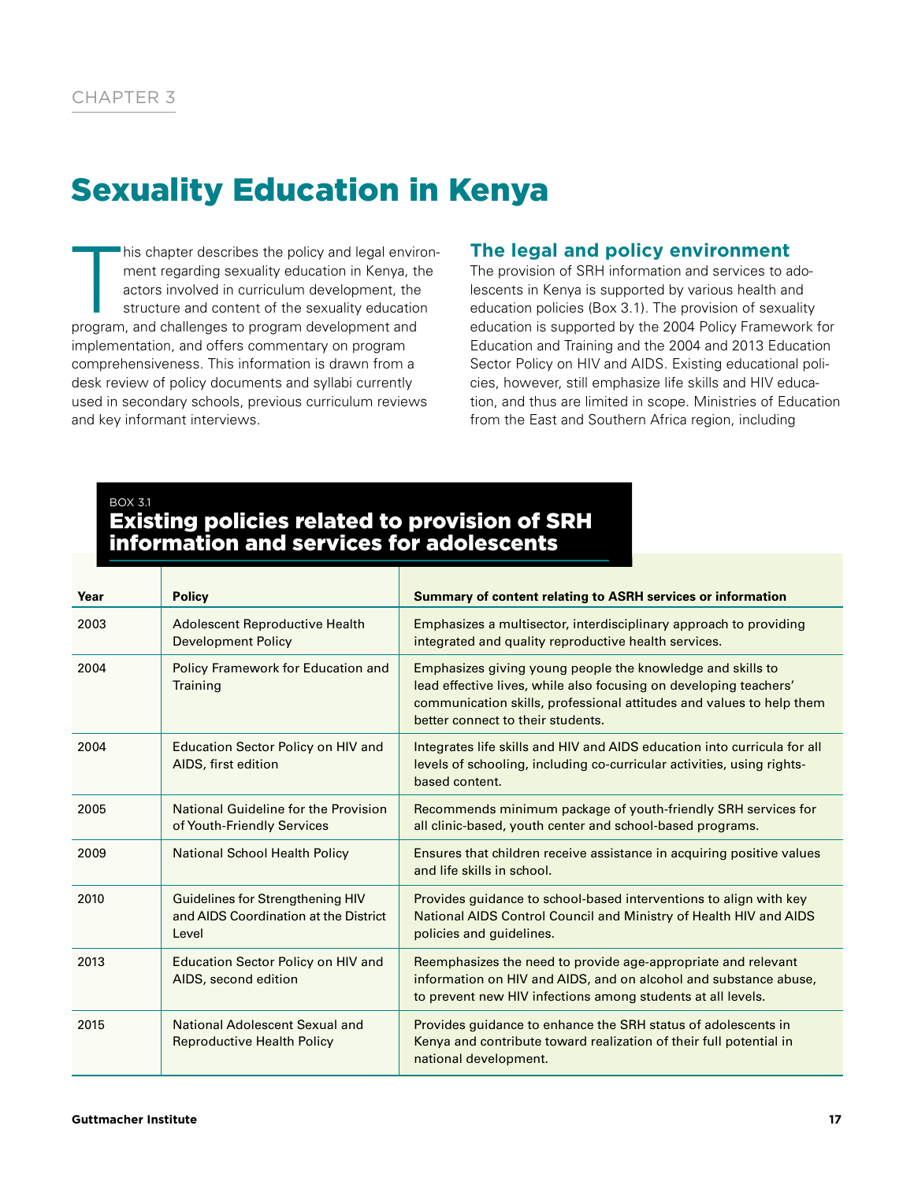CHAPTER 3

# Sexuality Education in Kenya

This chapter describes the policy and legal environment regarding sexuality education in Kenya, the actors involved in curriculum development, the structure and content of the sexuality education program, and challenges to program development and implementation, and offers commentary on program comprehensiveness. This information is drawn from a desk review of policy documents and syllabi currently used in secondary schools, previous curriculum reviews and key informant interviews.

## The legal and policy environment

The provision of SRH information and services to adolescents in Kenya is supported by various health and education policies (Box 3.1). The provision of sexuality education is supported by the 2004 Policy Framework for Education and Training and the 2004 and 2013 Education Sector Policy on HIV and AIDS. Existing educational policies, however, still emphasize life skills and HIV education, and thus are limited in scope. Ministries of Education from the East and Southern Africa region, including

BOX 3.1

### Existing policies related to provision of SRH information and services for adolescents

| Year | Policy | Summary of content relating to ASRH services or information |
|---|---|---|
| 2003 | Adolescent Reproductive Health Development Policy | Emphasizes a multisector, interdisciplinary approach to providing integrated and quality reproductive health services. |
| 2004 | Policy Framework for Education and Training | Emphasizes giving young people the knowledge and skills to lead effective lives, while also focusing on developing teachers' communication skills, professional attitudes and values to help them better connect to their students. |
| 2004 | Education Sector Policy on HIV and AIDS, first edition | Integrates life skills and HIV and AIDS education into curricula for all levels of schooling, including co-curricular activities, using rights-based content. |
| 2005 | National Guideline for the Provision of Youth-Friendly Services | Recommends minimum package of youth-friendly SRH services for all clinic-based, youth center and school-based programs. |
| 2009 | National School Health Policy | Ensures that children receive assistance in acquiring positive values and life skills in school. |
| 2010 | Guidelines for Strengthening HIV and AIDS Coordination at the District Level | Provides guidance to school-based interventions to align with key National AIDS Control Council and Ministry of Health HIV and AIDS policies and guidelines. |
| 2013 | Education Sector Policy on HIV and AIDS, second edition | Reemphasizes the need to provide age-appropriate and relevant information on HIV and AIDS, and on alcohol and substance abuse, to prevent new HIV infections among students at all levels. |
| 2015 | National Adolescent Sexual and Reproductive Health Policy | Provides guidance to enhance the SRH status of adolescents in Kenya and contribute toward realization of their full potential in national development. |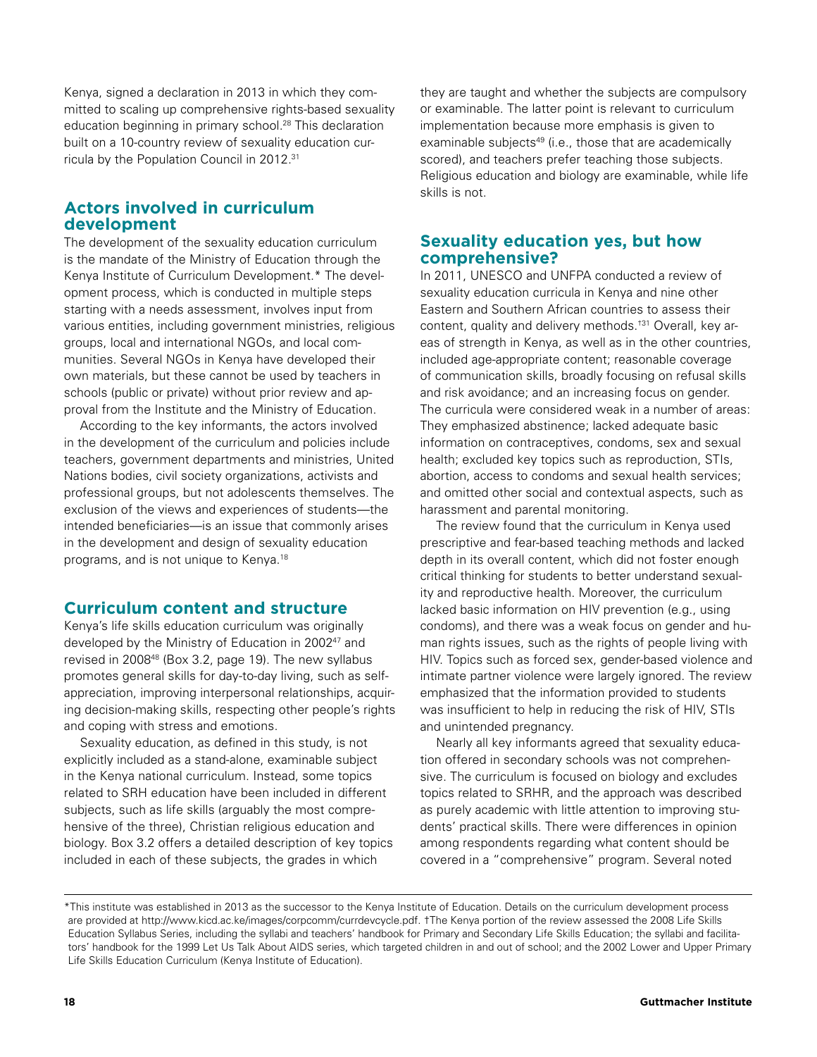Kenya, signed a declaration in 2013 in which they committed to scaling up comprehensive rights-based sexuality education beginning in primary school.[28] This declaration built on a 10-country review of sexuality education curricula by the Population Council in 2012.[31]

## Actors involved in curriculum development

The development of the sexuality education curriculum is the mandate of the Ministry of Education through the Kenya Institute of Curriculum Development.* The development process, which is conducted in multiple steps starting with a needs assessment, involves input from various entities, including government ministries, religious groups, local and international NGOs, and local communities. Several NGOs in Kenya have developed their own materials, but these cannot be used by teachers in schools (public or private) without prior review and approval from the Institute and the Ministry of Education.

According to the key informants, the actors involved in the development of the curriculum and policies include teachers, government departments and ministries, United Nations bodies, civil society organizations, activists and professional groups, but not adolescents themselves. The exclusion of the views and experiences of students—the intended beneficiaries—is an issue that commonly arises in the development and design of sexuality education programs, and is not unique to Kenya.[18]

## Curriculum content and structure

Kenya's life skills education curriculum was originally developed by the Ministry of Education in 2002[47] and revised in 2008[48] (Box 3.2, page 19). The new syllabus promotes general skills for day-to-day living, such as self-appreciation, improving interpersonal relationships, acquiring decision-making skills, respecting other people's rights and coping with stress and emotions.

Sexuality education, as defined in this study, is not explicitly included as a stand-alone, examinable subject in the Kenya national curriculum. Instead, some topics related to SRH education have been included in different subjects, such as life skills (arguably the most comprehensive of the three), Christian religious education and biology. Box 3.2 offers a detailed description of key topics included in each of these subjects, the grades in which they are taught and whether the subjects are compulsory or examinable. The latter point is relevant to curriculum implementation because more emphasis is given to examinable subjects[49] (i.e., those that are academically scored), and teachers prefer teaching those subjects. Religious education and biology are examinable, while life skills is not.

## Sexuality education yes, but how comprehensive?

In 2011, UNESCO and UNFPA conducted a review of sexuality education curricula in Kenya and nine other Eastern and Southern African countries to assess their content, quality and delivery methods.†[31] Overall, key areas of strength in Kenya, as well as in the other countries, included age-appropriate content; reasonable coverage of communication skills, broadly focusing on refusal skills and risk avoidance; and an increasing focus on gender. The curricula were considered weak in a number of areas: They emphasized abstinence; lacked adequate basic information on contraceptives, condoms, sex and sexual health; excluded key topics such as reproduction, STIs, abortion, access to condoms and sexual health services; and omitted other social and contextual aspects, such as harassment and parental monitoring.

The review found that the curriculum in Kenya used prescriptive and fear-based teaching methods and lacked depth in its overall content, which did not foster enough critical thinking for students to better understand sexuality and reproductive health. Moreover, the curriculum lacked basic information on HIV prevention (e.g., using condoms), and there was a weak focus on gender and human rights issues, such as the rights of people living with HIV. Topics such as forced sex, gender-based violence and intimate partner violence were largely ignored. The review emphasized that the information provided to students was insufficient to help in reducing the risk of HIV, STIs and unintended pregnancy.

Nearly all key informants agreed that sexuality education offered in secondary schools was not comprehensive. The curriculum is focused on biology and excludes topics related to SRHR, and the approach was described as purely academic with little attention to improving students' practical skills. There were differences in opinion among respondents regarding what content should be covered in a "comprehensive" program. Several noted

---

*This institute was established in 2013 as the successor to the Kenya Institute of Education. Details on the curriculum development process are provided at http://www.kicd.ac.ke/images/corpcomm/currdevcycle.pdf. †The Kenya portion of the review assessed the 2008 Life Skills Education Syllabus Series, including the syllabi and teachers' handbook for Primary and Secondary Life Skills Education; the syllabi and facilitators' handbook for the 1999 Let Us Talk About AIDS series, which targeted children in and out of school; and the 2002 Lower and Upper Primary Life Skills Education Curriculum (Kenya Institute of Education).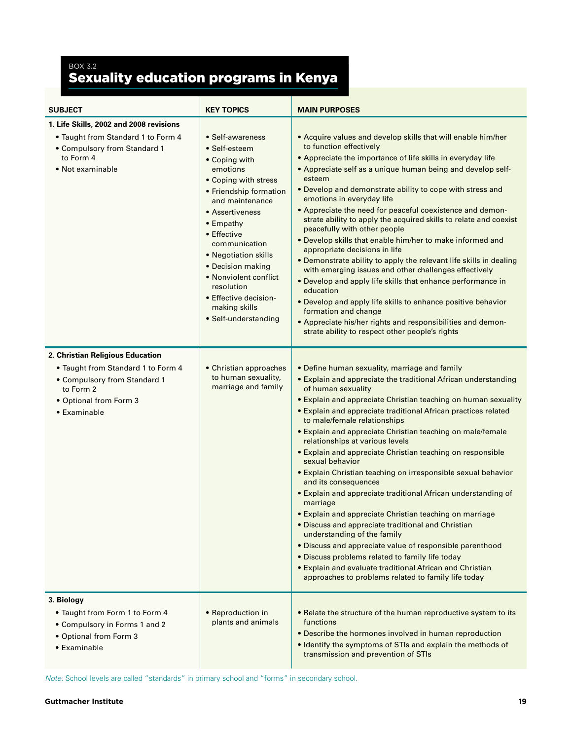BOX 3.2

## Sexuality education programs in Kenya

| SUBJECT | KEY TOPICS | MAIN PURPOSES |
|---|---|---|
| **1. Life Skills, 2002 and 2008 revisions**<br>• Taught from Standard 1 to Form 4<br>• Compulsory from Standard 1 to Form 4<br>• Not examinable | • Self-awareness<br>• Self-esteem<br>• Coping with emotions<br>• Coping with stress<br>• Friendship formation and maintenance<br>• Assertiveness<br>• Empathy<br>• Effective communication<br>• Negotiation skills<br>• Decision making<br>• Nonviolent conflict resolution<br>• Effective decision-making skills<br>• Self-understanding | • Acquire values and develop skills that will enable him/her to function effectively<br>• Appreciate the importance of life skills in everyday life<br>• Appreciate self as a unique human being and develop self-esteem<br>• Develop and demonstrate ability to cope with stress and emotions in everyday life<br>• Appreciate the need for peaceful coexistence and demonstrate ability to apply the acquired skills to relate and coexist peacefully with other people<br>• Develop skills that enable him/her to make informed and appropriate decisions in life<br>• Demonstrate ability to apply the relevant life skills in dealing with emerging issues and other challenges effectively<br>• Develop and apply life skills that enhance performance in education<br>• Develop and apply life skills to enhance positive behavior formation and change<br>• Appreciate his/her rights and responsibilities and demonstrate ability to respect other people's rights |
| **2. Christian Religious Education**<br>• Taught from Standard 1 to Form 4<br>• Compulsory from Standard 1 to Form 2<br>• Optional from Form 3<br>• Examinable | • Christian approaches to human sexuality, marriage and family | • Define human sexuality, marriage and family<br>• Explain and appreciate the traditional African understanding of human sexuality<br>• Explain and appreciate Christian teaching on human sexuality<br>• Explain and appreciate traditional African practices related to male/female relationships<br>• Explain and appreciate Christian teaching on male/female relationships at various levels<br>• Explain and appreciate Christian teaching on responsible sexual behavior<br>• Explain Christian teaching on irresponsible sexual behavior and its consequences<br>• Explain and appreciate traditional African understanding of marriage<br>• Explain and appreciate Christian teaching on marriage<br>• Discuss and appreciate traditional and Christian understanding of the family<br>• Discuss and appreciate value of responsible parenthood<br>• Discuss problems related to family life today<br>• Explain and evaluate traditional African and Christian approaches to problems related to family life today |
| **3. Biology**<br>• Taught from Form 1 to Form 4<br>• Compulsory in Forms 1 and 2<br>• Optional from Form 3<br>• Examinable | • Reproduction in plants and animals | • Relate the structure of the human reproductive system to its functions<br>• Describe the hormones involved in human reproduction<br>• Identify the symptoms of STIs and explain the methods of transmission and prevention of STIs |

*Note:* School levels are called "standards" in primary school and "forms" in secondary school.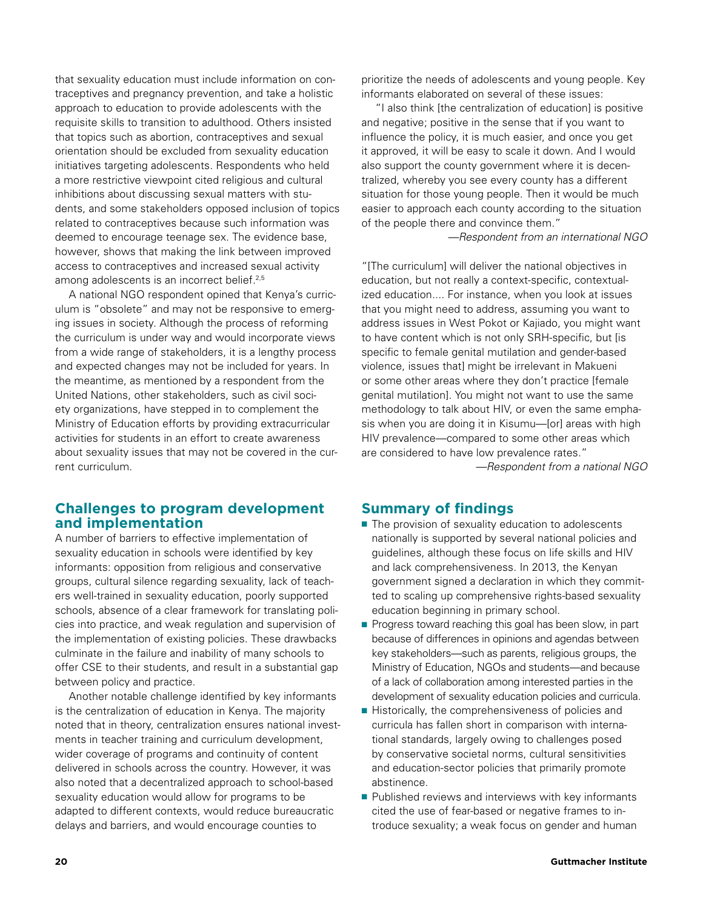that sexuality education must include information on contraceptives and pregnancy prevention, and take a holistic approach to education to provide adolescents with the requisite skills to transition to adulthood. Others insisted that topics such as abortion, contraceptives and sexual orientation should be excluded from sexuality education initiatives targeting adolescents. Respondents who held a more restrictive viewpoint cited religious and cultural inhibitions about discussing sexual matters with students, and some stakeholders opposed inclusion of topics related to contraceptives because such information was deemed to encourage teenage sex. The evidence base, however, shows that making the link between improved access to contraceptives and increased sexual activity among adolescents is an incorrect belief.[2,5]

A national NGO respondent opined that Kenya's curriculum is "obsolete" and may not be responsive to emerging issues in society. Although the process of reforming the curriculum is under way and would incorporate views from a wide range of stakeholders, it is a lengthy process and expected changes may not be included for years. In the meantime, as mentioned by a respondent from the United Nations, other stakeholders, such as civil society organizations, have stepped in to complement the Ministry of Education efforts by providing extracurricular activities for students in an effort to create awareness about sexuality issues that may not be covered in the current curriculum.

## Challenges to program development and implementation

A number of barriers to effective implementation of sexuality education in schools were identified by key informants: opposition from religious and conservative groups, cultural silence regarding sexuality, lack of teachers well-trained in sexuality education, poorly supported schools, absence of a clear framework for translating policies into practice, and weak regulation and supervision of the implementation of existing policies. These drawbacks culminate in the failure and inability of many schools to offer CSE to their students, and result in a substantial gap between policy and practice.

Another notable challenge identified by key informants is the centralization of education in Kenya. The majority noted that in theory, centralization ensures national investments in teacher training and curriculum development, wider coverage of programs and continuity of content delivered in schools across the country. However, it was also noted that a decentralized approach to school-based sexuality education would allow for programs to be adapted to different contexts, would reduce bureaucratic delays and barriers, and would encourage counties to prioritize the needs of adolescents and young people. Key informants elaborated on several of these issues:

"I also think [the centralization of education] is positive and negative; positive in the sense that if you want to influence the policy, it is much easier, and once you get it approved, it will be easy to scale it down. And I would also support the county government where it is decentralized, whereby you see every county has a different situation for those young people. Then it would be much easier to approach each county according to the situation of the people there and convince them."

—*Respondent from an international NGO*

"[The curriculum] will deliver the national objectives in education, but not really a context-specific, contextualized education.... For instance, when you look at issues that you might need to address, assuming you want to address issues in West Pokot or Kajiado, you might want to have content which is not only SRH-specific, but [is specific to female genital mutilation and gender-based violence, issues that] might be irrelevant in Makueni or some other areas where they don't practice [female genital mutilation]. You might not want to use the same methodology to talk about HIV, or even the same emphasis when you are doing it in Kisumu—[or] areas with high HIV prevalence—compared to some other areas which are considered to have low prevalence rates."

—*Respondent from a national NGO*

## Summary of findings

- The provision of sexuality education to adolescents nationally is supported by several national policies and guidelines, although these focus on life skills and HIV and lack comprehensiveness. In 2013, the Kenyan government signed a declaration in which they committed to scaling up comprehensive rights-based sexuality education beginning in primary school.
- Progress toward reaching this goal has been slow, in part because of differences in opinions and agendas between key stakeholders—such as parents, religious groups, the Ministry of Education, NGOs and students—and because of a lack of collaboration among interested parties in the development of sexuality education policies and curricula.
- Historically, the comprehensiveness of policies and curricula has fallen short in comparison with international standards, largely owing to challenges posed by conservative societal norms, cultural sensitivities and education-sector policies that primarily promote abstinence.
- Published reviews and interviews with key informants cited the use of fear-based or negative frames to introduce sexuality; a weak focus on gender and human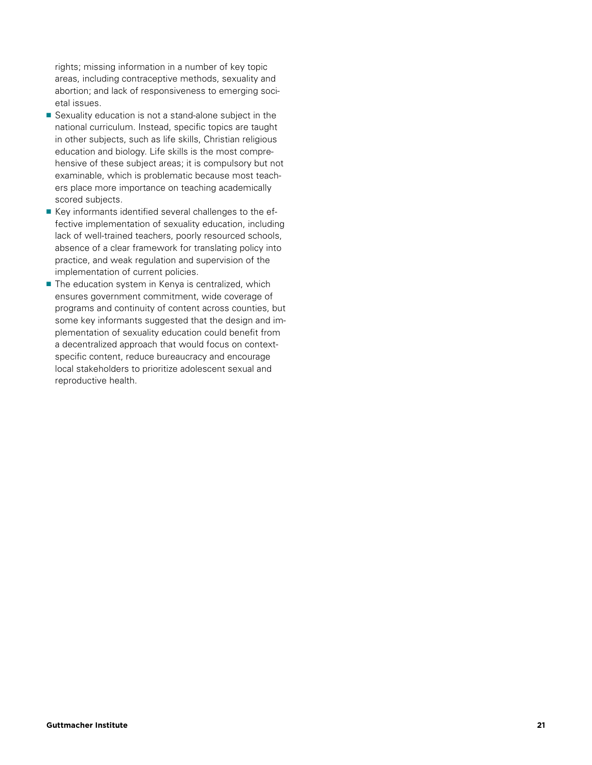rights; missing information in a number of key topic areas, including contraceptive methods, sexuality and abortion; and lack of responsiveness to emerging societal issues.

- Sexuality education is not a stand-alone subject in the national curriculum. Instead, specific topics are taught in other subjects, such as life skills, Christian religious education and biology. Life skills is the most comprehensive of these subject areas; it is compulsory but not examinable, which is problematic because most teachers place more importance on teaching academically scored subjects.
- Key informants identified several challenges to the effective implementation of sexuality education, including lack of well-trained teachers, poorly resourced schools, absence of a clear framework for translating policy into practice, and weak regulation and supervision of the implementation of current policies.
- The education system in Kenya is centralized, which ensures government commitment, wide coverage of programs and continuity of content across counties, but some key informants suggested that the design and implementation of sexuality education could benefit from a decentralized approach that would focus on context-specific content, reduce bureaucracy and encourage local stakeholders to prioritize adolescent sexual and reproductive health.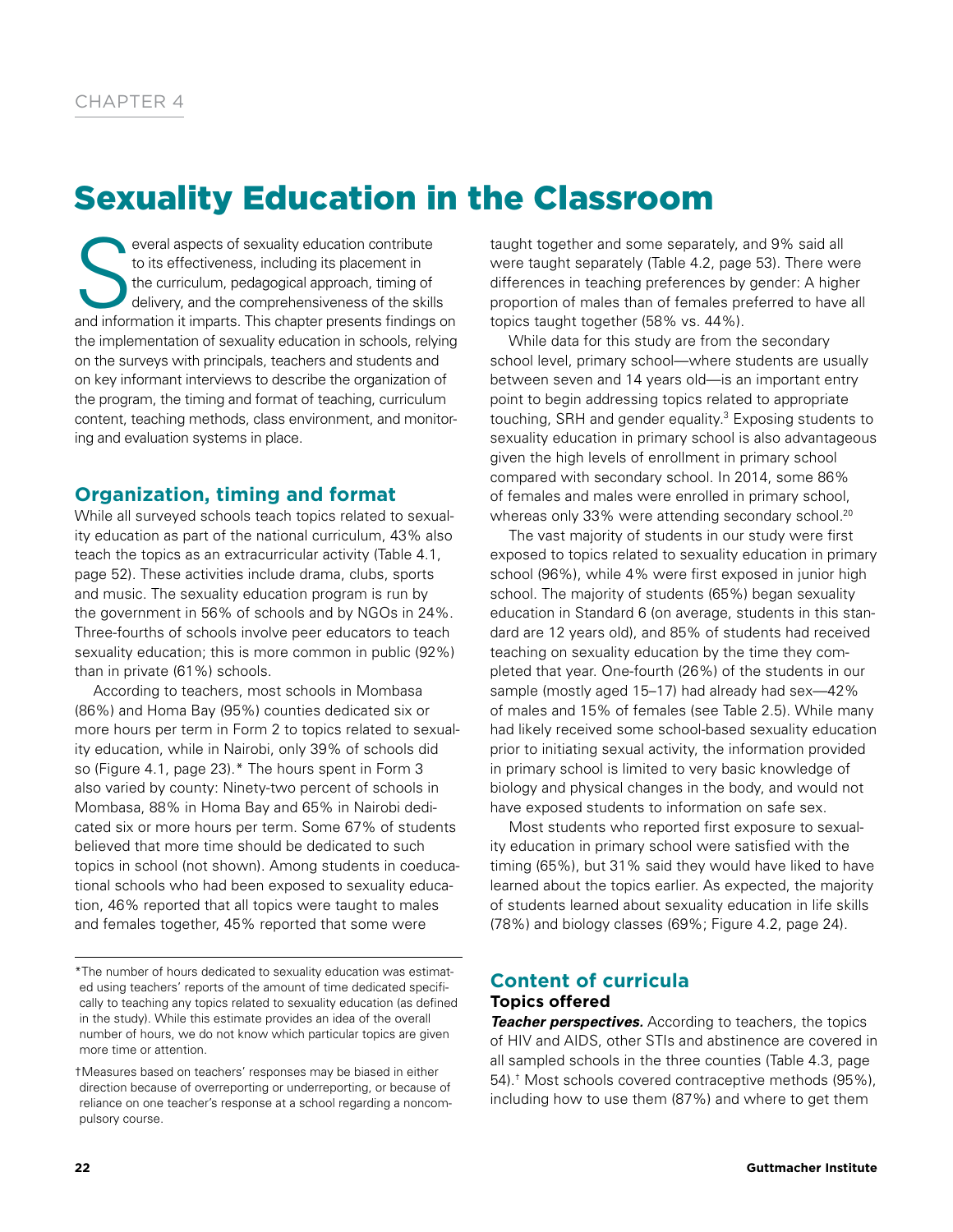# Sexuality Education in the Classroom

Several aspects of sexuality education contribute to its effectiveness, including its placement in the curriculum, pedagogical approach, timing of delivery, and the comprehensiveness of the skills and information it imparts. This chapter presents findings on the implementation of sexuality education in schools, relying on the surveys with principals, teachers and students and on key informant interviews to describe the organization of the program, the timing and format of teaching, curriculum content, teaching methods, class environment, and monitoring and evaluation systems in place.

## Organization, timing and format

While all surveyed schools teach topics related to sexuality education as part of the national curriculum, 43% also teach the topics as an extracurricular activity (Table 4.1, page 52). These activities include drama, clubs, sports and music. The sexuality education program is run by the government in 56% of schools and by NGOs in 24%. Three-fourths of schools involve peer educators to teach sexuality education; this is more common in public (92%) than in private (61%) schools.

According to teachers, most schools in Mombasa (86%) and Homa Bay (95%) counties dedicated six or more hours per term in Form 2 to topics related to sexuality education, while in Nairobi, only 39% of schools did so (Figure 4.1, page 23).* The hours spent in Form 3 also varied by county: Ninety-two percent of schools in Mombasa, 88% in Homa Bay and 65% in Nairobi dedicated six or more hours per term. Some 67% of students believed that more time should be dedicated to such topics in school (not shown). Among students in coeducational schools who had been exposed to sexuality education, 46% reported that all topics were taught to males and females together, 45% reported that some were taught together and some separately, and 9% said all were taught separately (Table 4.2, page 53). There were differences in teaching preferences by gender: A higher proportion of males than of females preferred to have all topics taught together (58% vs. 44%).

While data for this study are from the secondary school level, primary school—where students are usually between seven and 14 years old—is an important entry point to begin addressing topics related to appropriate touching, SRH and gender equality.[3] Exposing students to sexuality education in primary school is also advantageous given the high levels of enrollment in primary school compared with secondary school. In 2014, some 86% of females and males were enrolled in primary school, whereas only 33% were attending secondary school.[20]

The vast majority of students in our study were first exposed to topics related to sexuality education in primary school (96%), while 4% were first exposed in junior high school. The majority of students (65%) began sexuality education in Standard 6 (on average, students in this standard are 12 years old), and 85% of students had received teaching on sexuality education by the time they completed that year. One-fourth (26%) of the students in our sample (mostly aged 15–17) had already had sex—42% of males and 15% of females (see Table 2.5). While many had likely received some school-based sexuality education prior to initiating sexual activity, the information provided in primary school is limited to very basic knowledge of biology and physical changes in the body, and would not have exposed students to information on safe sex.

Most students who reported first exposure to sexuality education in primary school were satisfied with the timing (65%), but 31% said they would have liked to have learned about the topics earlier. As expected, the majority of students learned about sexuality education in life skills (78%) and biology classes (69%; Figure 4.2, page 24).

## Content of curricula

### Topics offered

***Teacher perspectives.*** According to teachers, the topics of HIV and AIDS, other STIs and abstinence are covered in all sampled schools in the three counties (Table 4.3, page 54).† Most schools covered contraceptive methods (95%), including how to use them (87%) and where to get them

---

*The number of hours dedicated to sexuality education was estimated using teachers' reports of the amount of time dedicated specifically to teaching any topics related to sexuality education (as defined in the study). While this estimate provides an idea of the overall number of hours, we do not know which particular topics are given more time or attention.

†Measures based on teachers' responses may be biased in either direction because of overreporting or underreporting, or because of reliance on one teacher's response at a school regarding a noncompulsory course.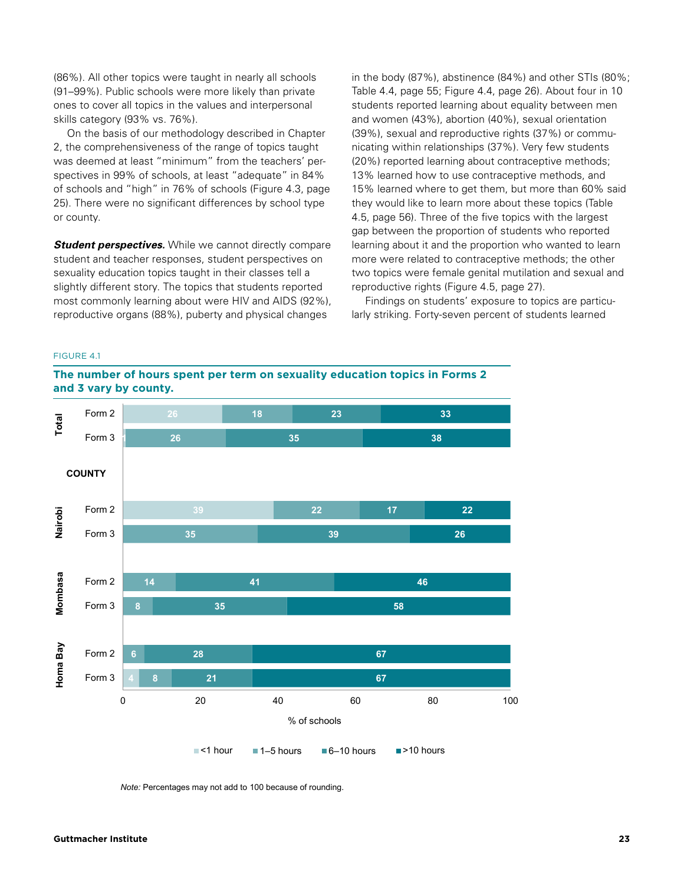(86%). All other topics were taught in nearly all schools (91–99%). Public schools were more likely than private ones to cover all topics in the values and interpersonal skills category (93% vs. 76%).

On the basis of our methodology described in Chapter 2, the comprehensiveness of the range of topics taught was deemed at least "minimum" from the teachers' perspectives in 99% of schools, at least "adequate" in 84% of schools and "high" in 76% of schools (Figure 4.3, page 25). There were no significant differences by school type or county.

***Student perspectives.*** While we cannot directly compare student and teacher responses, student perspectives on sexuality education topics taught in their classes tell a slightly different story. The topics that students reported most commonly learning about were HIV and AIDS (92%), reproductive organs (88%), puberty and physical changes in the body (87%), abstinence (84%) and other STIs (80%; Table 4.4, page 55; Figure 4.4, page 26). About four in 10 students reported learning about equality between men and women (43%), abortion (40%), sexual orientation (39%), sexual and reproductive rights (37%) or communicating within relationships (37%). Very few students (20%) reported learning about contraceptive methods; 13% learned how to use contraceptive methods, and 15% learned where to get them, but more than 60% said they would like to learn more about these topics (Table 4.5, page 56). Three of the five topics with the largest gap between the proportion of students who reported learning about it and the proportion who wanted to learn more were related to contraceptive methods; the other two topics were female genital mutilation and sexual and reproductive rights (Figure 4.5, page 27).

Findings on students' exposure to topics are particularly striking. Forty-seven percent of students learned

FIGURE 4.1

**The number of hours spent per term on sexuality education topics in Forms 2 and 3 vary by county.**

| | | <1 hour | 1–5 hours | 6–10 hours | >10 hours |
|---|---|---|---|---|---|
| Total | Form 2 | 26 | 18 | 23 | 33 |
| | Form 3 | | 26 | 35 | 38 |
| **COUNTY** | | | | | |
| Nairobi | Form 2 | 39 | 22 | 17 | 22 |
| | Form 3 | | 35 | 39 | 26 |
| Mombasa | Form 2 | | 14 | 41 | 46 |
| | Form 3 | | 8 | 35 | 58 |
| Homa Bay | Form 2 | | 6 | 28 | 67 |
| | Form 3 | 4 | 8 | 21 | 67 |

% of schools

*Note:* Percentages may not add to 100 because of rounding.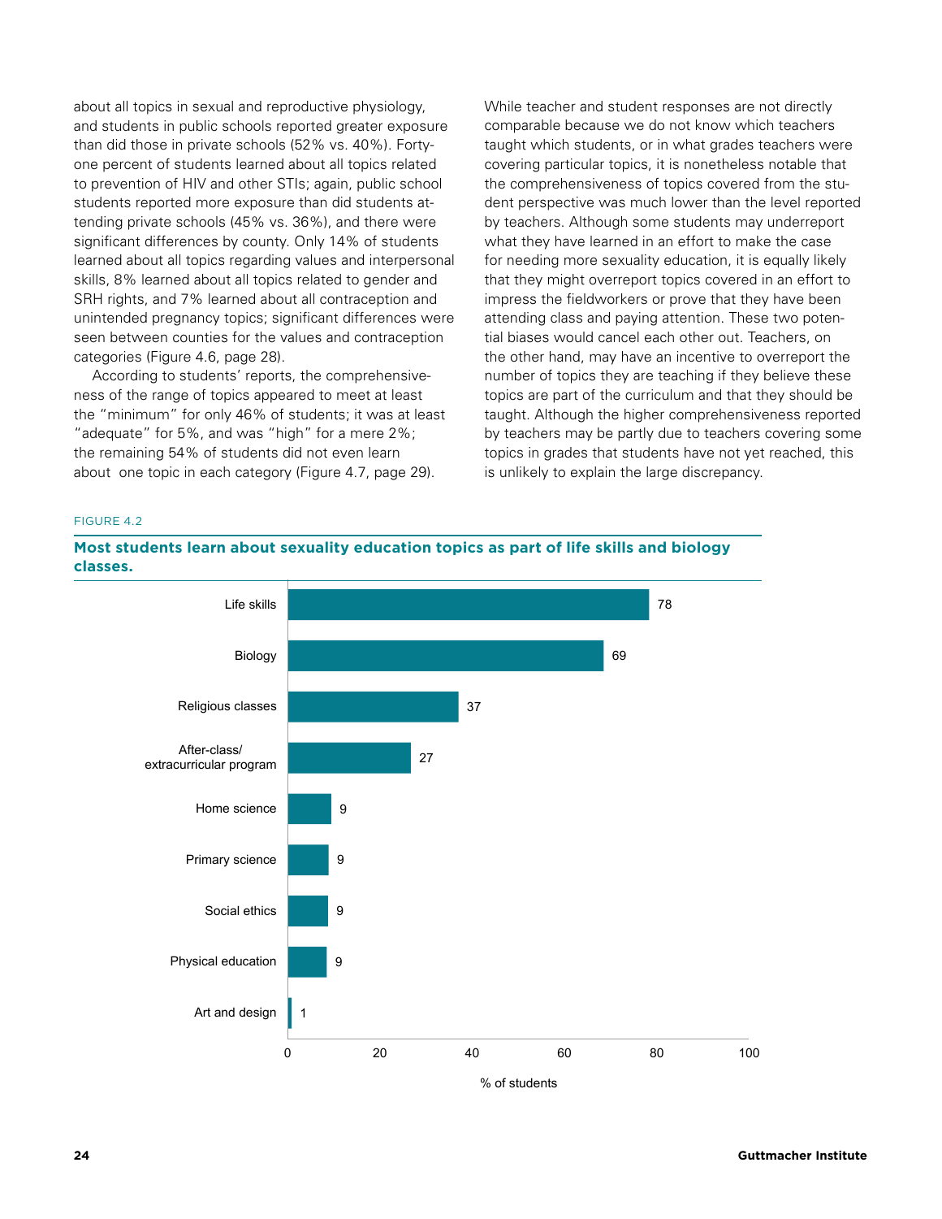about all topics in sexual and reproductive physiology, and students in public schools reported greater exposure than did those in private schools (52% vs. 40%). Forty-one percent of students learned about all topics related to prevention of HIV and other STIs; again, public school students reported more exposure than did students attending private schools (45% vs. 36%), and there were significant differences by county. Only 14% of students learned about all topics regarding values and interpersonal skills, 8% learned about all topics related to gender and SRH rights, and 7% learned about all contraception and unintended pregnancy topics; significant differences were seen between counties for the values and contraception categories (Figure 4.6, page 28).

According to students' reports, the comprehensiveness of the range of topics appeared to meet at least the "minimum" for only 46% of students; it was at least "adequate" for 5%, and was "high" for a mere 2%; the remaining 54% of students did not even learn about one topic in each category (Figure 4.7, page 29).

While teacher and student responses are not directly comparable because we do not know which teachers taught which students, or in what grades teachers were covering particular topics, it is nonetheless notable that the comprehensiveness of topics covered from the student perspective was much lower than the level reported by teachers. Although some students may underreport what they have learned in an effort to make the case for needing more sexuality education, it is equally likely that they might overreport topics covered in an effort to impress the fieldworkers or prove that they have been attending class and paying attention. These two potential biases would cancel each other out. Teachers, on the other hand, may have an incentive to overreport the number of topics they are teaching if they believe these topics are part of the curriculum and that they should be taught. Although the higher comprehensiveness reported by teachers may be partly due to teachers covering some topics in grades that students have not yet reached, this is unlikely to explain the large discrepancy.

FIGURE 4.2

**Most students learn about sexuality education topics as part of life skills and biology classes.**

| Class | % of students |
|---|---|
| Life skills | 78 |
| Biology | 69 |
| Religious classes | 37 |
| After-class/ extracurricular program | 27 |
| Home science | 9 |
| Primary science | 9 |
| Social ethics | 9 |
| Physical education | 9 |
| Art and design | 1 |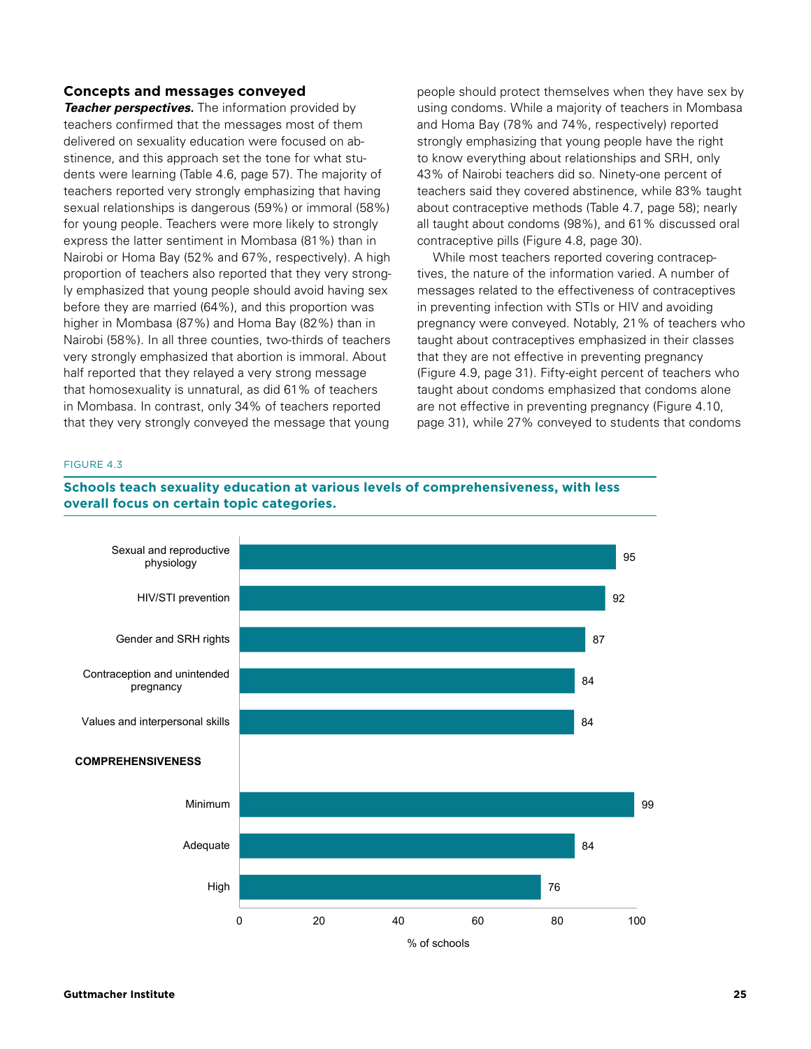### Concepts and messages conveyed

***Teacher perspectives.*** The information provided by teachers confirmed that the messages most of them delivered on sexuality education were focused on abstinence, and this approach set the tone for what students were learning (Table 4.6, page 57). The majority of teachers reported very strongly emphasizing that having sexual relationships is dangerous (59%) or immoral (58%) for young people. Teachers were more likely to strongly express the latter sentiment in Mombasa (81%) than in Nairobi or Homa Bay (52% and 67%, respectively). A high proportion of teachers also reported that they very strongly emphasized that young people should avoid having sex before they are married (64%), and this proportion was higher in Mombasa (87%) and Homa Bay (82%) than in Nairobi (58%). In all three counties, two-thirds of teachers very strongly emphasized that abortion is immoral. About half reported that they relayed a very strong message that homosexuality is unnatural, as did 61% of teachers in Mombasa. In contrast, only 34% of teachers reported that they very strongly conveyed the message that young people should protect themselves when they have sex by using condoms. While a majority of teachers in Mombasa and Homa Bay (78% and 74%, respectively) reported strongly emphasizing that young people have the right to know everything about relationships and SRH, only 43% of Nairobi teachers did so. Ninety-one percent of teachers said they covered abstinence, while 83% taught about contraceptive methods (Table 4.7, page 58); nearly all taught about condoms (98%), and 61% discussed oral contraceptive pills (Figure 4.8, page 30).

While most teachers reported covering contraceptives, the nature of the information varied. A number of messages related to the effectiveness of contraceptives in preventing infection with STIs or HIV and avoiding pregnancy were conveyed. Notably, 21% of teachers who taught about contraceptives emphasized in their classes that they are not effective in preventing pregnancy (Figure 4.9, page 31). Fifty-eight percent of teachers who taught about condoms emphasized that condoms alone are not effective in preventing pregnancy (Figure 4.10, page 31), while 27% conveyed to students that condoms

FIGURE 4.3

**Schools teach sexuality education at various levels of comprehensiveness, with less overall focus on certain topic categories.**

| | % of schools |
|---|---|
| Sexual and reproductive physiology | 95 |
| HIV/STI prevention | 92 |
| Gender and SRH rights | 87 |
| Contraception and unintended pregnancy | 84 |
| Values and interpersonal skills | 84 |
| **COMPREHENSIVENESS** | |
| Minimum | 99 |
| Adequate | 84 |
| High | 76 |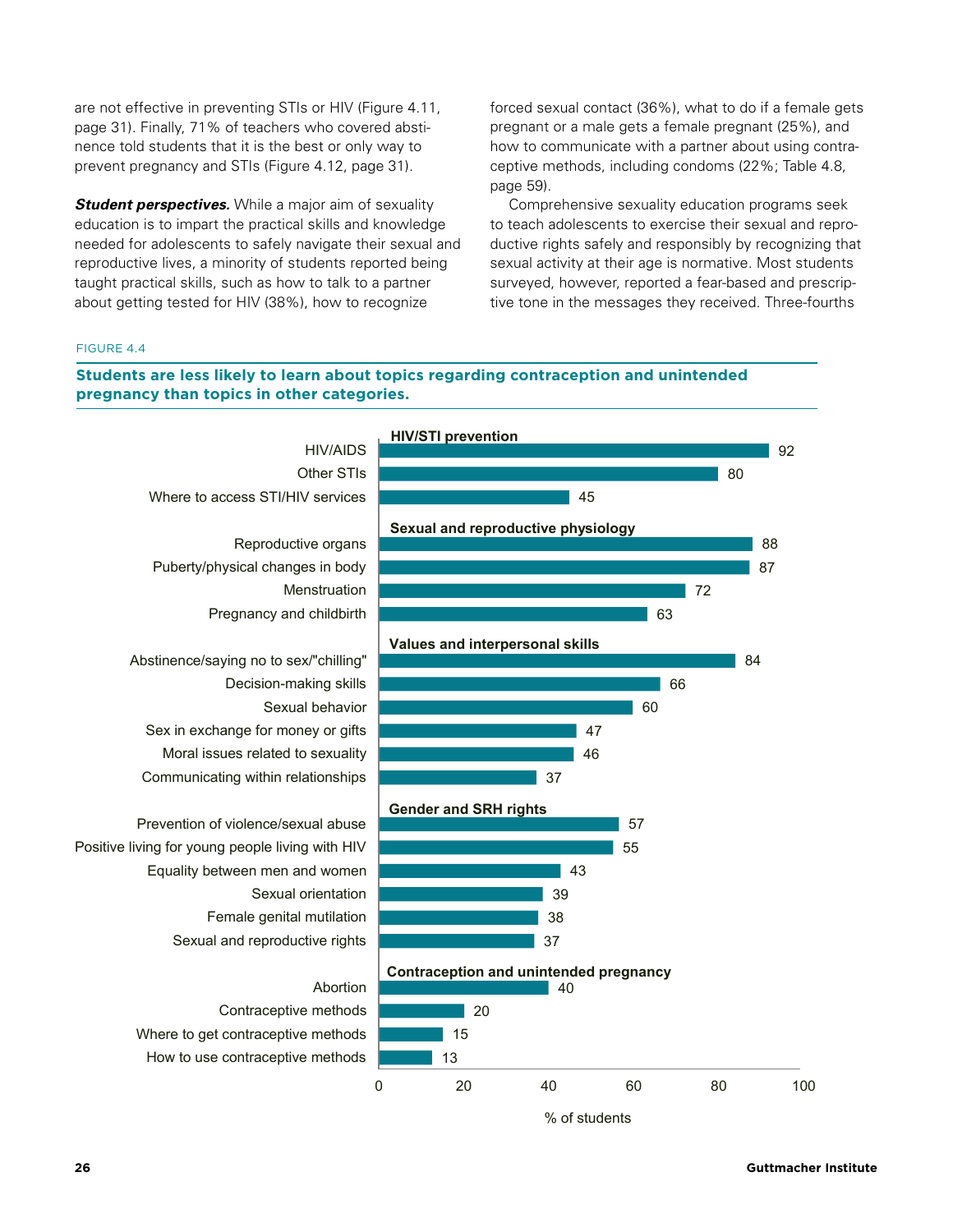are not effective in preventing STIs or HIV (Figure 4.11, page 31). Finally, 71% of teachers who covered abstinence told students that it is the best or only way to prevent pregnancy and STIs (Figure 4.12, page 31).

***Student perspectives.*** While a major aim of sexuality education is to impart the practical skills and knowledge needed for adolescents to safely navigate their sexual and reproductive lives, a minority of students reported being taught practical skills, such as how to talk to a partner about getting tested for HIV (38%), how to recognize forced sexual contact (36%), what to do if a female gets pregnant or a male gets a female pregnant (25%), and how to communicate with a partner about using contraceptive methods, including condoms (22%; Table 4.8, page 59).

Comprehensive sexuality education programs seek to teach adolescents to exercise their sexual and reproductive rights safely and responsibly by recognizing that sexual activity at their age is normative. Most students surveyed, however, reported a fear-based and prescriptive tone in the messages they received. Three-fourths

FIGURE 4.4

**Students are less likely to learn about topics regarding contraception and unintended pregnancy than topics in other categories.**

| Category | Topic | % of students |
|---|---|---|
| **HIV/STI prevention** | HIV/AIDS | 92 |
| | Other STIs | 80 |
| | Where to access STI/HIV services | 45 |
| **Sexual and reproductive physiology** | Reproductive organs | 88 |
| | Puberty/physical changes in body | 87 |
| | Menstruation | 72 |
| | Pregnancy and childbirth | 63 |
| **Values and interpersonal skills** | Abstinence/saying no to sex/"chilling" | 84 |
| | Decision-making skills | 66 |
| | Sexual behavior | 60 |
| | Sex in exchange for money or gifts | 47 |
| | Moral issues related to sexuality | 46 |
| | Communicating within relationships | 37 |
| **Gender and SRH rights** | Prevention of violence/sexual abuse | 57 |
| | Positive living for young people living with HIV | 55 |
| | Equality between men and women | 43 |
| | Sexual orientation | 39 |
| | Female genital mutilation | 38 |
| | Sexual and reproductive rights | 37 |
| **Contraception and unintended pregnancy** | Abortion | 40 |
| | Contraceptive methods | 20 |
| | Where to get contraceptive methods | 15 |
| | How to use contraceptive methods | 13 |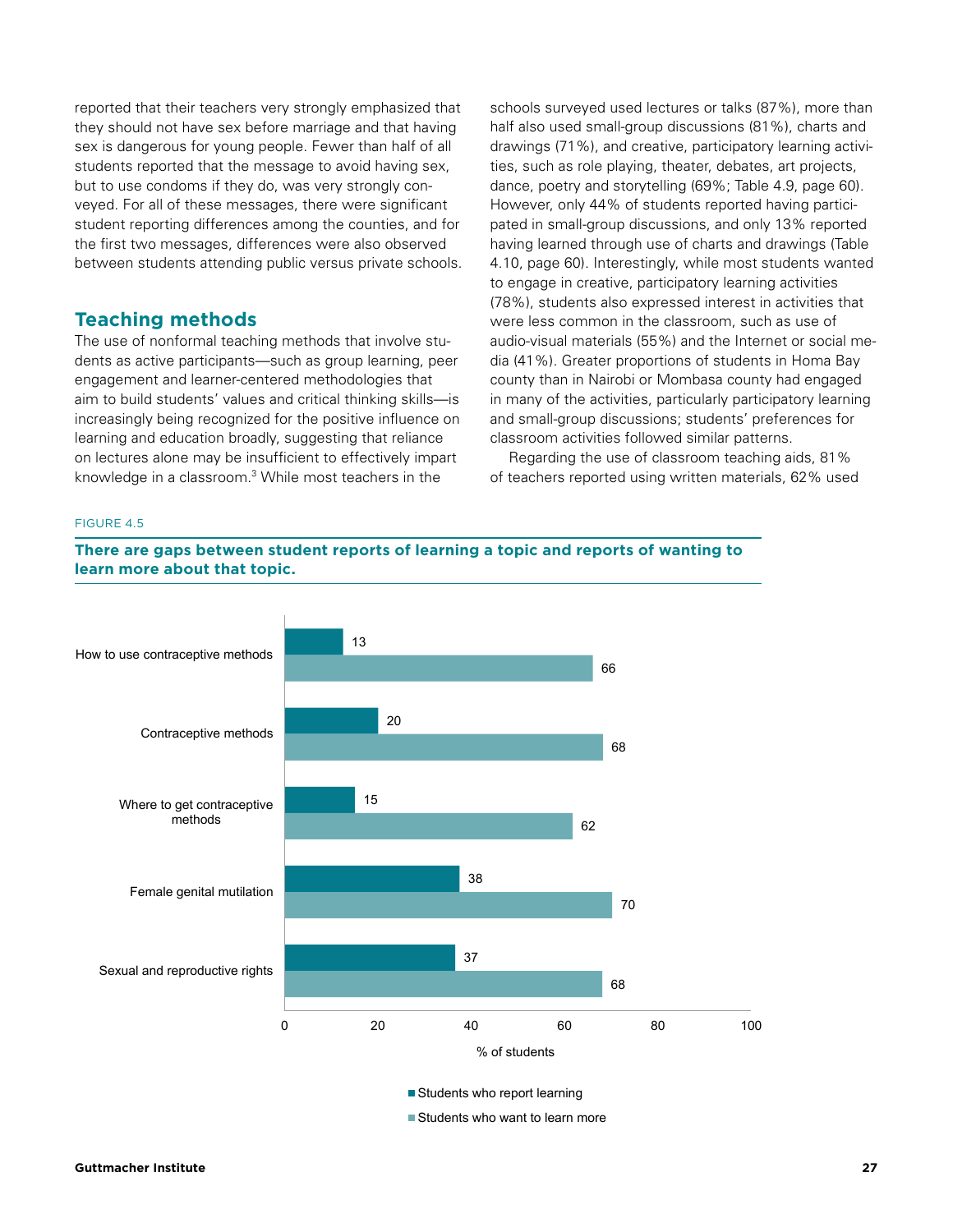reported that their teachers very strongly emphasized that they should not have sex before marriage and that having sex is dangerous for young people. Fewer than half of all students reported that the message to avoid having sex, but to use condoms if they do, was very strongly conveyed. For all of these messages, there were significant student reporting differences among the counties, and for the first two messages, differences were also observed between students attending public versus private schools.

## Teaching methods

The use of nonformal teaching methods that involve students as active participants—such as group learning, peer engagement and learner-centered methodologies that aim to build students' values and critical thinking skills—is increasingly being recognized for the positive influence on learning and education broadly, suggesting that reliance on lectures alone may be insufficient to effectively impart knowledge in a classroom.[3] While most teachers in the schools surveyed used lectures or talks (87%), more than half also used small-group discussions (81%), charts and drawings (71%), and creative, participatory learning activities, such as role playing, theater, debates, art projects, dance, poetry and storytelling (69%; Table 4.9, page 60). However, only 44% of students reported having participated in small-group discussions, and only 13% reported having learned through use of charts and drawings (Table 4.10, page 60). Interestingly, while most students wanted to engage in creative, participatory learning activities (78%), students also expressed interest in activities that were less common in the classroom, such as use of audio-visual materials (55%) and the Internet or social media (41%). Greater proportions of students in Homa Bay county than in Nairobi or Mombasa county had engaged in many of the activities, particularly participatory learning and small-group discussions; students' preferences for classroom activities followed similar patterns.

Regarding the use of classroom teaching aids, 81% of teachers reported using written materials, 62% used

FIGURE 4.5

**There are gaps between student reports of learning a topic and reports of wanting to learn more about that topic.**

| Topic | Students who report learning (% of students) | Students who want to learn more (% of students) |
|---|---|---|
| How to use contraceptive methods | 13 | 66 |
| Contraceptive methods | 20 | 68 |
| Where to get contraceptive methods | 15 | 62 |
| Female genital mutilation | 38 | 70 |
| Sexual and reproductive rights | 37 | 68 |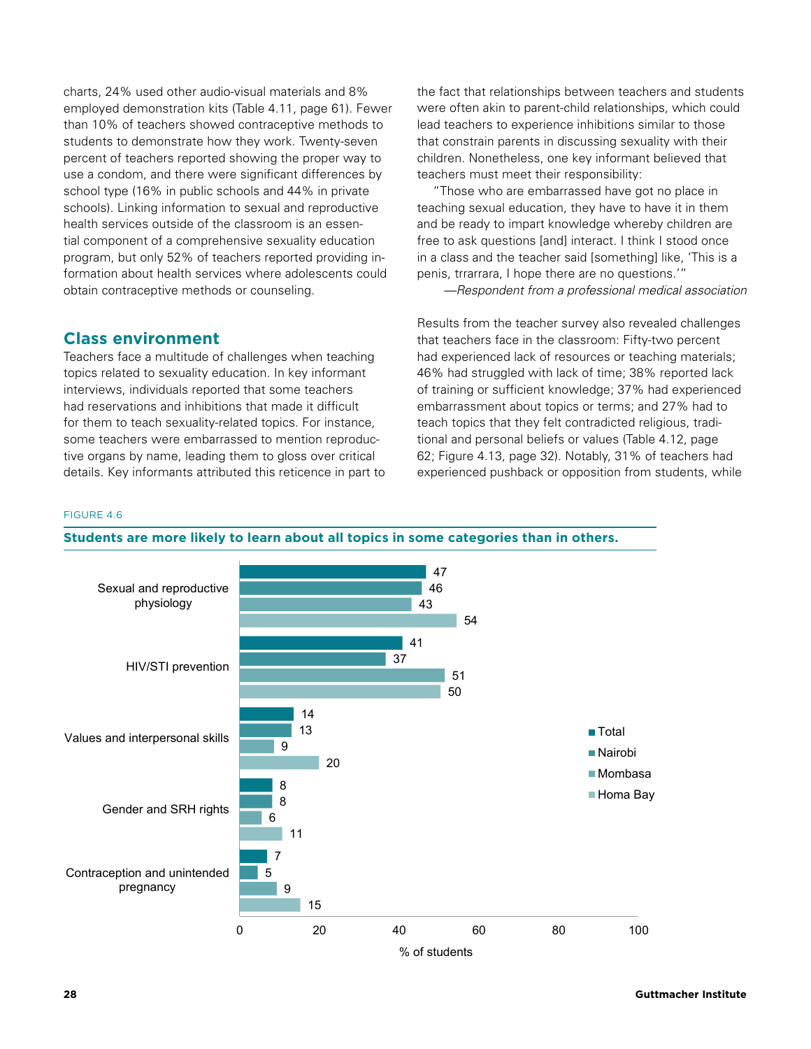charts, 24% used other audio-visual materials and 8% employed demonstration kits (Table 4.11, page 61). Fewer than 10% of teachers showed contraceptive methods to students to demonstrate how they work. Twenty-seven percent of teachers reported showing the proper way to use a condom, and there were significant differences by school type (16% in public schools and 44% in private schools). Linking information to sexual and reproductive health services outside of the classroom is an essential component of a comprehensive sexuality education program, but only 52% of teachers reported providing information about health services where adolescents could obtain contraceptive methods or counseling.

## Class environment

Teachers face a multitude of challenges when teaching topics related to sexuality education. In key informant interviews, individuals reported that some teachers had reservations and inhibitions that made it difficult for them to teach sexuality-related topics. For instance, some teachers were embarrassed to mention reproductive organs by name, leading them to gloss over critical details. Key informants attributed this reticence in part to the fact that relationships between teachers and students were often akin to parent-child relationships, which could lead teachers to experience inhibitions similar to those that constrain parents in discussing sexuality with their children. Nonetheless, one key informant believed that teachers must meet their responsibility:

"Those who are embarrassed have got no place in teaching sexual education, they have to have it in them and be ready to impart knowledge whereby children are free to ask questions [and] interact. I think I stood once in a class and the teacher said [something] like, 'This is a penis, trrarrara, I hope there are no questions.'"

—*Respondent from a professional medical association*

Results from the teacher survey also revealed challenges that teachers face in the classroom: Fifty-two percent had experienced lack of resources or teaching materials; 46% had struggled with lack of time; 38% reported lack of training or sufficient knowledge; 37% had experienced embarrassment about topics or terms; and 27% had to teach topics that they felt contradicted religious, traditional and personal beliefs or values (Table 4.12, page 62; Figure 4.13, page 32). Notably, 31% of teachers had experienced pushback or opposition from students, while

FIGURE 4.6

**Students are more likely to learn about all topics in some categories than in others.**

| % of students | Total | Nairobi | Mombasa | Homa Bay |
|---|---|---|---|---|
| Sexual and reproductive physiology | 47 | 46 | 43 | 54 |
| HIV/STI prevention | 41 | 37 | 51 | 50 |
| Values and interpersonal skills | 14 | 13 | 9 | 20 |
| Gender and SRH rights | 8 | 8 | 6 | 11 |
| Contraception and unintended pregnancy | 7 | 5 | 9 | 15 |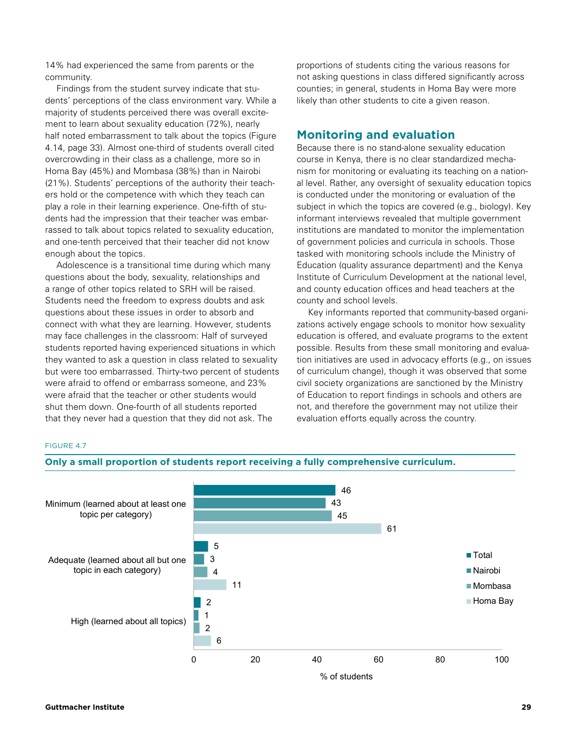14% had experienced the same from parents or the community.

Findings from the student survey indicate that students' perceptions of the class environment vary. While a majority of students perceived there was overall excitement to learn about sexuality education (72%), nearly half noted embarrassment to talk about the topics (Figure 4.14, page 33). Almost one-third of students overall cited overcrowding in their class as a challenge, more so in Homa Bay (45%) and Mombasa (38%) than in Nairobi (21%). Students' perceptions of the authority their teachers hold or the competence with which they teach can play a role in their learning experience. One-fifth of students had the impression that their teacher was embarrassed to talk about topics related to sexuality education, and one-tenth perceived that their teacher did not know enough about the topics.

Adolescence is a transitional time during which many questions about the body, sexuality, relationships and a range of other topics related to SRH will be raised. Students need the freedom to express doubts and ask questions about these issues in order to absorb and connect with what they are learning. However, students may face challenges in the classroom: Half of surveyed students reported having experienced situations in which they wanted to ask a question in class related to sexuality but were too embarrassed. Thirty-two percent of students were afraid to offend or embarrass someone, and 23% were afraid that the teacher or other students would shut them down. One-fourth of all students reported that they never had a question that they did not ask. The proportions of students citing the various reasons for not asking questions in class differed significantly across counties; in general, students in Homa Bay were more likely than other students to cite a given reason.

## Monitoring and evaluation

Because there is no stand-alone sexuality education course in Kenya, there is no clear standardized mechanism for monitoring or evaluating its teaching on a national level. Rather, any oversight of sexuality education topics is conducted under the monitoring or evaluation of the subject in which the topics are covered (e.g., biology). Key informant interviews revealed that multiple government institutions are mandated to monitor the implementation of government policies and curricula in schools. Those tasked with monitoring schools include the Ministry of Education (quality assurance department) and the Kenya Institute of Curriculum Development at the national level, and county education offices and head teachers at the county and school levels.

Key informants reported that community-based organizations actively engage schools to monitor how sexuality education is offered, and evaluate programs to the extent possible. Results from these small monitoring and evaluation initiatives are used in advocacy efforts (e.g., on issues of curriculum change), though it was observed that some civil society organizations are sanctioned by the Ministry of Education to report findings in schools and others are not, and therefore the government may not utilize their evaluation efforts equally across the country.

FIGURE 4.7

**Only a small proportion of students report receiving a fully comprehensive curriculum.**

| % of students | Total | Nairobi | Mombasa | Homa Bay |
|---|---|---|---|---|
| Minimum (learned about at least one topic per category) | 46 | 43 | 45 | 61 |
| Adequate (learned about all but one topic in each category) | 5 | 3 | 4 | 11 |
| High (learned about all topics) | 2 | 1 | 2 | 6 |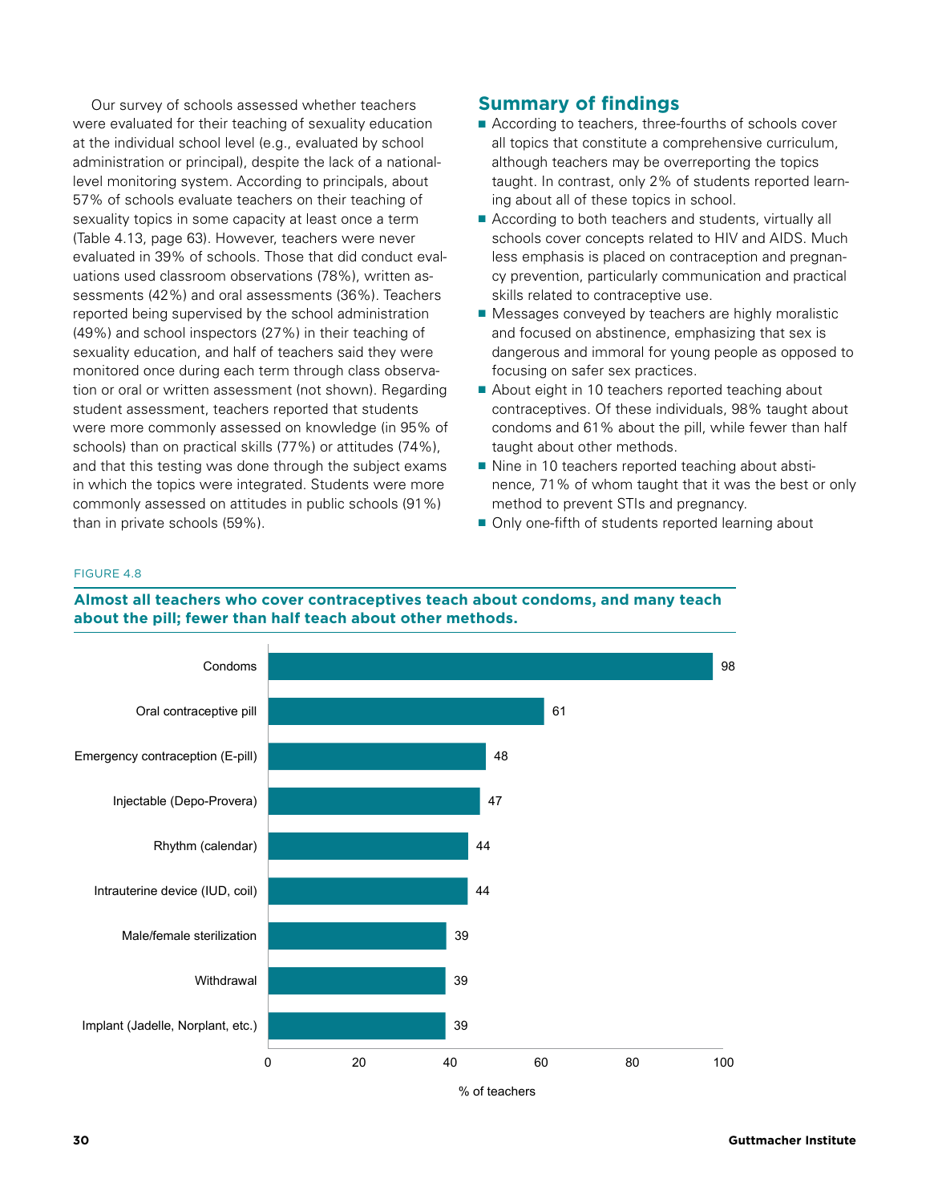Our survey of schools assessed whether teachers were evaluated for their teaching of sexuality education at the individual school level (e.g., evaluated by school administration or principal), despite the lack of a national-level monitoring system. According to principals, about 57% of schools evaluate teachers on their teaching of sexuality topics in some capacity at least once a term (Table 4.13, page 63). However, teachers were never evaluated in 39% of schools. Those that did conduct evaluations used classroom observations (78%), written assessments (42%) and oral assessments (36%). Teachers reported being supervised by the school administration (49%) and school inspectors (27%) in their teaching of sexuality education, and half of teachers said they were monitored once during each term through class observation or oral or written assessment (not shown). Regarding student assessment, teachers reported that students were more commonly assessed on knowledge (in 95% of schools) than on practical skills (77%) or attitudes (74%), and that this testing was done through the subject exams in which the topics were integrated. Students were more commonly assessed on attitudes in public schools (91%) than in private schools (59%).

## Summary of findings

- According to teachers, three-fourths of schools cover all topics that constitute a comprehensive curriculum, although teachers may be overreporting the topics taught. In contrast, only 2% of students reported learning about all of these topics in school.
- According to both teachers and students, virtually all schools cover concepts related to HIV and AIDS. Much less emphasis is placed on contraception and pregnancy prevention, particularly communication and practical skills related to contraceptive use.
- Messages conveyed by teachers are highly moralistic and focused on abstinence, emphasizing that sex is dangerous and immoral for young people as opposed to focusing on safer sex practices.
- About eight in 10 teachers reported teaching about contraceptives. Of these individuals, 98% taught about condoms and 61% about the pill, while fewer than half taught about other methods.
- Nine in 10 teachers reported teaching about abstinence, 71% of whom taught that it was the best or only method to prevent STIs and pregnancy.
- Only one-fifth of students reported learning about

FIGURE 4.8

**Almost all teachers who cover contraceptives teach about condoms, and many teach about the pill; fewer than half teach about other methods.**

| Method | % of teachers |
|---|---|
| Condoms | 98 |
| Oral contraceptive pill | 61 |
| Emergency contraception (E-pill) | 48 |
| Injectable (Depo-Provera) | 47 |
| Rhythm (calendar) | 44 |
| Intrauterine device (IUD, coil) | 44 |
| Male/female sterilization | 39 |
| Withdrawal | 39 |
| Implant (Jadelle, Norplant, etc.) | 39 |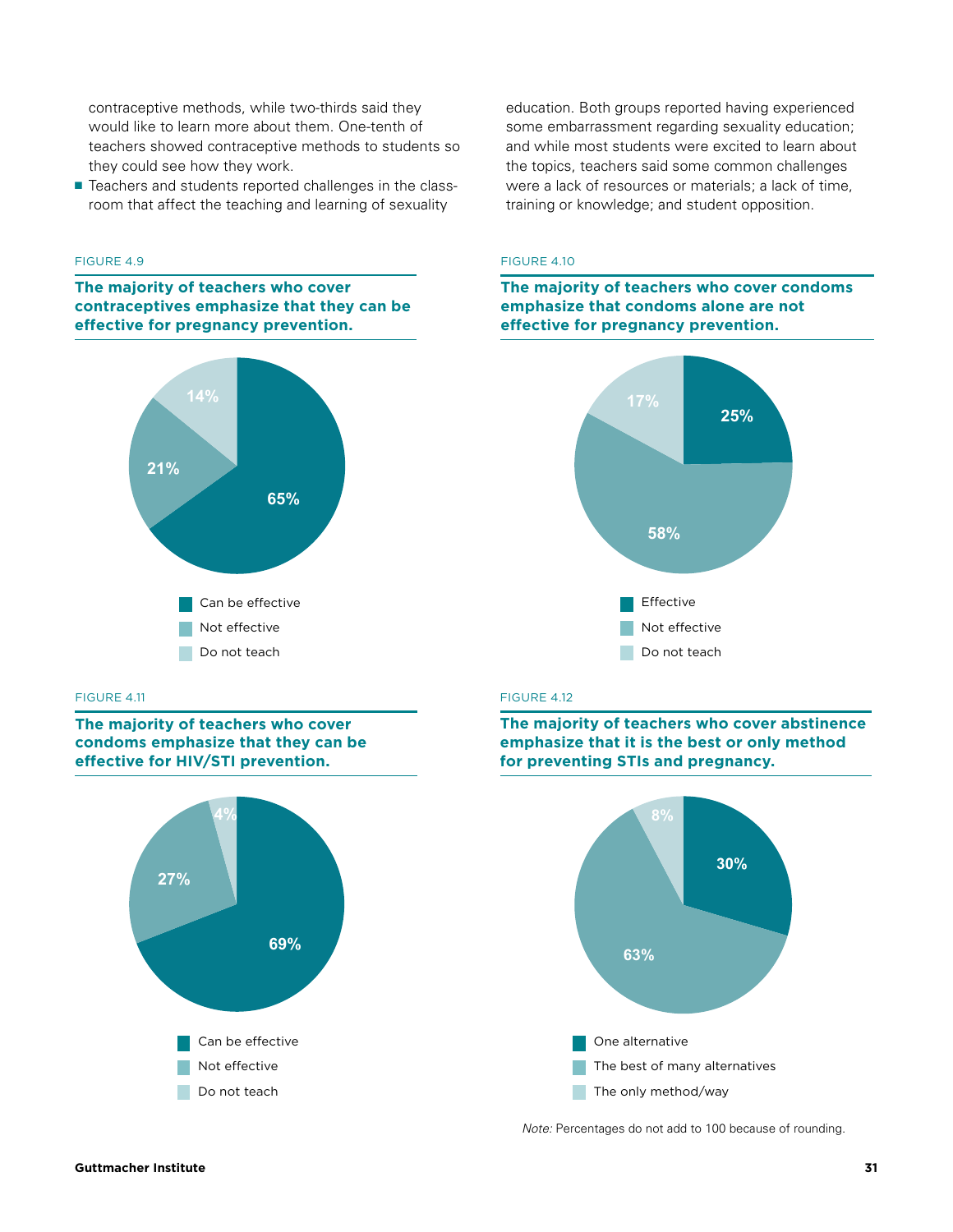contraceptive methods, while two-thirds said they would like to learn more about them. One-tenth of teachers showed contraceptive methods to students so they could see how they work.

- Teachers and students reported challenges in the classroom that affect the teaching and learning of sexuality education. Both groups reported having experienced some embarrassment regarding sexuality education; and while most students were excited to learn about the topics, teachers said some common challenges were a lack of resources or materials; a lack of time, training or knowledge; and student opposition.

FIGURE 4.9

**The majority of teachers who cover contraceptives emphasize that they can be effective for pregnancy prevention.**

| Response | % |
| --- | --- |
| Can be effective | 65% |
| Not effective | 21% |
| Do not teach | 14% |

FIGURE 4.10

**The majority of teachers who cover condoms emphasize that condoms alone are not effective for pregnancy prevention.**

| Response | % |
| --- | --- |
| Effective | 25% |
| Not effective | 58% |
| Do not teach | 17% |

FIGURE 4.11

**The majority of teachers who cover condoms emphasize that they can be effective for HIV/STI prevention.**

| Response | % |
| --- | --- |
| Can be effective | 69% |
| Not effective | 27% |
| Do not teach | 4% |

FIGURE 4.12

**The majority of teachers who cover abstinence emphasize that it is the best or only method for preventing STIs and pregnancy.**

| Response | % |
| --- | --- |
| One alternative | 30% |
| The best of many alternatives | 63% |
| The only method/way | 8% |

*Note:* Percentages do not add to 100 because of rounding.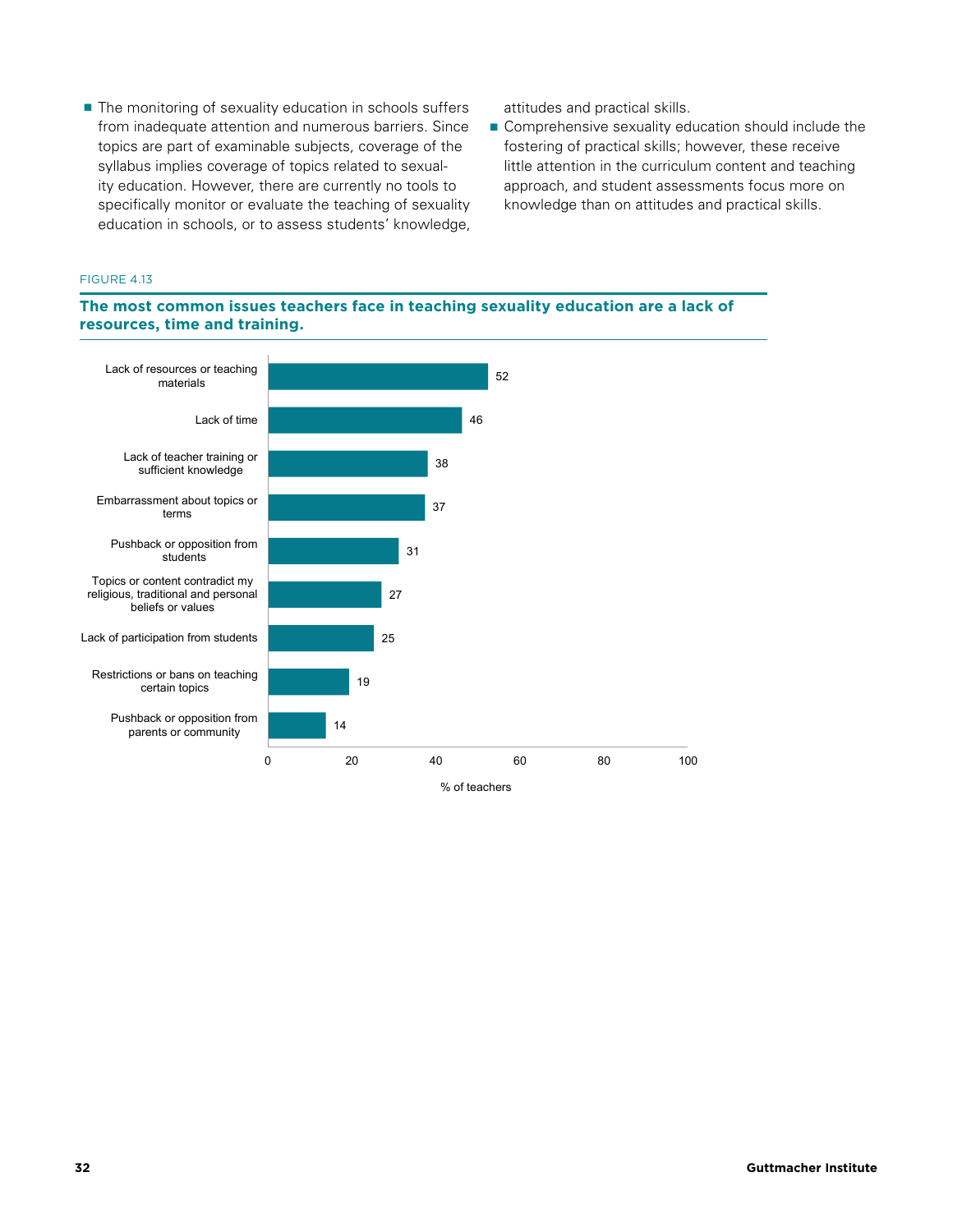- The monitoring of sexuality education in schools suffers from inadequate attention and numerous barriers. Since topics are part of examinable subjects, coverage of the syllabus implies coverage of topics related to sexuality education. However, there are currently no tools to specifically monitor or evaluate the teaching of sexuality education in schools, or to assess students' knowledge, attitudes and practical skills.
- Comprehensive sexuality education should include the fostering of practical skills; however, these receive little attention in the curriculum content and teaching approach, and student assessments focus more on knowledge than on attitudes and practical skills.

FIGURE 4.13

**The most common issues teachers face in teaching sexuality education are a lack of resources, time and training.**

| Issue | % of teachers |
|---|---|
| Lack of resources or teaching materials | 52 |
| Lack of time | 46 |
| Lack of teacher training or sufficient knowledge | 38 |
| Embarrassment about topics or terms | 37 |
| Pushback or opposition from students | 31 |
| Topics or content contradict my religious, traditional and personal beliefs or values | 27 |
| Lack of participation from students | 25 |
| Restrictions or bans on teaching certain topics | 19 |
| Pushback or opposition from parents or community | 14 |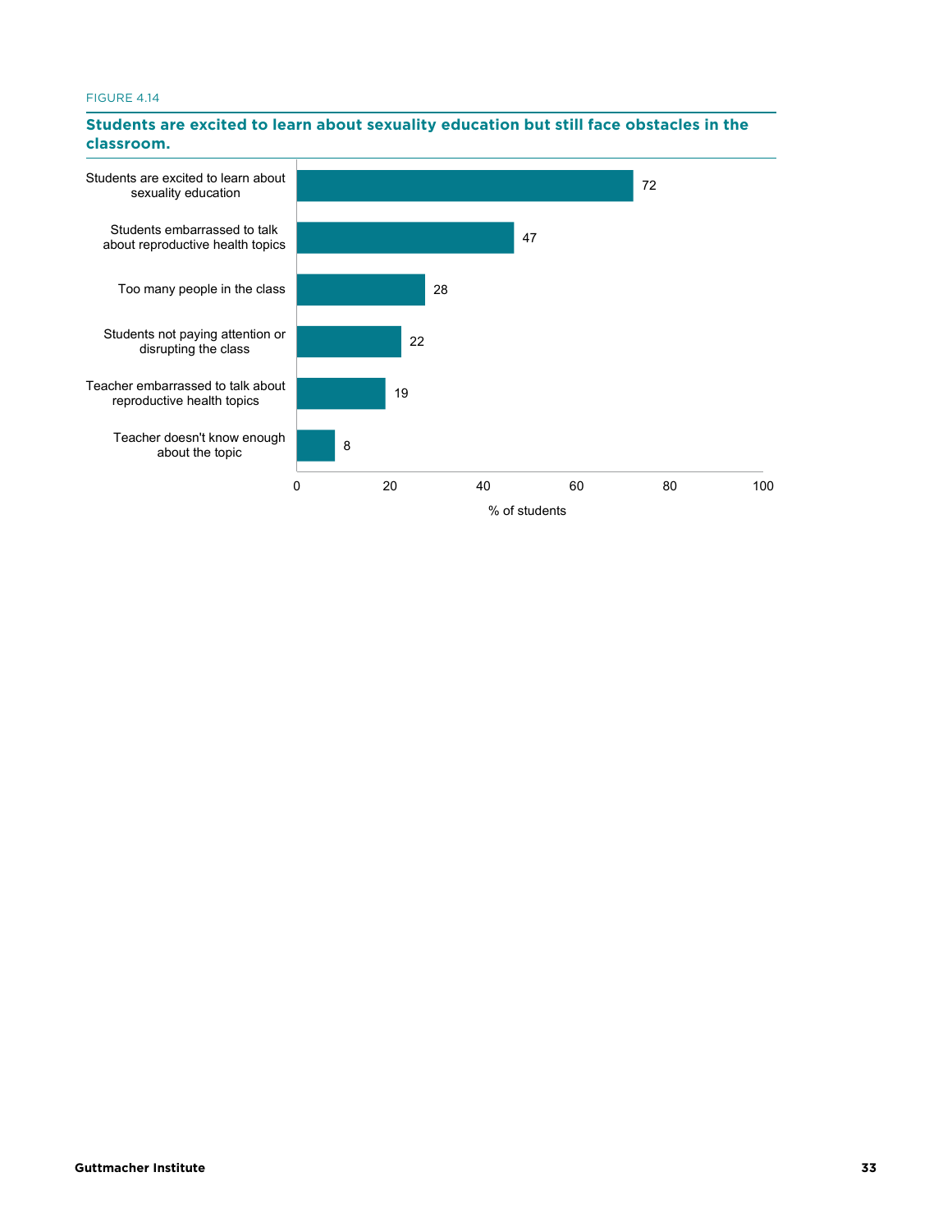FIGURE 4.14

**Students are excited to learn about sexuality education but still face obstacles in the classroom.**

| | % of students |
|---|---|
| Students are excited to learn about sexuality education | 72 |
| Students embarrassed to talk about reproductive health topics | 47 |
| Too many people in the class | 28 |
| Students not paying attention or disrupting the class | 22 |
| Teacher embarrassed to talk about reproductive health topics | 19 |
| Teacher doesn't know enough about the topic | 8 |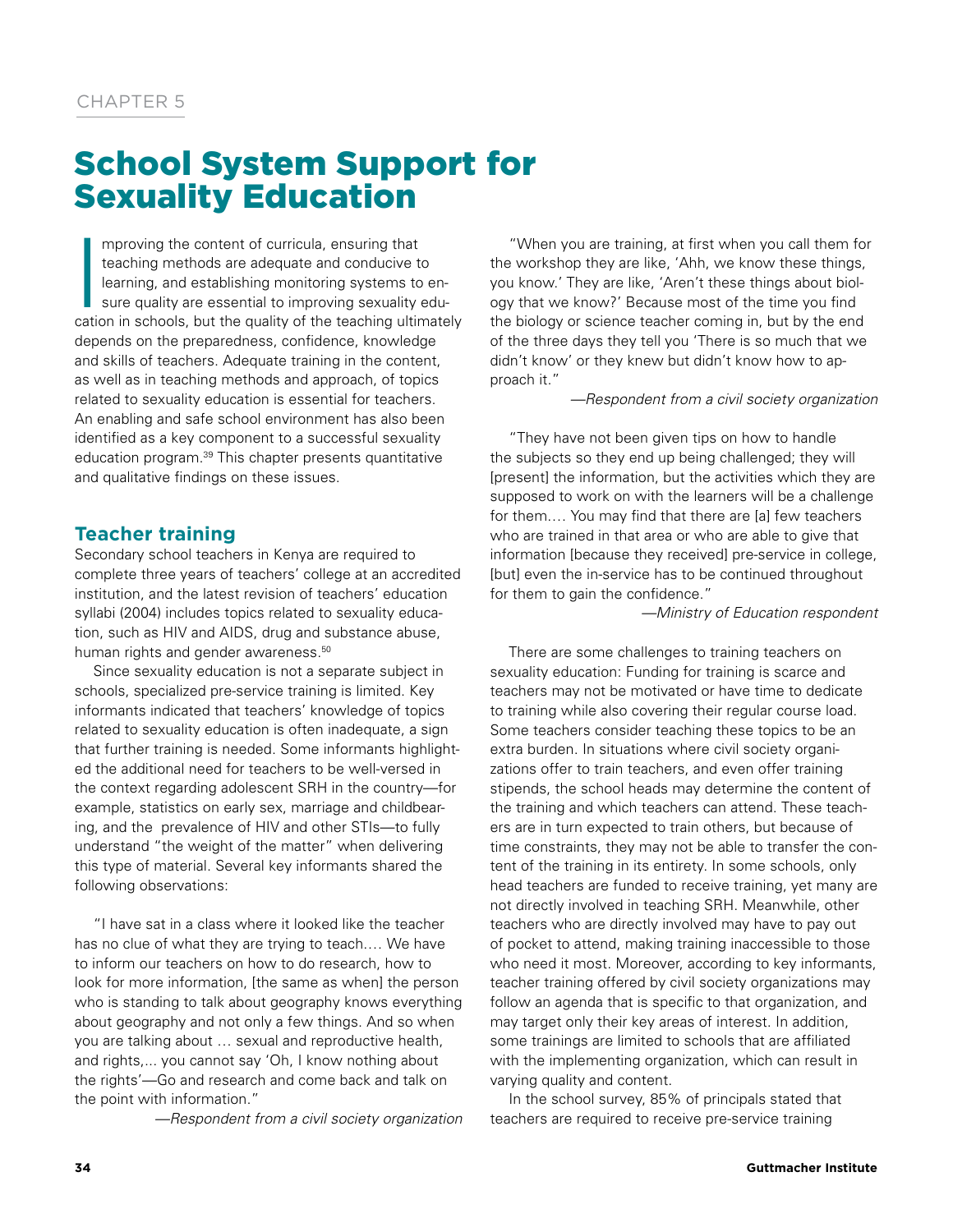CHAPTER 5

# School System Support for Sexuality Education

Improving the content of curricula, ensuring that teaching methods are adequate and conducive to learning, and establishing monitoring systems to ensure quality are essential to improving sexuality education in schools, but the quality of the teaching ultimately depends on the preparedness, confidence, knowledge and skills of teachers. Adequate training in the content, as well as in teaching methods and approach, of topics related to sexuality education is essential for teachers. An enabling and safe school environment has also been identified as a key component to a successful sexuality education program.[39] This chapter presents quantitative and qualitative findings on these issues.

## Teacher training

Secondary school teachers in Kenya are required to complete three years of teachers' college at an accredited institution, and the latest revision of teachers' education syllabi (2004) includes topics related to sexuality education, such as HIV and AIDS, drug and substance abuse, human rights and gender awareness.[50]

Since sexuality education is not a separate subject in schools, specialized pre-service training is limited. Key informants indicated that teachers' knowledge of topics related to sexuality education is often inadequate, a sign that further training is needed. Some informants highlighted the additional need for teachers to be well-versed in the context regarding adolescent SRH in the country—for example, statistics on early sex, marriage and childbearing, and the prevalence of HIV and other STIs—to fully understand "the weight of the matter" when delivering this type of material. Several key informants shared the following observations:

"I have sat in a class where it looked like the teacher has no clue of what they are trying to teach.... We have to inform our teachers on how to do research, how to look for more information, [the same as when] the person who is standing to talk about geography knows everything about geography and not only a few things. And so when you are talking about … sexual and reproductive health, and rights,... you cannot say 'Oh, I know nothing about the rights'—Go and research and come back and talk on the point with information."

—*Respondent from a civil society organization*

"When you are training, at first when you call them for the workshop they are like, 'Ahh, we know these things, you know.' They are like, 'Aren't these things about biology that we know?' Because most of the time you find the biology or science teacher coming in, but by the end of the three days they tell you 'There is so much that we didn't know' or they knew but didn't know how to approach it."

—*Respondent from a civil society organization*

"They have not been given tips on how to handle the subjects so they end up being challenged; they will [present] the information, but the activities which they are supposed to work on with the learners will be a challenge for them.... You may find that there are [a] few teachers who are trained in that area or who are able to give that information [because they received] pre-service in college, [but] even the in-service has to be continued throughout for them to gain the confidence."

—*Ministry of Education respondent*

There are some challenges to training teachers on sexuality education: Funding for training is scarce and teachers may not be motivated or have time to dedicate to training while also covering their regular course load. Some teachers consider teaching these topics to be an extra burden. In situations where civil society organizations offer to train teachers, and even offer training stipends, the school heads may determine the content of the training and which teachers can attend. These teachers are in turn expected to train others, but because of time constraints, they may not be able to transfer the content of the training in its entirety. In some schools, only head teachers are funded to receive training, yet many are not directly involved in teaching SRH. Meanwhile, other teachers who are directly involved may have to pay out of pocket to attend, making training inaccessible to those who need it most. Moreover, according to key informants, teacher training offered by civil society organizations may follow an agenda that is specific to that organization, and may target only their key areas of interest. In addition, some trainings are limited to schools that are affiliated with the implementing organization, which can result in varying quality and content.

In the school survey, 85% of principals stated that teachers are required to receive pre-service training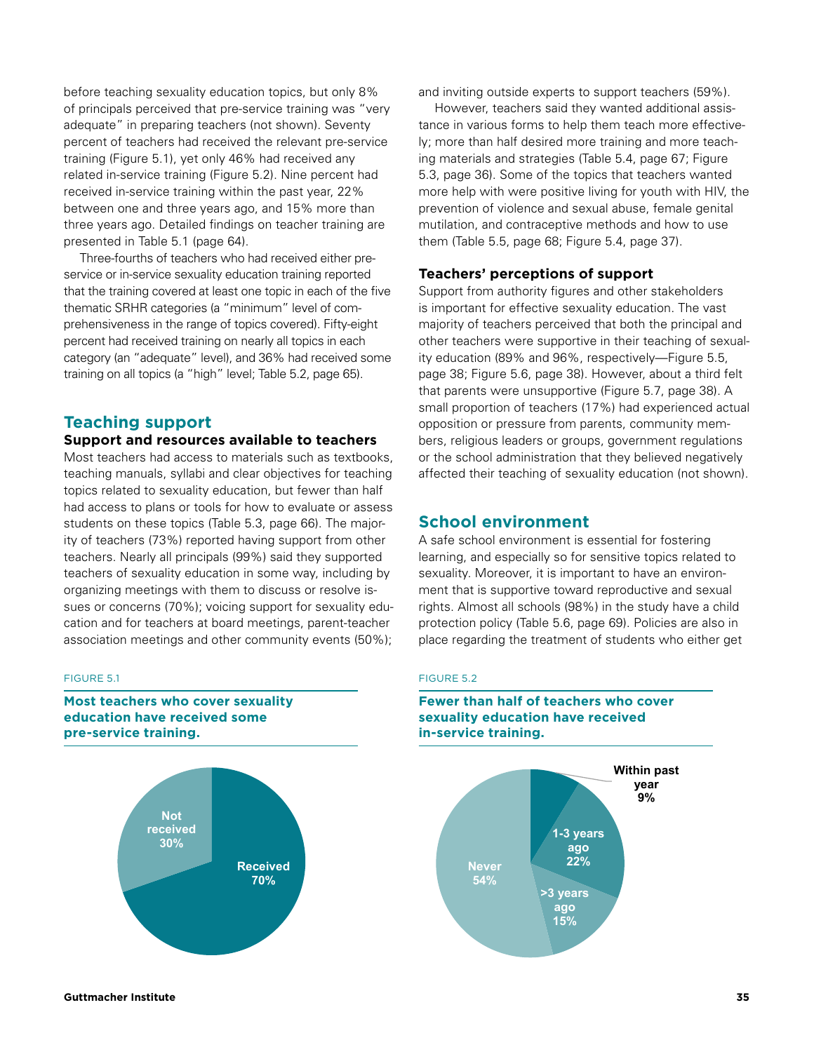before teaching sexuality education topics, but only 8% of principals perceived that pre-service training was "very adequate" in preparing teachers (not shown). Seventy percent of teachers had received the relevant pre-service training (Figure 5.1), yet only 46% had received any related in-service training (Figure 5.2). Nine percent had received in-service training within the past year, 22% between one and three years ago, and 15% more than three years ago. Detailed findings on teacher training are presented in Table 5.1 (page 64).

Three-fourths of teachers who had received either pre-service or in-service sexuality education training reported that the training covered at least one topic in each of the five thematic SRHR categories (a "minimum" level of comprehensiveness in the range of topics covered). Fifty-eight percent had received training on nearly all topics in each category (an "adequate" level), and 36% had received some training on all topics (a "high" level; Table 5.2, page 65).

## Teaching support

### Support and resources available to teachers

Most teachers had access to materials such as textbooks, teaching manuals, syllabi and clear objectives for teaching topics related to sexuality education, but fewer than half had access to plans or tools for how to evaluate or assess students on these topics (Table 5.3, page 66). The majority of teachers (73%) reported having support from other teachers. Nearly all principals (99%) said they supported teachers of sexuality education in some way, including by organizing meetings with them to discuss or resolve issues or concerns (70%); voicing support for sexuality education and for teachers at board meetings, parent-teacher association meetings and other community events (50%); and inviting outside experts to support teachers (59%).

However, teachers said they wanted additional assistance in various forms to help them teach more effectively; more than half desired more training and more teaching materials and strategies (Table 5.4, page 67; Figure 5.3, page 36). Some of the topics that teachers wanted more help with were positive living for youth with HIV, the prevention of violence and sexual abuse, female genital mutilation, and contraceptive methods and how to use them (Table 5.5, page 68; Figure 5.4, page 37).

### Teachers' perceptions of support

Support from authority figures and other stakeholders is important for effective sexuality education. The vast majority of teachers perceived that both the principal and other teachers were supportive in their teaching of sexuality education (89% and 96%, respectively—Figure 5.5, page 38; Figure 5.6, page 38). However, about a third felt that parents were unsupportive (Figure 5.7, page 38). A small proportion of teachers (17%) had experienced actual opposition or pressure from parents, community members, religious leaders or groups, government regulations or the school administration that they believed negatively affected their teaching of sexuality education (not shown).

## School environment

A safe school environment is essential for fostering learning, and especially so for sensitive topics related to sexuality. Moreover, it is important to have an environment that is supportive toward reproductive and sexual rights. Almost all schools (98%) in the study have a child protection policy (Table 5.6, page 69). Policies are also in place regarding the treatment of students who either get

FIGURE 5.1

**Most teachers who cover sexuality education have received some pre-service training.**

| Pre-service training | % |
|---|---|
| Received | 70% |
| Not received | 30% |

FIGURE 5.2

**Fewer than half of teachers who cover sexuality education have received in-service training.**

| In-service training | % |
|---|---|
| Within past year | 9% |
| 1-3 years ago | 22% |
| >3 years ago | 15% |
| Never | 54% |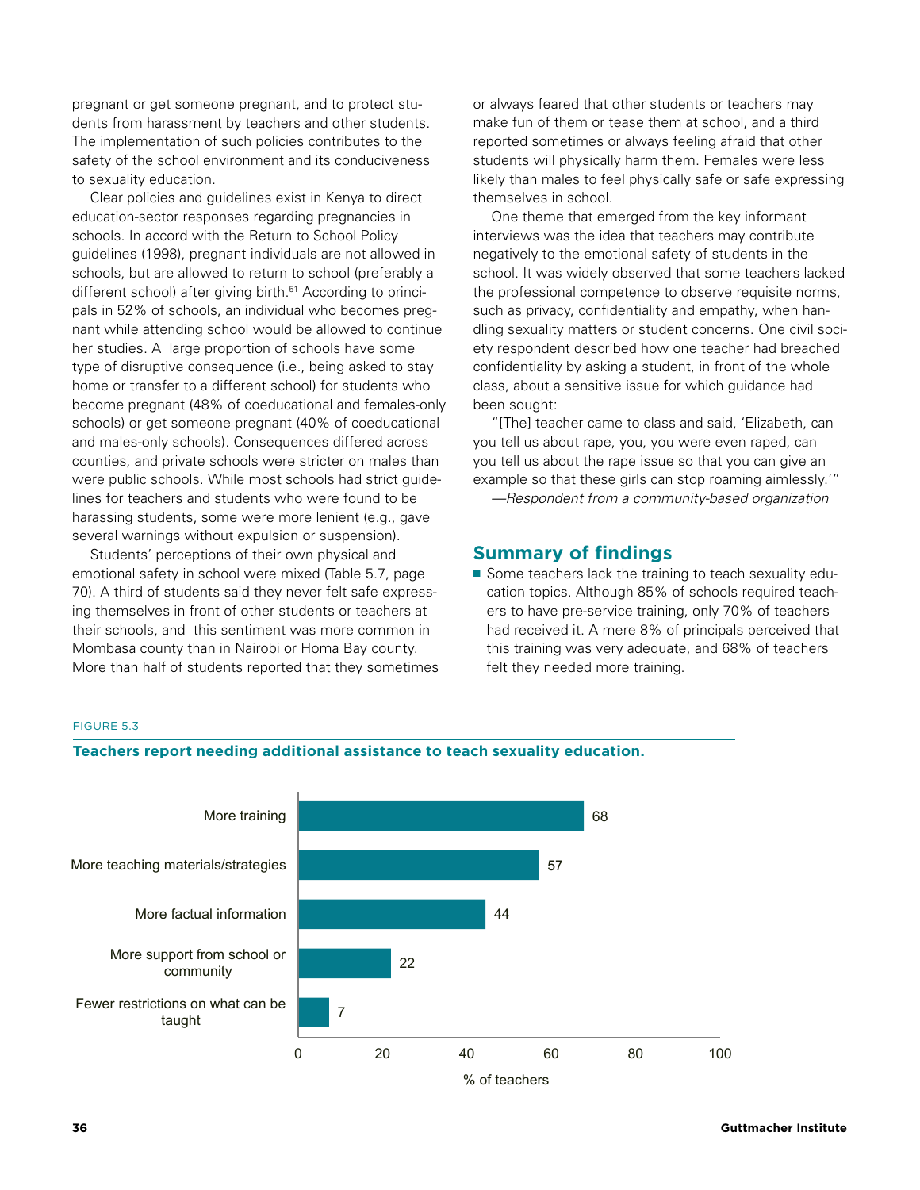pregnant or get someone pregnant, and to protect students from harassment by teachers and other students. The implementation of such policies contributes to the safety of the school environment and its conduciveness to sexuality education.

Clear policies and guidelines exist in Kenya to direct education-sector responses regarding pregnancies in schools. In accord with the Return to School Policy guidelines (1998), pregnant individuals are not allowed in schools, but are allowed to return to school (preferably a different school) after giving birth.[51] According to principals in 52% of schools, an individual who becomes pregnant while attending school would be allowed to continue her studies. A large proportion of schools have some type of disruptive consequence (i.e., being asked to stay home or transfer to a different school) for students who become pregnant (48% of coeducational and females-only schools) or get someone pregnant (40% of coeducational and males-only schools). Consequences differed across counties, and private schools were stricter on males than were public schools. While most schools had strict guidelines for teachers and students who were found to be harassing students, some were more lenient (e.g., gave several warnings without expulsion or suspension).

Students' perceptions of their own physical and emotional safety in school were mixed (Table 5.7, page 70). A third of students said they never felt safe expressing themselves in front of other students or teachers at their schools, and this sentiment was more common in Mombasa county than in Nairobi or Homa Bay county. More than half of students reported that they sometimes or always feared that other students or teachers may make fun of them or tease them at school, and a third reported sometimes or always feeling afraid that other students will physically harm them. Females were less likely than males to feel physically safe or safe expressing themselves in school.

One theme that emerged from the key informant interviews was the idea that teachers may contribute negatively to the emotional safety of students in the school. It was widely observed that some teachers lacked the professional competence to observe requisite norms, such as privacy, confidentiality and empathy, when handling sexuality matters or student concerns. One civil society respondent described how one teacher had breached confidentiality by asking a student, in front of the whole class, about a sensitive issue for which guidance had been sought:

"[The] teacher came to class and said, 'Elizabeth, can you tell us about rape, you, you were even raped, can you tell us about the rape issue so that you can give an example so that these girls can stop roaming aimlessly.'"

—*Respondent from a community-based organization*

## Summary of findings

- Some teachers lack the training to teach sexuality education topics. Although 85% of schools required teachers to have pre-service training, only 70% of teachers had received it. A mere 8% of principals perceived that this training was very adequate, and 68% of teachers felt they needed more training.

FIGURE 5.3

**Teachers report needing additional assistance to teach sexuality education.**

| | % of teachers |
|---|---|
| More training | 68 |
| More teaching materials/strategies | 57 |
| More factual information | 44 |
| More support from school or community | 22 |
| Fewer restrictions on what can be taught | 7 |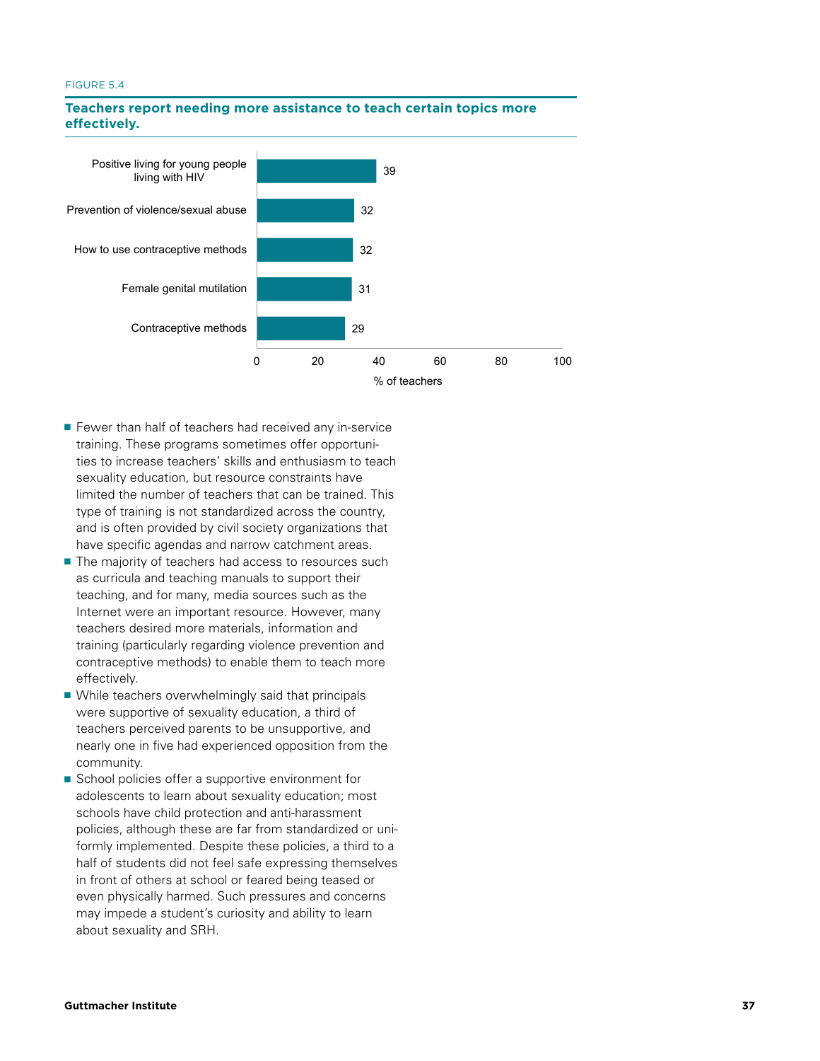FIGURE 5.4

**Teachers report needing more assistance to teach certain topics more effectively.**

| Topic | % of teachers |
| --- | --- |
| Positive living for young people living with HIV | 39 |
| Prevention of violence/sexual abuse | 32 |
| How to use contraceptive methods | 32 |
| Female genital mutilation | 31 |
| Contraceptive methods | 29 |

- Fewer than half of teachers had received any in-service training. These programs sometimes offer opportunities to increase teachers' skills and enthusiasm to teach sexuality education, but resource constraints have limited the number of teachers that can be trained. This type of training is not standardized across the country, and is often provided by civil society organizations that have specific agendas and narrow catchment areas.
- The majority of teachers had access to resources such as curricula and teaching manuals to support their teaching, and for many, media sources such as the Internet were an important resource. However, many teachers desired more materials, information and training (particularly regarding violence prevention and contraceptive methods) to enable them to teach more effectively.
- While teachers overwhelmingly said that principals were supportive of sexuality education, a third of teachers perceived parents to be unsupportive, and nearly one in five had experienced opposition from the community.
- School policies offer a supportive environment for adolescents to learn about sexuality education; most schools have child protection and anti-harassment policies, although these are far from standardized or uniformly implemented. Despite these policies, a third to a half of students did not feel safe expressing themselves in front of others at school or feared being teased or even physically harmed. Such pressures and concerns may impede a student's curiosity and ability to learn about sexuality and SRH.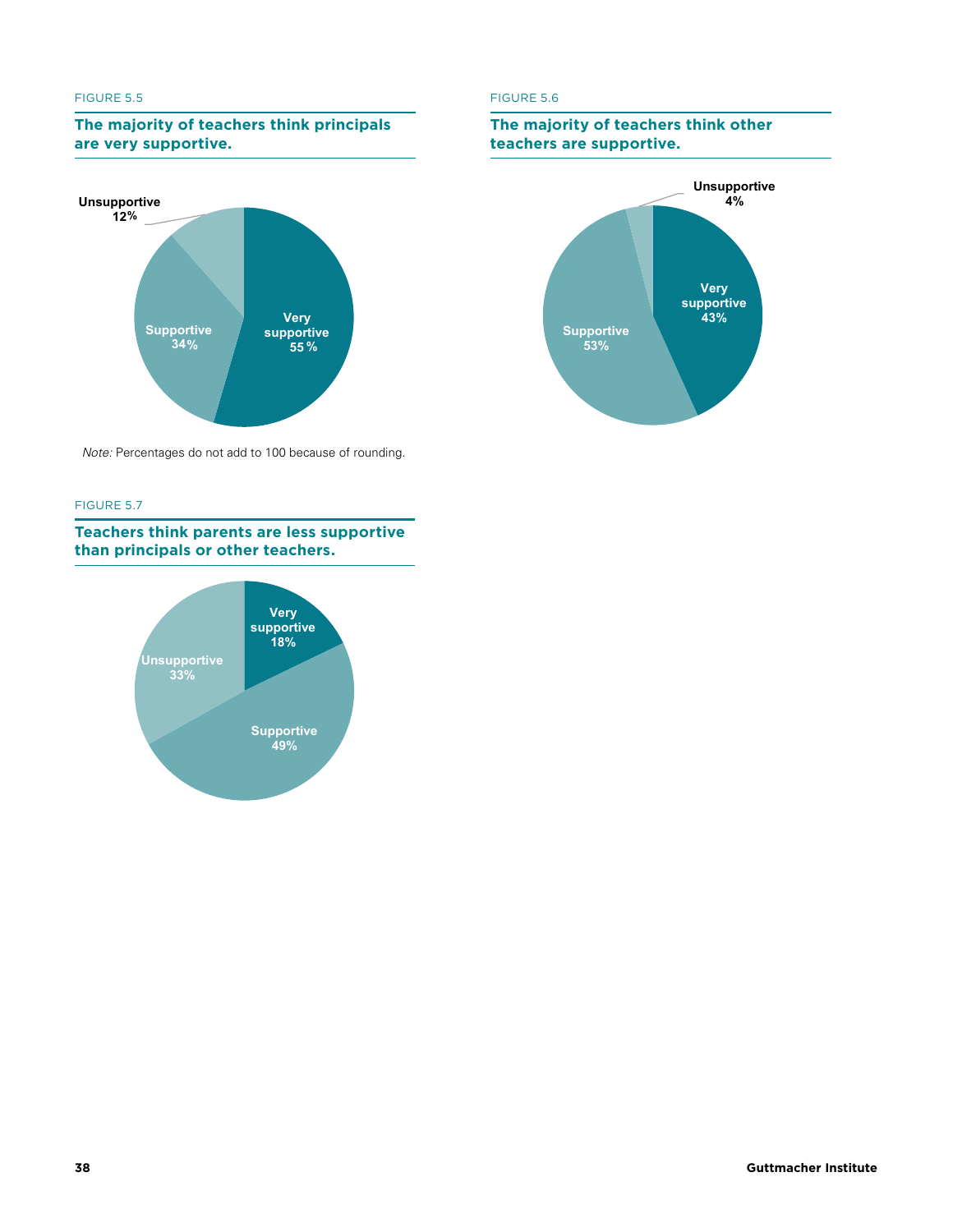FIGURE 5.5

**The majority of teachers think principals are very supportive.**

Unsupportive 12%

Supportive 34%

Very supportive 55 %

*Note:* Percentages do not add to 100 because of rounding.

FIGURE 5.6

**The majority of teachers think other teachers are supportive.**

Unsupportive 4%

Very supportive 43%

Supportive 53%

FIGURE 5.7

**Teachers think parents are less supportive than principals or other teachers.**

Very supportive 18%

Unsupportive 33%

Supportive 49%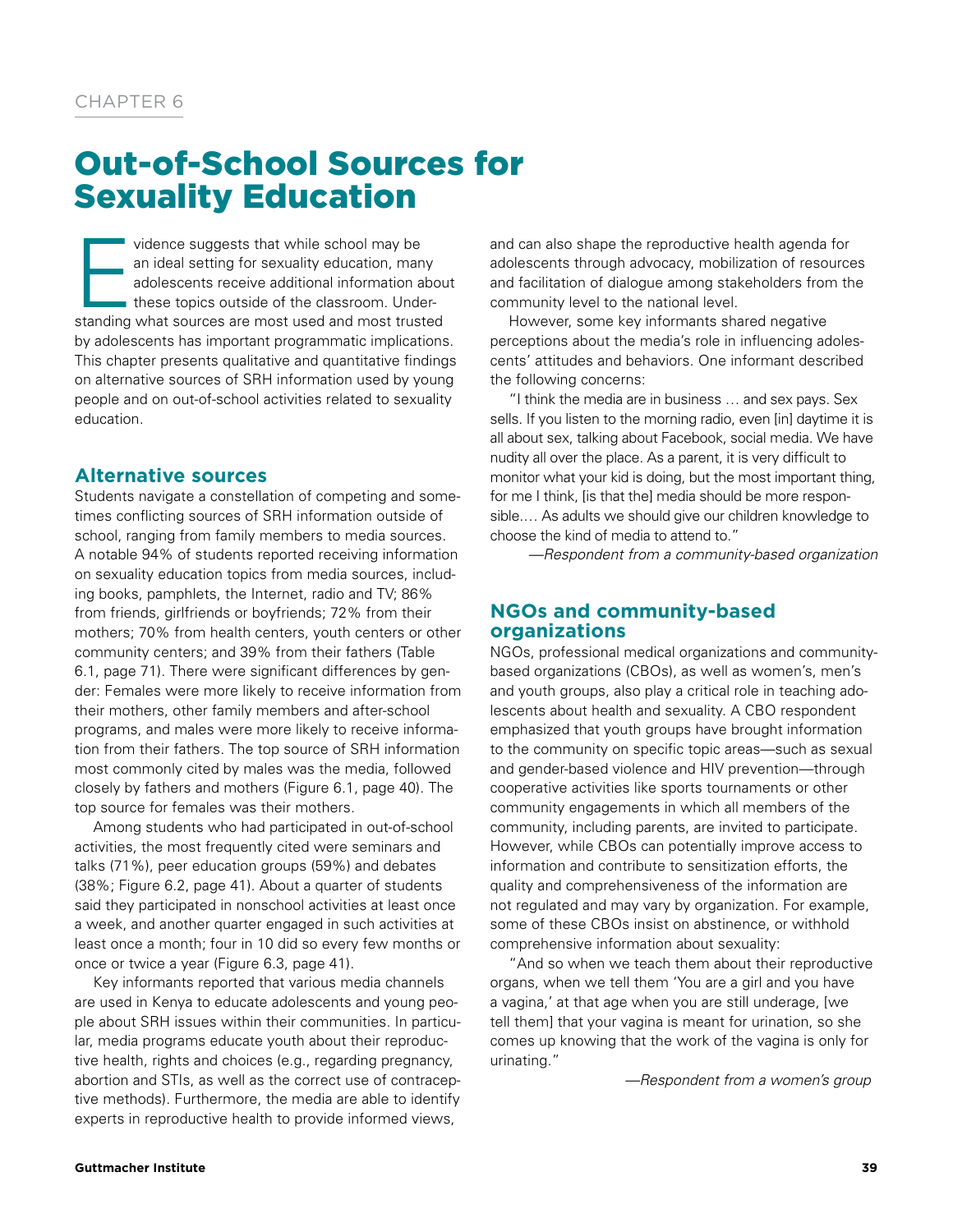CHAPTER 6

# Out-of-School Sources for Sexuality Education

Evidence suggests that while school may be an ideal setting for sexuality education, many adolescents receive additional information about these topics outside of the classroom. Understanding what sources are most used and most trusted by adolescents has important programmatic implications. This chapter presents qualitative and quantitative findings on alternative sources of SRH information used by young people and on out-of-school activities related to sexuality education.

## Alternative sources

Students navigate a constellation of competing and sometimes conflicting sources of SRH information outside of school, ranging from family members to media sources. A notable 94% of students reported receiving information on sexuality education topics from media sources, including books, pamphlets, the Internet, radio and TV; 86% from friends, girlfriends or boyfriends; 72% from their mothers; 70% from health centers, youth centers or other community centers; and 39% from their fathers (Table 6.1, page 71). There were significant differences by gender: Females were more likely to receive information from their mothers, other family members and after-school programs, and males were more likely to receive information from their fathers. The top source of SRH information most commonly cited by males was the media, followed closely by fathers and mothers (Figure 6.1, page 40). The top source for females was their mothers.

Among students who had participated in out-of-school activities, the most frequently cited were seminars and talks (71%), peer education groups (59%) and debates (38%; Figure 6.2, page 41). About a quarter of students said they participated in nonschool activities at least once a week, and another quarter engaged in such activities at least once a month; four in 10 did so every few months or once or twice a year (Figure 6.3, page 41).

Key informants reported that various media channels are used in Kenya to educate adolescents and young people about SRH issues within their communities. In particular, media programs educate youth about their reproductive health, rights and choices (e.g., regarding pregnancy, abortion and STIs, as well as the correct use of contraceptive methods). Furthermore, the media are able to identify experts in reproductive health to provide informed views, and can also shape the reproductive health agenda for adolescents through advocacy, mobilization of resources and facilitation of dialogue among stakeholders from the community level to the national level.

However, some key informants shared negative perceptions about the media's role in influencing adolescents' attitudes and behaviors. One informant described the following concerns:

"I think the media are in business … and sex pays. Sex sells. If you listen to the morning radio, even [in] daytime it is all about sex, talking about Facebook, social media. We have nudity all over the place. As a parent, it is very difficult to monitor what your kid is doing, but the most important thing, for me I think, [is that the] media should be more responsible.… As adults we should give our children knowledge to choose the kind of media to attend to."

*—Respondent from a community-based organization*

## NGOs and community-based organizations

NGOs, professional medical organizations and community-based organizations (CBOs), as well as women's, men's and youth groups, also play a critical role in teaching adolescents about health and sexuality. A CBO respondent emphasized that youth groups have brought information to the community on specific topic areas—such as sexual and gender-based violence and HIV prevention—through cooperative activities like sports tournaments or other community engagements in which all members of the community, including parents, are invited to participate. However, while CBOs can potentially improve access to information and contribute to sensitization efforts, the quality and comprehensiveness of the information are not regulated and may vary by organization. For example, some of these CBOs insist on abstinence, or withhold comprehensive information about sexuality:

"And so when we teach them about their reproductive organs, when we tell them 'You are a girl and you have a vagina,' at that age when you are still underage, [we tell them] that your vagina is meant for urination, so she comes up knowing that the work of the vagina is only for urinating."

*—Respondent from a women's group*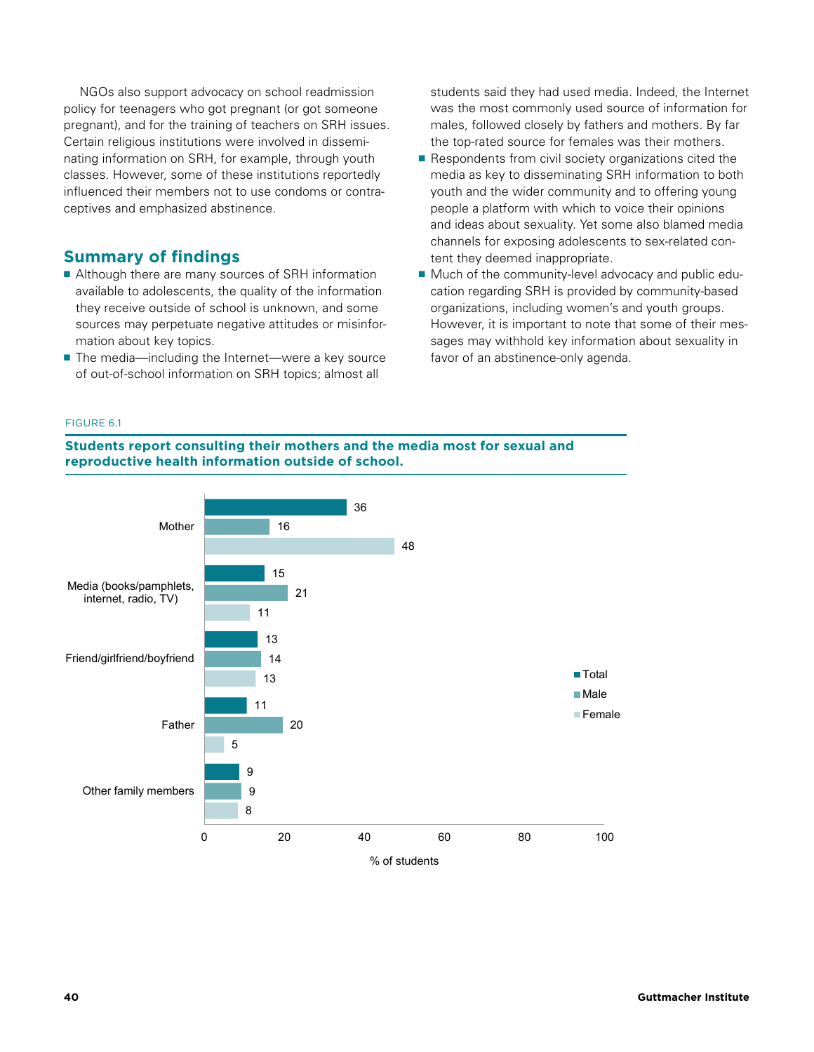NGOs also support advocacy on school readmission policy for teenagers who got pregnant (or got someone pregnant), and for the training of teachers on SRH issues. Certain religious institutions were involved in disseminating information on SRH, for example, through youth classes. However, some of these institutions reportedly influenced their members not to use condoms or contraceptives and emphasized abstinence.

## Summary of findings

- Although there are many sources of SRH information available to adolescents, the quality of the information they receive outside of school is unknown, and some sources may perpetuate negative attitudes or misinformation about key topics.
- The media—including the Internet—were a key source of out-of-school information on SRH topics; almost all students said they had used media. Indeed, the Internet was the most commonly used source of information for males, followed closely by fathers and mothers. By far the top-rated source for females was their mothers.
- Respondents from civil society organizations cited the media as key to disseminating SRH information to both youth and the wider community and to offering young people a platform with which to voice their opinions and ideas about sexuality. Yet some also blamed media channels for exposing adolescents to sex-related content they deemed inappropriate.
- Much of the community-level advocacy and public education regarding SRH is provided by community-based organizations, including women's and youth groups. However, it is important to note that some of their messages may withhold key information about sexuality in favor of an abstinence-only agenda.

FIGURE 6.1

**Students report consulting their mothers and the media most for sexual and reproductive health information outside of school.**

| Source | Total | Male | Female |
|---|---|---|---|
| Mother | 36 | 16 | 48 |
| Media (books/pamphlets, internet, radio, TV) | 15 | 21 | 11 |
| Friend/girlfriend/boyfriend | 13 | 14 | 13 |
| Father | 11 | 20 | 5 |
| Other family members | 9 | 9 | 8 |

% of students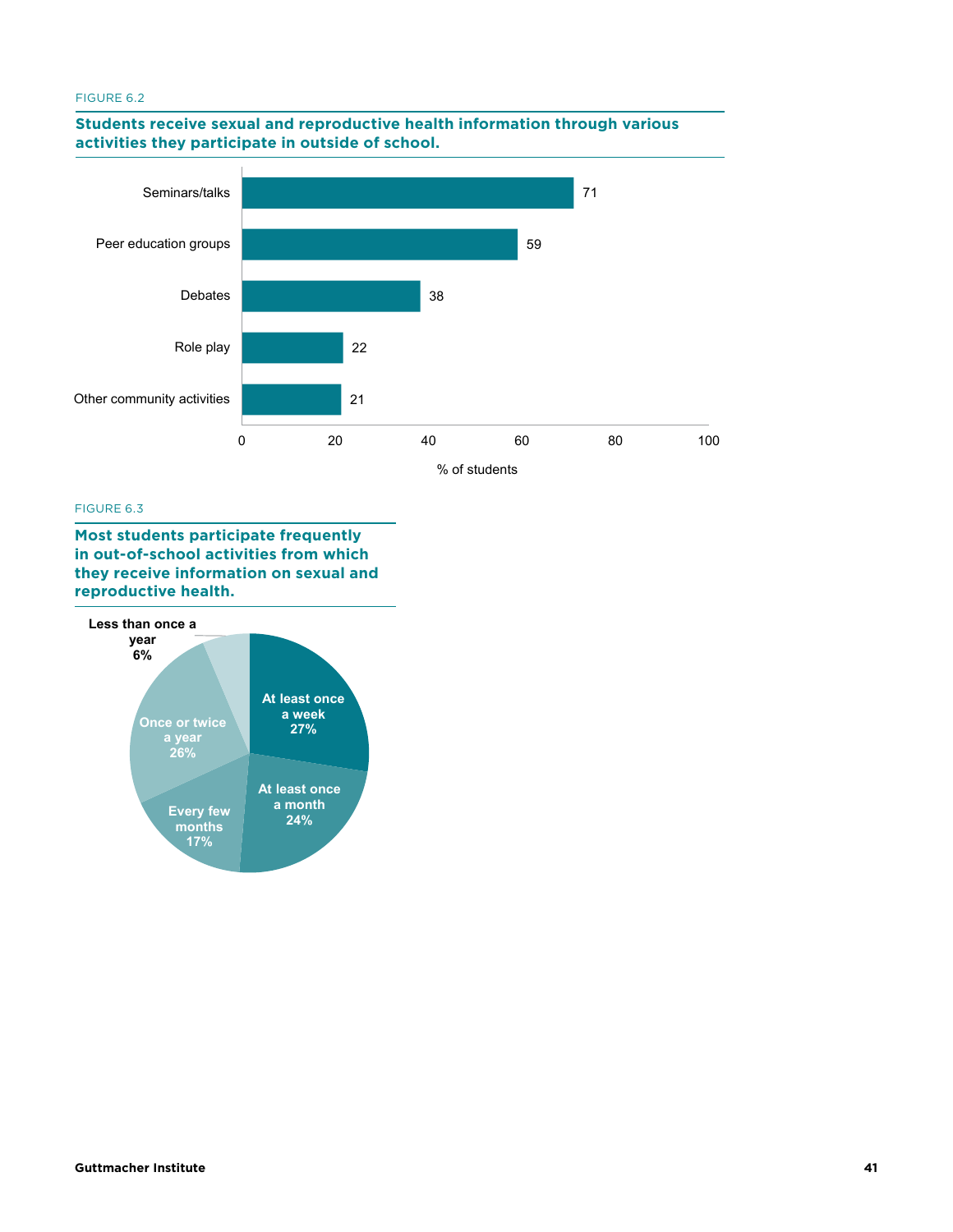FIGURE 6.2

**Students receive sexual and reproductive health information through various activities they participate in outside of school.**

| Activity | % of students |
|---|---|
| Seminars/talks | 71 |
| Peer education groups | 59 |
| Debates | 38 |
| Role play | 22 |
| Other community activities | 21 |

FIGURE 6.3

**Most students participate frequently in out-of-school activities from which they receive information on sexual and reproductive health.**

| Frequency | % |
|---|---|
| At least once a week | 27% |
| At least once a month | 24% |
| Every few months | 17% |
| Once or twice a year | 26% |
| Less than once a year | 6% |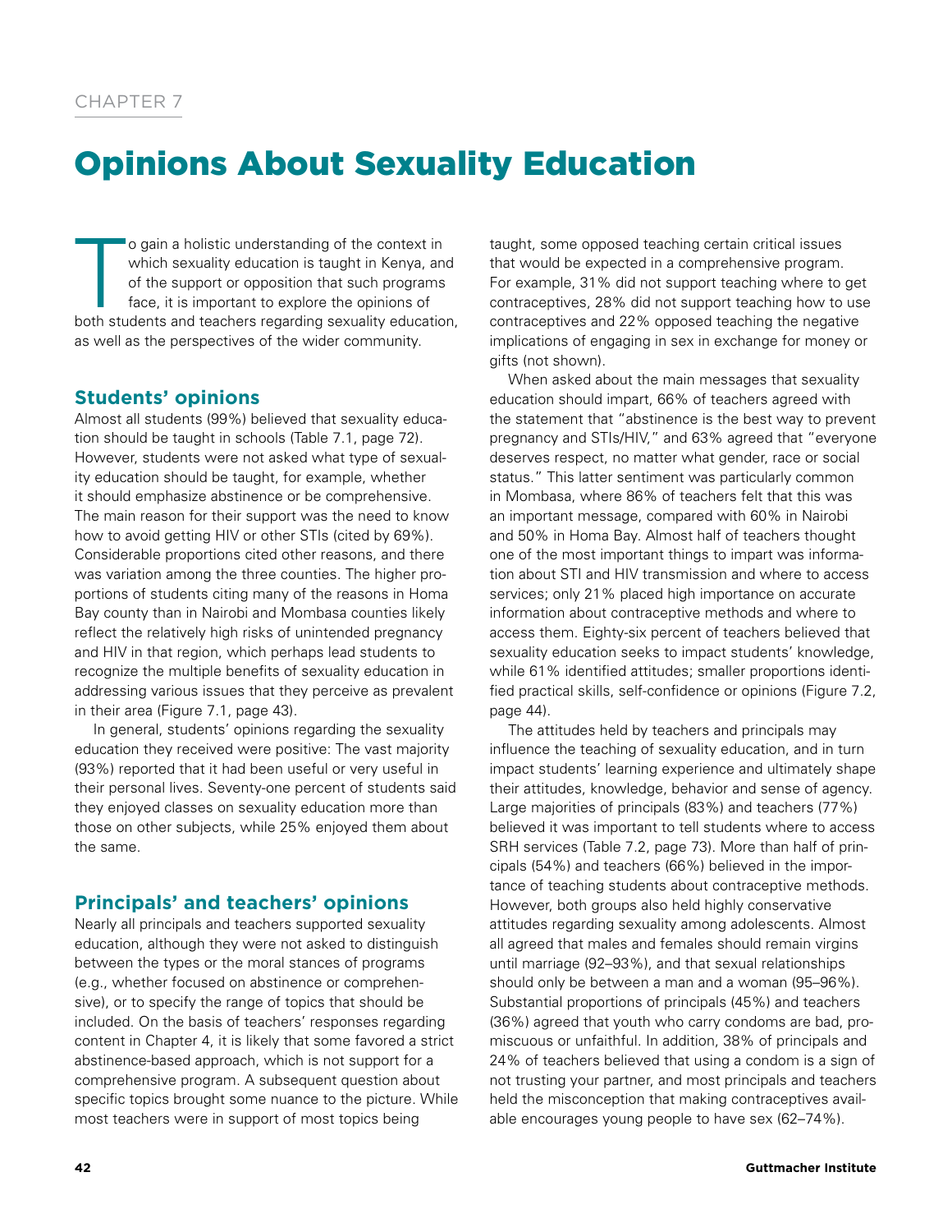CHAPTER 7

# Opinions About Sexuality Education

To gain a holistic understanding of the context in which sexuality education is taught in Kenya, and of the support or opposition that such programs face, it is important to explore the opinions of both students and teachers regarding sexuality education, as well as the perspectives of the wider community.

## Students' opinions

Almost all students (99%) believed that sexuality education should be taught in schools (Table 7.1, page 72). However, students were not asked what type of sexuality education should be taught, for example, whether it should emphasize abstinence or be comprehensive. The main reason for their support was the need to know how to avoid getting HIV or other STIs (cited by 69%). Considerable proportions cited other reasons, and there was variation among the three counties. The higher proportions of students citing many of the reasons in Homa Bay county than in Nairobi and Mombasa counties likely reflect the relatively high risks of unintended pregnancy and HIV in that region, which perhaps lead students to recognize the multiple benefits of sexuality education in addressing various issues that they perceive as prevalent in their area (Figure 7.1, page 43).

In general, students' opinions regarding the sexuality education they received were positive: The vast majority (93%) reported that it had been useful or very useful in their personal lives. Seventy-one percent of students said they enjoyed classes on sexuality education more than those on other subjects, while 25% enjoyed them about the same.

## Principals' and teachers' opinions

Nearly all principals and teachers supported sexuality education, although they were not asked to distinguish between the types or the moral stances of programs (e.g., whether focused on abstinence or comprehensive), or to specify the range of topics that should be included. On the basis of teachers' responses regarding content in Chapter 4, it is likely that some favored a strict abstinence-based approach, which is not support for a comprehensive program. A subsequent question about specific topics brought some nuance to the picture. While most teachers were in support of most topics being taught, some opposed teaching certain critical issues that would be expected in a comprehensive program. For example, 31% did not support teaching where to get contraceptives, 28% did not support teaching how to use contraceptives and 22% opposed teaching the negative implications of engaging in sex in exchange for money or gifts (not shown).

When asked about the main messages that sexuality education should impart, 66% of teachers agreed with the statement that "abstinence is the best way to prevent pregnancy and STIs/HIV," and 63% agreed that "everyone deserves respect, no matter what gender, race or social status." This latter sentiment was particularly common in Mombasa, where 86% of teachers felt that this was an important message, compared with 60% in Nairobi and 50% in Homa Bay. Almost half of teachers thought one of the most important things to impart was information about STI and HIV transmission and where to access services; only 21% placed high importance on accurate information about contraceptive methods and where to access them. Eighty-six percent of teachers believed that sexuality education seeks to impact students' knowledge, while 61% identified attitudes; smaller proportions identified practical skills, self-confidence or opinions (Figure 7.2, page 44).

The attitudes held by teachers and principals may influence the teaching of sexuality education, and in turn impact students' learning experience and ultimately shape their attitudes, knowledge, behavior and sense of agency. Large majorities of principals (83%) and teachers (77%) believed it was important to tell students where to access SRH services (Table 7.2, page 73). More than half of principals (54%) and teachers (66%) believed in the importance of teaching students about contraceptive methods. However, both groups also held highly conservative attitudes regarding sexuality among adolescents. Almost all agreed that males and females should remain virgins until marriage (92–93%), and that sexual relationships should only be between a man and a woman (95–96%). Substantial proportions of principals (45%) and teachers (36%) agreed that youth who carry condoms are bad, promiscuous or unfaithful. In addition, 38% of principals and 24% of teachers believed that using a condom is a sign of not trusting your partner, and most principals and teachers held the misconception that making contraceptives available encourages young people to have sex (62–74%).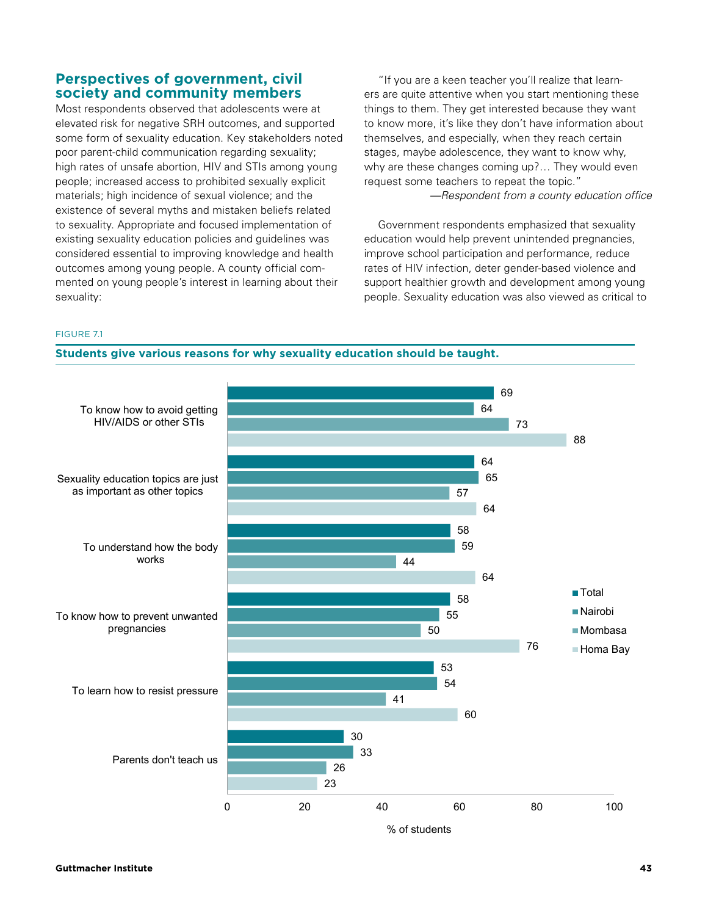## Perspectives of government, civil society and community members

Most respondents observed that adolescents were at elevated risk for negative SRH outcomes, and supported some form of sexuality education. Key stakeholders noted poor parent-child communication regarding sexuality; high rates of unsafe abortion, HIV and STIs among young people; increased access to prohibited sexually explicit materials; high incidence of sexual violence; and the existence of several myths and mistaken beliefs related to sexuality. Appropriate and focused implementation of existing sexuality education policies and guidelines was considered essential to improving knowledge and health outcomes among young people. A county official commented on young people's interest in learning about their sexuality:

"If you are a keen teacher you'll realize that learners are quite attentive when you start mentioning these things to them. They get interested because they want to know more, it's like they don't have information about themselves, and especially, when they reach certain stages, maybe adolescence, they want to know why, why are these changes coming up?… They would even request some teachers to repeat the topic."

*—Respondent from a county education office*

Government respondents emphasized that sexuality education would help prevent unintended pregnancies, improve school participation and performance, reduce rates of HIV infection, deter gender-based violence and support healthier growth and development among young people. Sexuality education was also viewed as critical to

FIGURE 7.1

**Students give various reasons for why sexuality education should be taught.**

| Reason (% of students) | Total | Nairobi | Mombasa | Homa Bay |
|---|---|---|---|---|
| To know how to avoid getting HIV/AIDS or other STIs | 69 | 64 | 73 | 88 |
| Sexuality education topics are just as important as other topics | 64 | 65 | 57 | 64 |
| To understand how the body works | 58 | 59 | 44 | 64 |
| To know how to prevent unwanted pregnancies | 58 | 55 | 50 | 76 |
| To learn how to resist pressure | 53 | 54 | 41 | 60 |
| Parents don't teach us | 30 | 33 | 26 | 23 |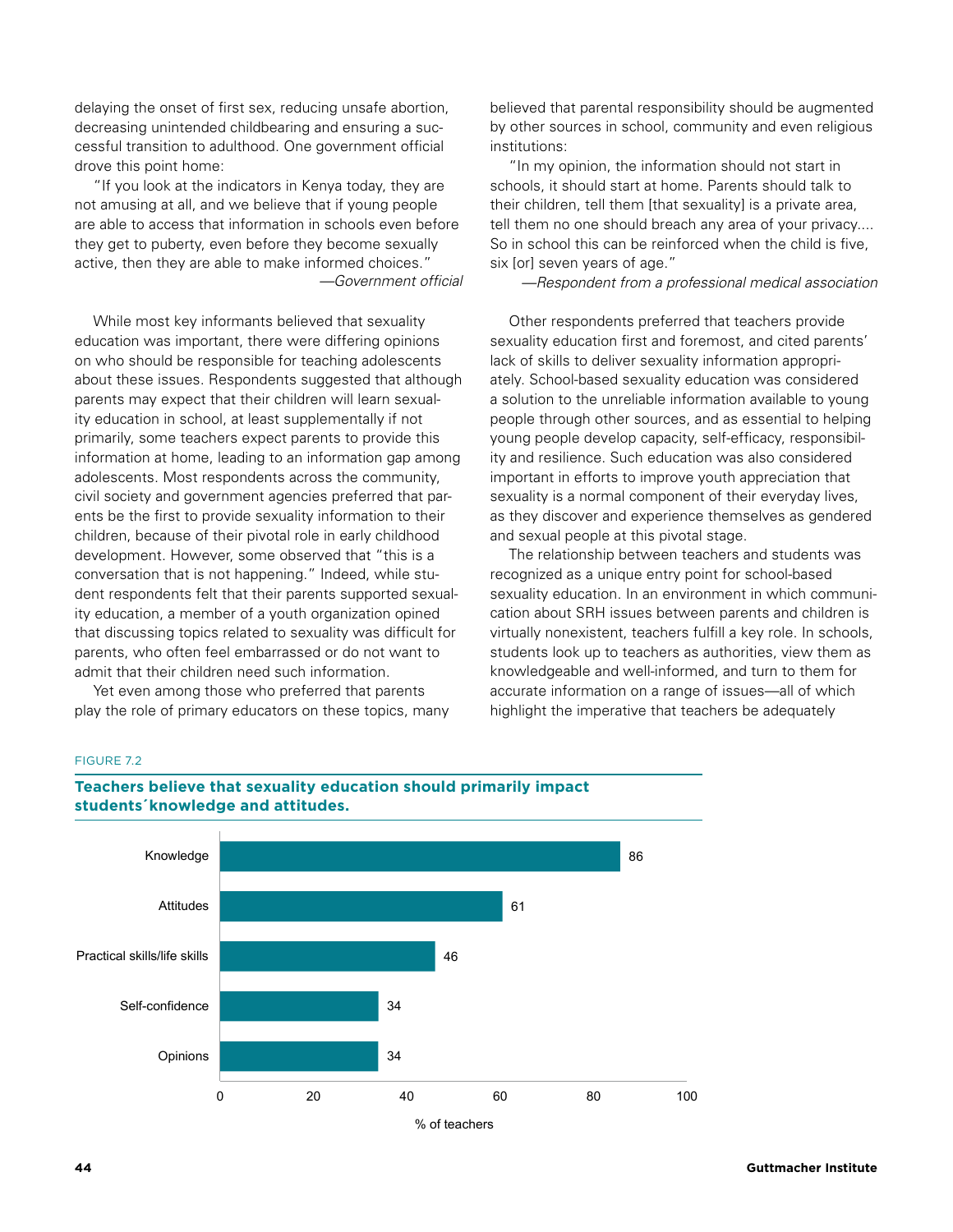delaying the onset of first sex, reducing unsafe abortion, decreasing unintended childbearing and ensuring a successful transition to adulthood. One government official drove this point home:

"If you look at the indicators in Kenya today, they are not amusing at all, and we believe that if young people are able to access that information in schools even before they get to puberty, even before they become sexually active, then they are able to make informed choices."
*—Government official*

While most key informants believed that sexuality education was important, there were differing opinions on who should be responsible for teaching adolescents about these issues. Respondents suggested that although parents may expect that their children will learn sexuality education in school, at least supplementally if not primarily, some teachers expect parents to provide this information at home, leading to an information gap among adolescents. Most respondents across the community, civil society and government agencies preferred that parents be the first to provide sexuality information to their children, because of their pivotal role in early childhood development. However, some observed that "this is a conversation that is not happening." Indeed, while student respondents felt that their parents supported sexuality education, a member of a youth organization opined that discussing topics related to sexuality was difficult for parents, who often feel embarrassed or do not want to admit that their children need such information.

Yet even among those who preferred that parents play the role of primary educators on these topics, many believed that parental responsibility should be augmented by other sources in school, community and even religious institutions:

"In my opinion, the information should not start in schools, it should start at home. Parents should talk to their children, tell them [that sexuality] is a private area, tell them no one should breach any area of your privacy.... So in school this can be reinforced when the child is five, six [or] seven years of age."
*—Respondent from a professional medical association*

Other respondents preferred that teachers provide sexuality education first and foremost, and cited parents' lack of skills to deliver sexuality information appropriately. School-based sexuality education was considered a solution to the unreliable information available to young people through other sources, and as essential to helping young people develop capacity, self-efficacy, responsibility and resilience. Such education was also considered important in efforts to improve youth appreciation that sexuality is a normal component of their everyday lives, as they discover and experience themselves as gendered and sexual people at this pivotal stage.

The relationship between teachers and students was recognized as a unique entry point for school-based sexuality education. In an environment in which communication about SRH issues between parents and children is virtually nonexistent, teachers fulfill a key role. In schools, students look up to teachers as authorities, view them as knowledgeable and well-informed, and turn to them for accurate information on a range of issues—all of which highlight the imperative that teachers be adequately

FIGURE 7.2

**Teachers believe that sexuality education should primarily impact students´knowledge and attitudes.**

| | % of teachers |
|---|---|
| Knowledge | 86 |
| Attitudes | 61 |
| Practical skills/life skills | 46 |
| Self-confidence | 34 |
| Opinions | 34 |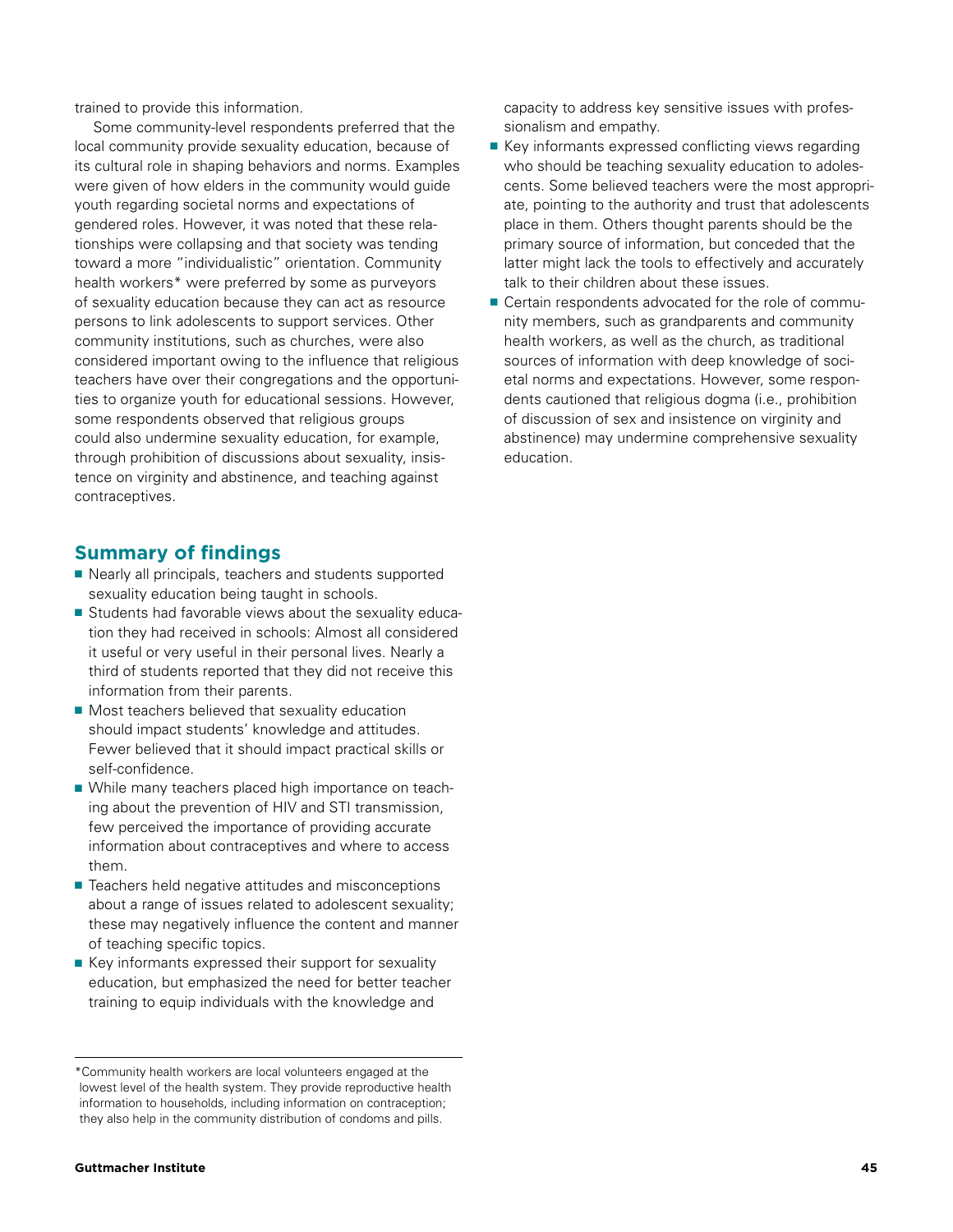trained to provide this information.

Some community-level respondents preferred that the local community provide sexuality education, because of its cultural role in shaping behaviors and norms. Examples were given of how elders in the community would guide youth regarding societal norms and expectations of gendered roles. However, it was noted that these relationships were collapsing and that society was tending toward a more "individualistic" orientation. Community health workers* were preferred by some as purveyors of sexuality education because they can act as resource persons to link adolescents to support services. Other community institutions, such as churches, were also considered important owing to the influence that religious teachers have over their congregations and the opportunities to organize youth for educational sessions. However, some respondents observed that religious groups could also undermine sexuality education, for example, through prohibition of discussions about sexuality, insistence on virginity and abstinence, and teaching against contraceptives.

## Summary of findings

- Nearly all principals, teachers and students supported sexuality education being taught in schools.
- Students had favorable views about the sexuality education they had received in schools: Almost all considered it useful or very useful in their personal lives. Nearly a third of students reported that they did not receive this information from their parents.
- Most teachers believed that sexuality education should impact students' knowledge and attitudes. Fewer believed that it should impact practical skills or self-confidence.
- While many teachers placed high importance on teaching about the prevention of HIV and STI transmission, few perceived the importance of providing accurate information about contraceptives and where to access them.
- Teachers held negative attitudes and misconceptions about a range of issues related to adolescent sexuality; these may negatively influence the content and manner of teaching specific topics.
- Key informants expressed their support for sexuality education, but emphasized the need for better teacher training to equip individuals with the knowledge and capacity to address key sensitive issues with professionalism and empathy.
- Key informants expressed conflicting views regarding who should be teaching sexuality education to adolescents. Some believed teachers were the most appropriate, pointing to the authority and trust that adolescents place in them. Others thought parents should be the primary source of information, but conceded that the latter might lack the tools to effectively and accurately talk to their children about these issues.
- Certain respondents advocated for the role of community members, such as grandparents and community health workers, as well as the church, as traditional sources of information with deep knowledge of societal norms and expectations. However, some respondents cautioned that religious dogma (i.e., prohibition of discussion of sex and insistence on virginity and abstinence) may undermine comprehensive sexuality education.

---

*Community health workers are local volunteers engaged at the lowest level of the health system. They provide reproductive health information to households, including information on contraception; they also help in the community distribution of condoms and pills.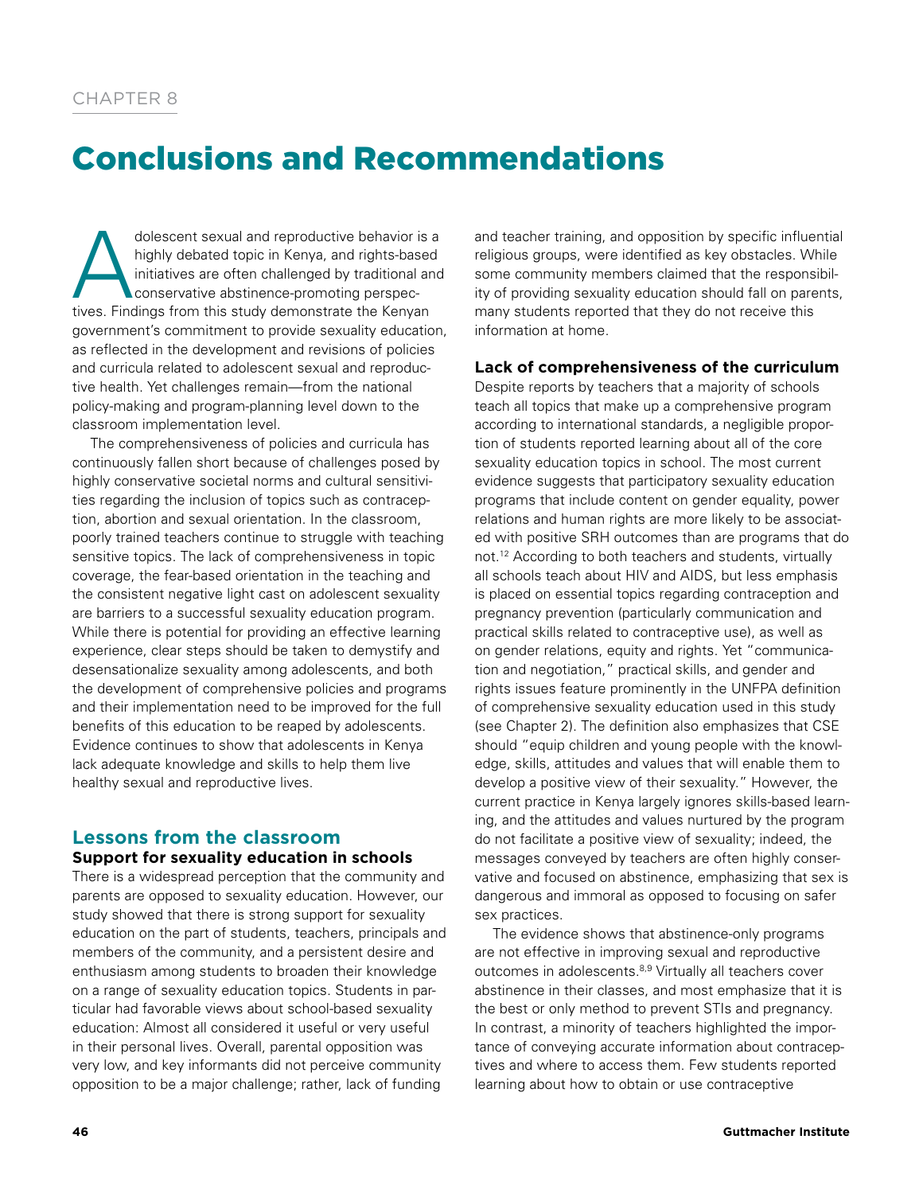CHAPTER 8

# Conclusions and Recommendations

Adolescent sexual and reproductive behavior is a highly debated topic in Kenya, and rights-based initiatives are often challenged by traditional and conservative abstinence-promoting perspectives. Findings from this study demonstrate the Kenyan government's commitment to provide sexuality education, as reflected in the development and revisions of policies and curricula related to adolescent sexual and reproductive health. Yet challenges remain—from the national policy-making and program-planning level down to the classroom implementation level.

The comprehensiveness of policies and curricula has continuously fallen short because of challenges posed by highly conservative societal norms and cultural sensitivities regarding the inclusion of topics such as contraception, abortion and sexual orientation. In the classroom, poorly trained teachers continue to struggle with teaching sensitive topics. The lack of comprehensiveness in topic coverage, the fear-based orientation in the teaching and the consistent negative light cast on adolescent sexuality are barriers to a successful sexuality education program. While there is potential for providing an effective learning experience, clear steps should be taken to demystify and desensationalize sexuality among adolescents, and both the development of comprehensive policies and programs and their implementation need to be improved for the full benefits of this education to be reaped by adolescents. Evidence continues to show that adolescents in Kenya lack adequate knowledge and skills to help them live healthy sexual and reproductive lives.

## Lessons from the classroom

### Support for sexuality education in schools

There is a widespread perception that the community and parents are opposed to sexuality education. However, our study showed that there is strong support for sexuality education on the part of students, teachers, principals and members of the community, and a persistent desire and enthusiasm among students to broaden their knowledge on a range of sexuality education topics. Students in particular had favorable views about school-based sexuality education: Almost all considered it useful or very useful in their personal lives. Overall, parental opposition was very low, and key informants did not perceive community opposition to be a major challenge; rather, lack of funding and teacher training, and opposition by specific influential religious groups, were identified as key obstacles. While some community members claimed that the responsibility of providing sexuality education should fall on parents, many students reported that they do not receive this information at home.

### Lack of comprehensiveness of the curriculum

Despite reports by teachers that a majority of schools teach all topics that make up a comprehensive program according to international standards, a negligible proportion of students reported learning about all of the core sexuality education topics in school. The most current evidence suggests that participatory sexuality education programs that include content on gender equality, power relations and human rights are more likely to be associated with positive SRH outcomes than are programs that do not.[12] According to both teachers and students, virtually all schools teach about HIV and AIDS, but less emphasis is placed on essential topics regarding contraception and pregnancy prevention (particularly communication and practical skills related to contraceptive use), as well as on gender relations, equity and rights. Yet "communication and negotiation," practical skills, and gender and rights issues feature prominently in the UNFPA definition of comprehensive sexuality education used in this study (see Chapter 2). The definition also emphasizes that CSE should "equip children and young people with the knowledge, skills, attitudes and values that will enable them to develop a positive view of their sexuality." However, the current practice in Kenya largely ignores skills-based learning, and the attitudes and values nurtured by the program do not facilitate a positive view of sexuality; indeed, the messages conveyed by teachers are often highly conservative and focused on abstinence, emphasizing that sex is dangerous and immoral as opposed to focusing on safer sex practices.

The evidence shows that abstinence-only programs are not effective in improving sexual and reproductive outcomes in adolescents.[8,9] Virtually all teachers cover abstinence in their classes, and most emphasize that it is the best or only method to prevent STIs and pregnancy. In contrast, a minority of teachers highlighted the importance of conveying accurate information about contraceptives and where to access them. Few students reported learning about how to obtain or use contraceptive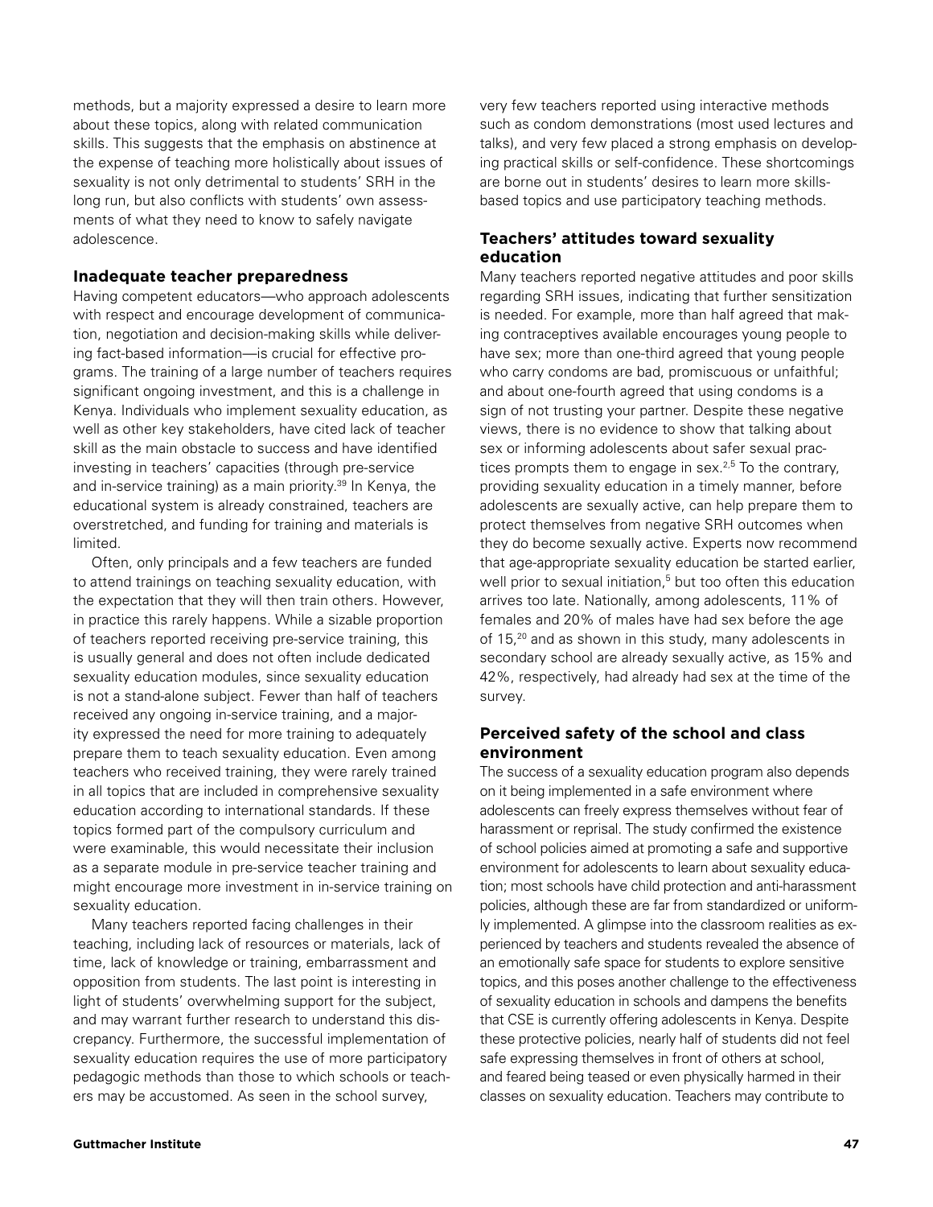methods, but a majority expressed a desire to learn more about these topics, along with related communication skills. This suggests that the emphasis on abstinence at the expense of teaching more holistically about issues of sexuality is not only detrimental to students' SRH in the long run, but also conflicts with students' own assessments of what they need to know to safely navigate adolescence.

### Inadequate teacher preparedness

Having competent educators—who approach adolescents with respect and encourage development of communication, negotiation and decision-making skills while delivering fact-based information—is crucial for effective programs. The training of a large number of teachers requires significant ongoing investment, and this is a challenge in Kenya. Individuals who implement sexuality education, as well as other key stakeholders, have cited lack of teacher skill as the main obstacle to success and have identified investing in teachers' capacities (through pre-service and in-service training) as a main priority.[39] In Kenya, the educational system is already constrained, teachers are overstretched, and funding for training and materials is limited.

Often, only principals and a few teachers are funded to attend trainings on teaching sexuality education, with the expectation that they will then train others. However, in practice this rarely happens. While a sizable proportion of teachers reported receiving pre-service training, this is usually general and does not often include dedicated sexuality education modules, since sexuality education is not a stand-alone subject. Fewer than half of teachers received any ongoing in-service training, and a majority expressed the need for more training to adequately prepare them to teach sexuality education. Even among teachers who received training, they were rarely trained in all topics that are included in comprehensive sexuality education according to international standards. If these topics formed part of the compulsory curriculum and were examinable, this would necessitate their inclusion as a separate module in pre-service teacher training and might encourage more investment in in-service training on sexuality education.

Many teachers reported facing challenges in their teaching, including lack of resources or materials, lack of time, lack of knowledge or training, embarrassment and opposition from students. The last point is interesting in light of students' overwhelming support for the subject, and may warrant further research to understand this discrepancy. Furthermore, the successful implementation of sexuality education requires the use of more participatory pedagogic methods than those to which schools or teachers may be accustomed. As seen in the school survey, very few teachers reported using interactive methods such as condom demonstrations (most used lectures and talks), and very few placed a strong emphasis on developing practical skills or self-confidence. These shortcomings are borne out in students' desires to learn more skills-based topics and use participatory teaching methods.

### Teachers' attitudes toward sexuality education

Many teachers reported negative attitudes and poor skills regarding SRH issues, indicating that further sensitization is needed. For example, more than half agreed that making contraceptives available encourages young people to have sex; more than one-third agreed that young people who carry condoms are bad, promiscuous or unfaithful; and about one-fourth agreed that using condoms is a sign of not trusting your partner. Despite these negative views, there is no evidence to show that talking about sex or informing adolescents about safer sexual practices prompts them to engage in sex.[2,5] To the contrary, providing sexuality education in a timely manner, before adolescents are sexually active, can help prepare them to protect themselves from negative SRH outcomes when they do become sexually active. Experts now recommend that age-appropriate sexuality education be started earlier, well prior to sexual initiation,[5] but too often this education arrives too late. Nationally, among adolescents, 11% of females and 20% of males have had sex before the age of 15,[20] and as shown in this study, many adolescents in secondary school are already sexually active, as 15% and 42%, respectively, had already had sex at the time of the survey.

### Perceived safety of the school and class environment

The success of a sexuality education program also depends on it being implemented in a safe environment where adolescents can freely express themselves without fear of harassment or reprisal. The study confirmed the existence of school policies aimed at promoting a safe and supportive environment for adolescents to learn about sexuality education; most schools have child protection and anti-harassment policies, although these are far from standardized or uniformly implemented. A glimpse into the classroom realities as experienced by teachers and students revealed the absence of an emotionally safe space for students to explore sensitive topics, and this poses another challenge to the effectiveness of sexuality education in schools and dampens the benefits that CSE is currently offering adolescents in Kenya. Despite these protective policies, nearly half of students did not feel safe expressing themselves in front of others at school, and feared being teased or even physically harmed in their classes on sexuality education. Teachers may contribute to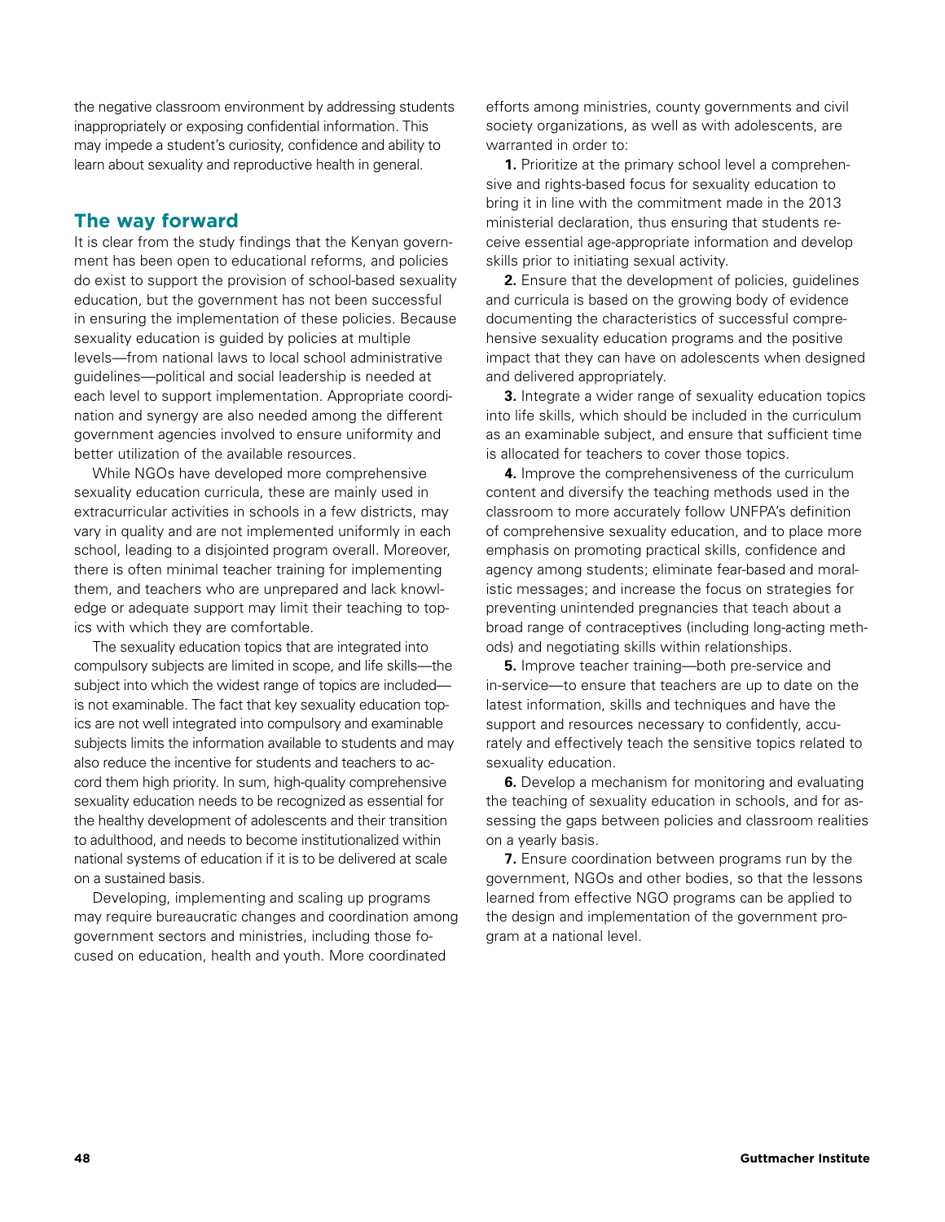the negative classroom environment by addressing students inappropriately or exposing confidential information. This may impede a student's curiosity, confidence and ability to learn about sexuality and reproductive health in general.

## The way forward

It is clear from the study findings that the Kenyan government has been open to educational reforms, and policies do exist to support the provision of school-based sexuality education, but the government has not been successful in ensuring the implementation of these policies. Because sexuality education is guided by policies at multiple levels—from national laws to local school administrative guidelines—political and social leadership is needed at each level to support implementation. Appropriate coordination and synergy are also needed among the different government agencies involved to ensure uniformity and better utilization of the available resources.

While NGOs have developed more comprehensive sexuality education curricula, these are mainly used in extracurricular activities in schools in a few districts, may vary in quality and are not implemented uniformly in each school, leading to a disjointed program overall. Moreover, there is often minimal teacher training for implementing them, and teachers who are unprepared and lack knowledge or adequate support may limit their teaching to topics with which they are comfortable.

The sexuality education topics that are integrated into compulsory subjects are limited in scope, and life skills—the subject into which the widest range of topics are included—is not examinable. The fact that key sexuality education topics are not well integrated into compulsory and examinable subjects limits the information available to students and may also reduce the incentive for students and teachers to accord them high priority. In sum, high-quality comprehensive sexuality education needs to be recognized as essential for the healthy development of adolescents and their transition to adulthood, and needs to become institutionalized within national systems of education if it is to be delivered at scale on a sustained basis.

Developing, implementing and scaling up programs may require bureaucratic changes and coordination among government sectors and ministries, including those focused on education, health and youth. More coordinated efforts among ministries, county governments and civil society organizations, as well as with adolescents, are warranted in order to:

**1.** Prioritize at the primary school level a comprehensive and rights-based focus for sexuality education to bring it in line with the commitment made in the 2013 ministerial declaration, thus ensuring that students receive essential age-appropriate information and develop skills prior to initiating sexual activity.

**2.** Ensure that the development of policies, guidelines and curricula is based on the growing body of evidence documenting the characteristics of successful comprehensive sexuality education programs and the positive impact that they can have on adolescents when designed and delivered appropriately.

**3.** Integrate a wider range of sexuality education topics into life skills, which should be included in the curriculum as an examinable subject, and ensure that sufficient time is allocated for teachers to cover those topics.

**4.** Improve the comprehensiveness of the curriculum content and diversify the teaching methods used in the classroom to more accurately follow UNFPA's definition of comprehensive sexuality education, and to place more emphasis on promoting practical skills, confidence and agency among students; eliminate fear-based and moralistic messages; and increase the focus on strategies for preventing unintended pregnancies that teach about a broad range of contraceptives (including long-acting methods) and negotiating skills within relationships.

**5.** Improve teacher training—both pre-service and in-service—to ensure that teachers are up to date on the latest information, skills and techniques and have the support and resources necessary to confidently, accurately and effectively teach the sensitive topics related to sexuality education.

**6.** Develop a mechanism for monitoring and evaluating the teaching of sexuality education in schools, and for assessing the gaps between policies and classroom realities on a yearly basis.

**7.** Ensure coordination between programs run by the government, NGOs and other bodies, so that the lessons learned from effective NGO programs can be applied to the design and implementation of the government program at a national level.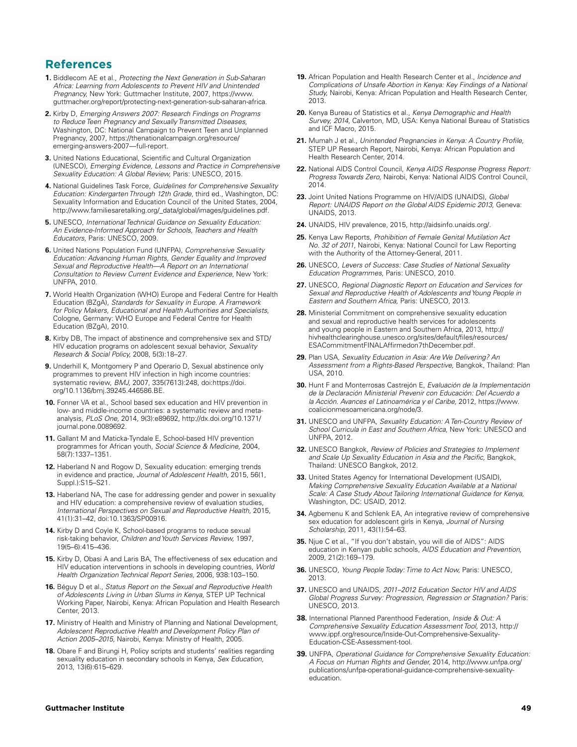## References

1. Biddlecom AE et al., *Protecting the Next Generation in Sub-Saharan Africa: Learning from Adolescents to Prevent HIV and Unintended Pregnancy,* New York: Guttmacher Institute, 2007, https://www.guttmacher.org/report/protecting-next-generation-sub-saharan-africa.

2. Kirby D, *Emerging Answers 2007: Research Findings on Programs to Reduce Teen Pregnancy and Sexually Transmitted Diseases,* Washington, DC: National Campaign to Prevent Teen and Unplanned Pregnancy, 2007, https://thenationalcampaign.org/resource/emerging-answers-2007—full-report.

3. United Nations Educational, Scientific and Cultural Organization (UNESCO), *Emerging Evidence, Lessons and Practice in Comprehensive Sexuality Education: A Global Review,* Paris: UNESCO, 2015.

4. National Guidelines Task Force, *Guidelines for Comprehensive Sexuality Education: Kindergarten Through 12th Grade,* third ed., Washington, DC: Sexuality Information and Education Council of the United States, 2004, http://www.familiesaretalking.org/_data/global/images/guidelines.pdf.

5. UNESCO, *International Technical Guidance on Sexuality Education: An Evidence-Informed Approach for Schools, Teachers and Health Educators,* Paris: UNESCO, 2009.

6. United Nations Population Fund (UNFPA), *Comprehensive Sexuality Education: Advancing Human Rights, Gender Equality and Improved Sexual and Reproductive Health—A Report on an International Consultation to Review Current Evidence and Experience*, New York: UNFPA, 2010.

7. World Health Organization (WHO) Europe and Federal Centre for Health Education (BZgA), *Standards for Sexuality in Europe. A Framework for Policy Makers, Educational and Health Authorities and Specialists*, Cologne, Germany: WHO Europe and Federal Centre for Health Education (BZgA), 2010.

8. Kirby DB, The impact of abstinence and comprehensive sex and STD/HIV education programs on adolescent sexual behavior, *Sexuality Research & Social Policy,* 2008, 5(3):18–27.

9. Underhill K, Montgomery P and Operario D, Sexual abstinence only programmes to prevent HIV infection in high income countries: systematic review, *BMJ,* 2007, 335(7613):248, doi:https://doi.org/10.1136/bmj.39245.446586.BE.

10. Fonner VA et al., School based sex education and HIV prevention in low- and middle-income countries: a systematic review and meta-analysis, *PLoS One,* 2014, 9(3):e89692, http://dx.doi.org/10.1371/journal.pone.0089692.

11. Gallant M and Maticka-Tyndale E, School-based HIV prevention programmes for African youth, *Social Science & Medicine,* 2004, 58(7):1337–1351.

12. Haberland N and Rogow D, Sexuality education: emerging trends in evidence and practice, *Journal of Adolescent Health,* 2015, 56(1, Suppl.):S15–S21.

13. Haberland NA, The case for addressing gender and power in sexuality and HIV education: a comprehensive review of evaluation studies, *International Perspectives on Sexual and Reproductive Health,* 2015, 41(1):31–42, doi:10.1363/SP00916.

14. Kirby D and Coyle K, School-based programs to reduce sexual risk-taking behavior, *Children and Youth Services Review,* 1997, 19(5–6):415–436.

15. Kirby D, Obasi A and Laris BA, The effectiveness of sex education and HIV education interventions in schools in developing countries, *World Health Organization Technical Report Series,* 2006, 938:103–150.

16. Béguy D et al., *Status Report on the Sexual and Reproductive Health of Adolescents Living in Urban Slums in Kenya,* STEP UP Technical Working Paper, Nairobi, Kenya: African Population and Health Research Center, 2013.

17. Ministry of Health and Ministry of Planning and National Development, *Adolescent Reproductive Health and Development Policy Plan of Action 2005–2015,* Nairobi, Kenya: Ministry of Health, 2005.

18. Obare F and Birungi H, Policy scripts and students' realities regarding sexuality education in secondary schools in Kenya, *Sex Education,* 2013, 13(6):615–629.

19. African Population and Health Research Center et al., *Incidence and Complications of Unsafe Abortion in Kenya: Key Findings of a National Study,* Nairobi, Kenya: African Population and Health Research Center, 2013.

20. Kenya Bureau of Statistics et al., *Kenya Demographic and Health Survey, 2014,* Calverton, MD, USA: Kenya National Bureau of Statistics and ICF Macro, 2015.

21. Mumah J et al., *Unintended Pregnancies in Kenya: A Country Profile,* STEP UP Research Report, Nairobi, Kenya: African Population and Health Research Center, 2014.

22. National AIDS Control Council, *Kenya AIDS Response Progress Report: Progress Towards Zero,* Nairobi, Kenya: National AIDS Control Council, 2014.

23. Joint United Nations Programme on HIV/AIDS (UNAIDS), *Global Report: UNAIDS Report on the Global AIDS Epidemic 2013,* Geneva: UNAIDS, 2013.

24. UNAIDS, HIV prevalence, 2015, http://aidsinfo.unaids.org/.

25. Kenya Law Reports, *Prohibition of Female Genital Mutilation Act No. 32 of 2011,* Nairobi, Kenya: National Council for Law Reporting with the Authority of the Attorney-General, 2011.

26. UNESCO, *Levers of Success: Case Studies of National Sexuality Education Programmes,* Paris: UNESCO, 2010.

27. UNESCO, *Regional Diagnostic Report on Education and Services for Sexual and Reproductive Health of Adolescents and Young People in Eastern and Southern Africa,* Paris: UNESCO, 2013.

28. Ministerial Commitment on comprehensive sexuality education and sexual and reproductive health services for adolescents and young people in Eastern and Southern Africa, 2013, http://hivhealthclearinghouse.unesco.org/sites/default/files/resources/ESACommitmentFINALAffirmedon7thDecember.pdf.

29. Plan USA, *Sexuality Education in Asia: Are We Delivering? An Assessment from a Rights-Based Perspective,* Bangkok, Thailand: Plan USA, 2010.

30. Hunt F and Monterrosas Castrejón E, *Evaluación de la Implementación de la Declaración Ministerial Prevenir con Educación: Del Acuerdo a la Acción. Avances el Latinoamérica y el Caribe,* 2012, https://www.coalicionmesoamericana.org/node/3.

31. UNESCO and UNFPA, *Sexuality Education: A Ten-Country Review of School Curricula in East and Southern Africa,* New York: UNESCO and UNFPA, 2012.

32. UNESCO Bangkok, *Review of Policies and Strategies to Implement and Scale Up Sexuality Education in Asia and the Pacific,* Bangkok, Thailand: UNESCO Bangkok, 2012.

33. United States Agency for International Development (USAID), *Making Comprehensive Sexuality Education Available at a National Scale: A Case Study About Tailoring International Guidance for Kenya,* Washington, DC: USAID, 2012.

34. Agbemenu K and Schlenk EA, An integrative review of comprehensive sex education for adolescent girls in Kenya, *Journal of Nursing Scholarship,* 2011, 43(1):54–63.

35. Njue C et al., "If you don't abstain, you will die of AIDS": AIDS education in Kenyan public schools, *AIDS Education and Prevention,* 2009, 21(2):169–179.

36. UNESCO, *Young People Today: Time to Act Now,* Paris: UNESCO, 2013.

37. UNESCO and UNAIDS, *2011–2012 Education Sector HIV and AIDS Global Progress Survey: Progression, Regression or Stagnation?* Paris: UNESCO, 2013.

38. International Planned Parenthood Federation, *Inside & Out: A Comprehensive Sexuality Education Assessment Tool,* 2013, http://www.ippf.org/resource/Inside-Out-Comprehensive-Sexuality-Education-CSE-Assessment-tool.

39. UNFPA, *Operational Guidance for Comprehensive Sexuality Education: A Focus on Human Rights and Gender,* 2014, http://www.unfpa.org/publications/unfpa-operational-guidance-comprehensive-sexuality-education.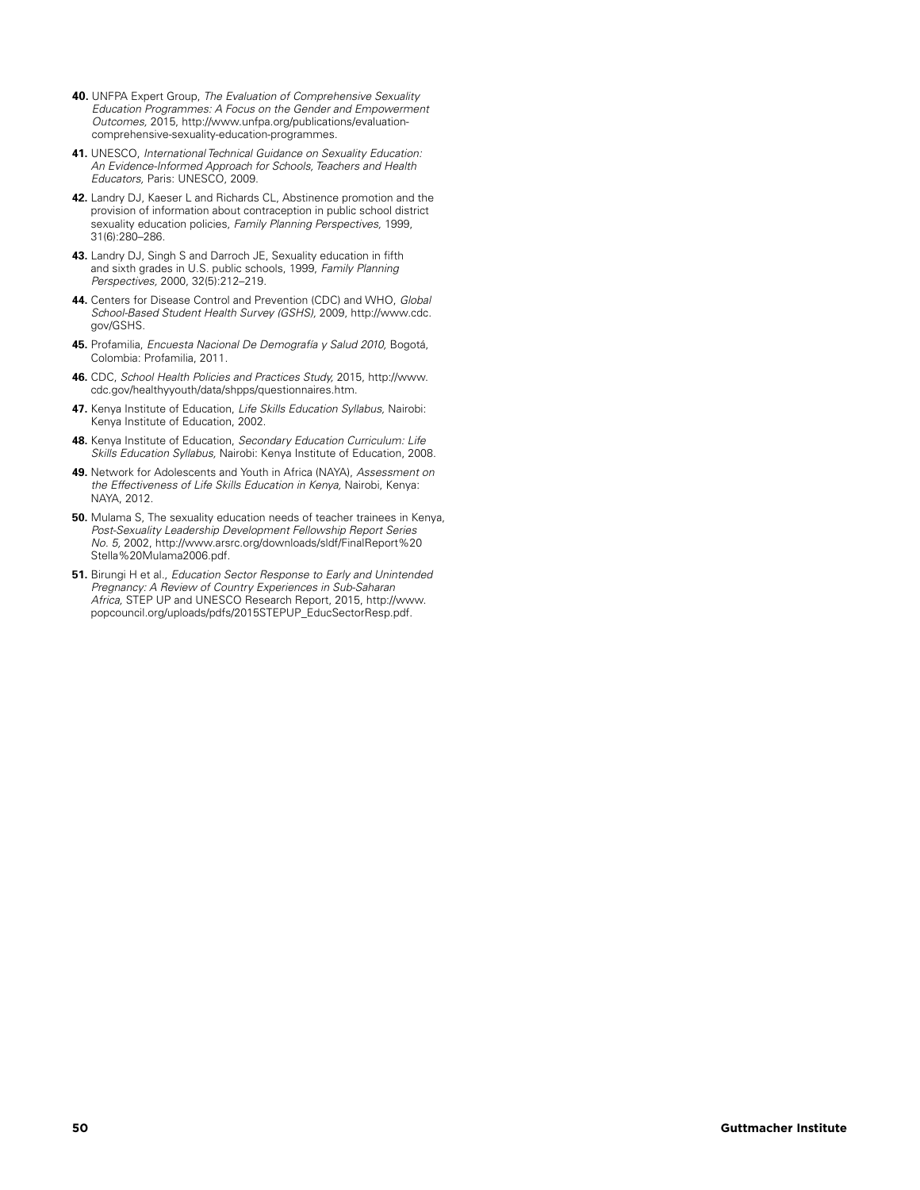**40.** UNFPA Expert Group, *The Evaluation of Comprehensive Sexuality Education Programmes: A Focus on the Gender and Empowerment Outcomes,* 2015, http://www.unfpa.org/publications/evaluation-comprehensive-sexuality-education-programmes.

**41.** UNESCO, *International Technical Guidance on Sexuality Education: An Evidence-Informed Approach for Schools, Teachers and Health Educators,* Paris: UNESCO, 2009.

**42.** Landry DJ, Kaeser L and Richards CL, Abstinence promotion and the provision of information about contraception in public school district sexuality education policies, *Family Planning Perspectives,* 1999, 31(6):280–286.

**43.** Landry DJ, Singh S and Darroch JE, Sexuality education in fifth and sixth grades in U.S. public schools, 1999, *Family Planning Perspectives,* 2000, 32(5):212–219.

**44.** Centers for Disease Control and Prevention (CDC) and WHO, *Global School-Based Student Health Survey (GSHS),* 2009, http://www.cdc.gov/GSHS.

**45.** Profamilia, *Encuesta Nacional De Demografía y Salud 2010,* Bogotá, Colombia: Profamilia, 2011.

**46.** CDC, *School Health Policies and Practices Study,* 2015, http://www.cdc.gov/healthyyouth/data/shpps/questionnaires.htm.

**47.** Kenya Institute of Education, *Life Skills Education Syllabus,* Nairobi: Kenya Institute of Education, 2002.

**48.** Kenya Institute of Education, *Secondary Education Curriculum: Life Skills Education Syllabus,* Nairobi: Kenya Institute of Education, 2008.

**49.** Network for Adolescents and Youth in Africa (NAYA), *Assessment on the Effectiveness of Life Skills Education in Kenya,* Nairobi, Kenya: NAYA, 2012.

**50.** Mulama S, The sexuality education needs of teacher trainees in Kenya, *Post-Sexuality Leadership Development Fellowship Report Series No. 5,* 2002, http://www.arsrc.org/downloads/sldf/FinalReport%20Stella%20Mulama2006.pdf.

**51.** Birungi H et al., *Education Sector Response to Early and Unintended Pregnancy: A Review of Country Experiences in Sub-Saharan Africa,* STEP UP and UNESCO Research Report, 2015, http://www.popcouncil.org/uploads/pdfs/2015STEPUP_EducSectorResp.pdf.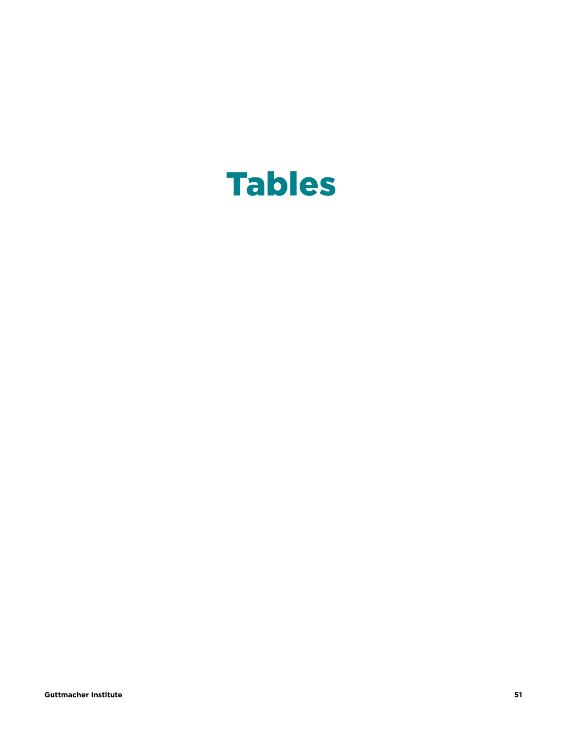# Tables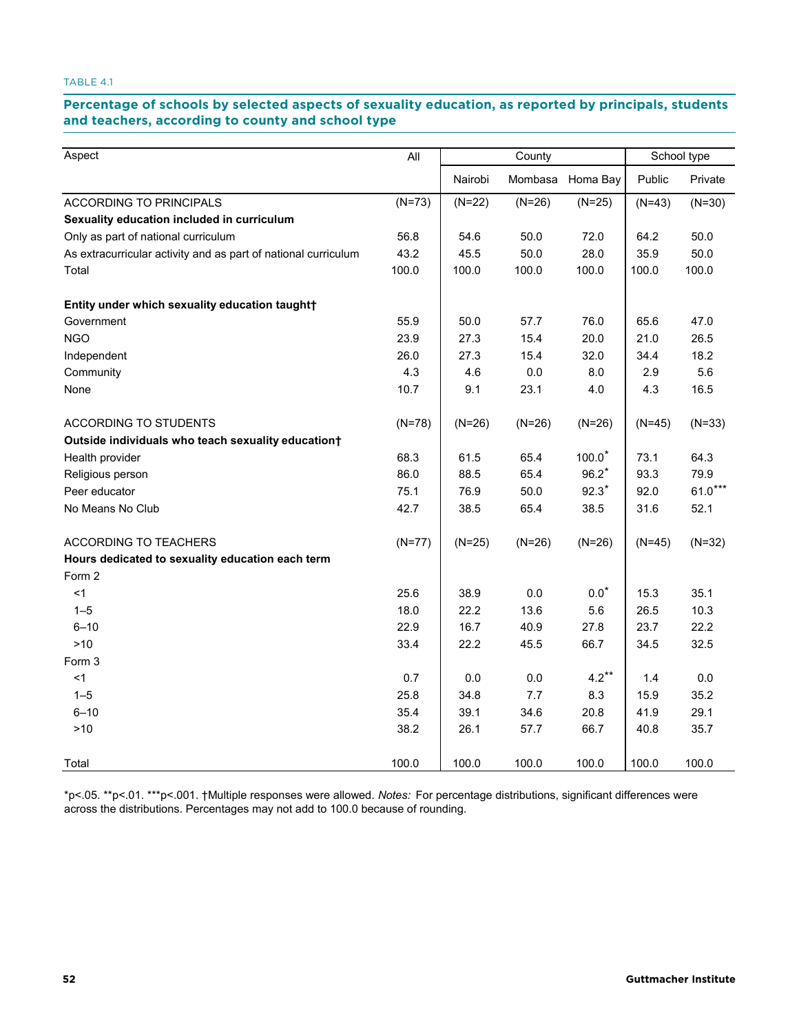TABLE 4.1

**Percentage of schools by selected aspects of sexuality education, as reported by principals, students and teachers, according to county and school type**

| Aspect | All | County | | | School type | |
|---|---|---|---|---|---|---|
| | | Nairobi | Mombasa | Homa Bay | Public | Private |
| ACCORDING TO PRINCIPALS | (N=73) | (N=22) | (N=26) | (N=25) | (N=43) | (N=30) |
| **Sexuality education included in curriculum** | | | | | | |
| Only as part of national curriculum | 56.8 | 54.6 | 50.0 | 72.0 | 64.2 | 50.0 |
| As extracurricular activity and as part of national curriculum | 43.2 | 45.5 | 50.0 | 28.0 | 35.9 | 50.0 |
| Total | 100.0 | 100.0 | 100.0 | 100.0 | 100.0 | 100.0 |
| | | | | | | |
| **Entity under which sexuality education taught†** | | | | | | |
| Government | 55.9 | 50.0 | 57.7 | 76.0 | 65.6 | 47.0 |
| NGO | 23.9 | 27.3 | 15.4 | 20.0 | 21.0 | 26.5 |
| Independent | 26.0 | 27.3 | 15.4 | 32.0 | 34.4 | 18.2 |
| Community | 4.3 | 4.6 | 0.0 | 8.0 | 2.9 | 5.6 |
| None | 10.7 | 9.1 | 23.1 | 4.0 | 4.3 | 16.5 |
| | | | | | | |
| ACCORDING TO STUDENTS | (N=78) | (N=26) | (N=26) | (N=26) | (N=45) | (N=33) |
| **Outside individuals who teach sexuality education†** | | | | | | |
| Health provider | 68.3 | 61.5 | 65.4 | 100.0* | 73.1 | 64.3 |
| Religious person | 86.0 | 88.5 | 65.4 | 96.2* | 93.3 | 79.9 |
| Peer educator | 75.1 | 76.9 | 50.0 | 92.3* | 92.0 | 61.0*** |
| No Means No Club | 42.7 | 38.5 | 65.4 | 38.5 | 31.6 | 52.1 |
| | | | | | | |
| ACCORDING TO TEACHERS | (N=77) | (N=25) | (N=26) | (N=26) | (N=45) | (N=32) |
| **Hours dedicated to sexuality education each term** | | | | | | |
| Form 2 | | | | | | |
| <1 | 25.6 | 38.9 | 0.0 | 0.0* | 15.3 | 35.1 |
| 1–5 | 18.0 | 22.2 | 13.6 | 5.6 | 26.5 | 10.3 |
| 6–10 | 22.9 | 16.7 | 40.9 | 27.8 | 23.7 | 22.2 |
| >10 | 33.4 | 22.2 | 45.5 | 66.7 | 34.5 | 32.5 |
| Form 3 | | | | | | |
| <1 | 0.7 | 0.0 | 0.0 | 4.2** | 1.4 | 0.0 |
| 1–5 | 25.8 | 34.8 | 7.7 | 8.3 | 15.9 | 35.2 |
| 6–10 | 35.4 | 39.1 | 34.6 | 20.8 | 41.9 | 29.1 |
| >10 | 38.2 | 26.1 | 57.7 | 66.7 | 40.8 | 35.7 |
| | | | | | | |
| Total | 100.0 | 100.0 | 100.0 | 100.0 | 100.0 | 100.0 |

*p<.05. **p<.01. ***p<.001. †Multiple responses were allowed. *Notes:* For percentage distributions, significant differences were across the distributions. Percentages may not add to 100.0 because of rounding.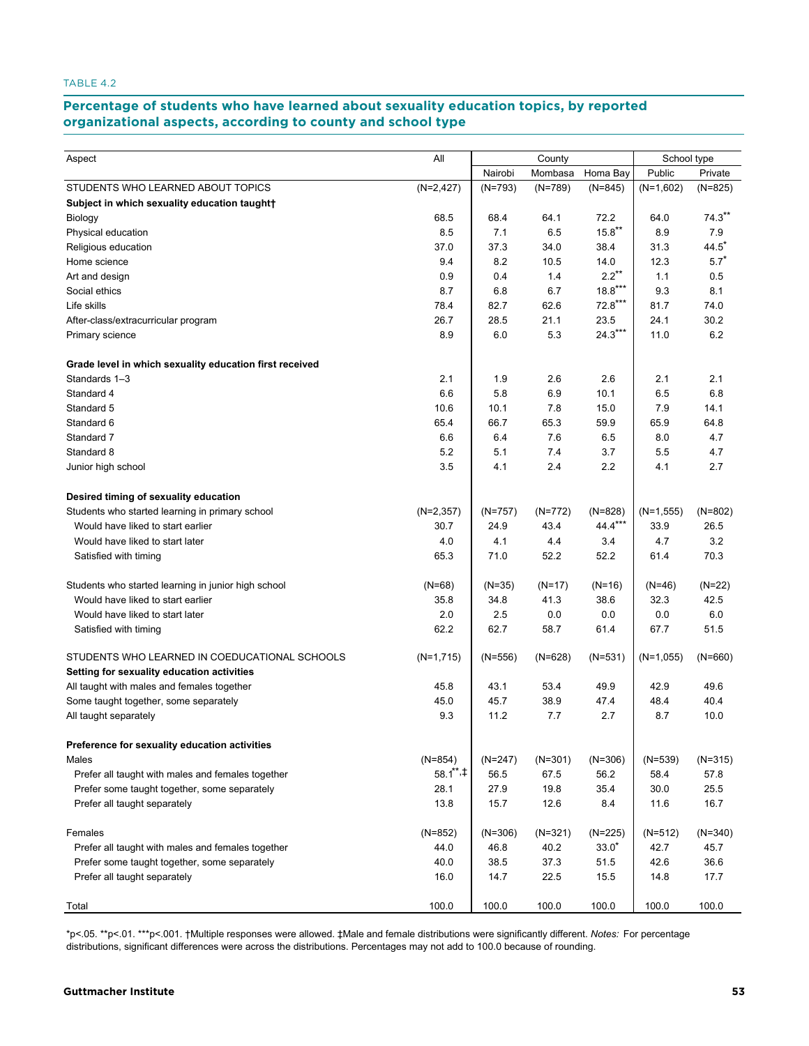TABLE 4.2

## Percentage of students who have learned about sexuality education topics, by reported organizational aspects, according to county and school type

| Aspect | All | County | | | School type | |
|---|---|---|---|---|---|---|
| | | Nairobi | Mombasa | Homa Bay | Public | Private |
| STUDENTS WHO LEARNED ABOUT TOPICS | (N=2,427) | (N=793) | (N=789) | (N=845) | (N=1,602) | (N=825) |
| **Subject in which sexuality education taught†** | | | | | | |
| Biology | 68.5 | 68.4 | 64.1 | 72.2 | 64.0 | 74.3** |
| Physical education | 8.5 | 7.1 | 6.5 | 15.8** | 8.9 | 7.9 |
| Religious education | 37.0 | 37.3 | 34.0 | 38.4 | 31.3 | 44.5* |
| Home science | 9.4 | 8.2 | 10.5 | 14.0 | 12.3 | 5.7* |
| Art and design | 0.9 | 0.4 | 1.4 | 2.2** | 1.1 | 0.5 |
| Social ethics | 8.7 | 6.8 | 6.7 | 18.8*** | 9.3 | 8.1 |
| Life skills | 78.4 | 82.7 | 62.6 | 72.8*** | 81.7 | 74.0 |
| After-class/extracurricular program | 26.7 | 28.5 | 21.1 | 23.5 | 24.1 | 30.2 |
| Primary science | 8.9 | 6.0 | 5.3 | 24.3*** | 11.0 | 6.2 |
| **Grade level in which sexuality education first received** | | | | | | |
| Standards 1–3 | 2.1 | 1.9 | 2.6 | 2.6 | 2.1 | 2.1 |
| Standard 4 | 6.6 | 5.8 | 6.9 | 10.1 | 6.5 | 6.8 |
| Standard 5 | 10.6 | 10.1 | 7.8 | 15.0 | 7.9 | 14.1 |
| Standard 6 | 65.4 | 66.7 | 65.3 | 59.9 | 65.9 | 64.8 |
| Standard 7 | 6.6 | 6.4 | 7.6 | 6.5 | 8.0 | 4.7 |
| Standard 8 | 5.2 | 5.1 | 7.4 | 3.7 | 5.5 | 4.7 |
| Junior high school | 3.5 | 4.1 | 2.4 | 2.2 | 4.1 | 2.7 |
| **Desired timing of sexuality education** | | | | | | |
| Students who started learning in primary school | (N=2,357) | (N=757) | (N=772) | (N=828) | (N=1,555) | (N=802) |
| Would have liked to start earlier | 30.7 | 24.9 | 43.4 | 44.4*** | 33.9 | 26.5 |
| Would have liked to start later | 4.0 | 4.1 | 4.4 | 3.4 | 4.7 | 3.2 |
| Satisfied with timing | 65.3 | 71.0 | 52.2 | 52.2 | 61.4 | 70.3 |
| Students who started learning in junior high school | (N=68) | (N=35) | (N=17) | (N=16) | (N=46) | (N=22) |
| Would have liked to start earlier | 35.8 | 34.8 | 41.3 | 38.6 | 32.3 | 42.5 |
| Would have liked to start later | 2.0 | 2.5 | 0.0 | 0.0 | 0.0 | 6.0 |
| Satisfied with timing | 62.2 | 62.7 | 58.7 | 61.4 | 67.7 | 51.5 |
| STUDENTS WHO LEARNED IN COEDUCATIONAL SCHOOLS | (N=1,715) | (N=556) | (N=628) | (N=531) | (N=1,055) | (N=660) |
| **Setting for sexuality education activities** | | | | | | |
| All taught with males and females together | 45.8 | 43.1 | 53.4 | 49.9 | 42.9 | 49.6 |
| Some taught together, some separately | 45.0 | 45.7 | 38.9 | 47.4 | 48.4 | 40.4 |
| All taught separately | 9.3 | 11.2 | 7.7 | 2.7 | 8.7 | 10.0 |
| **Preference for sexuality education activities** | | | | | | |
| Males | (N=854) | (N=247) | (N=301) | (N=306) | (N=539) | (N=315) |
| Prefer all taught with males and females together | 58.1**,‡ | 56.5 | 67.5 | 56.2 | 58.4 | 57.8 |
| Prefer some taught together, some separately | 28.1 | 27.9 | 19.8 | 35.4 | 30.0 | 25.5 |
| Prefer all taught separately | 13.8 | 15.7 | 12.6 | 8.4 | 11.6 | 16.7 |
| Females | (N=852) | (N=306) | (N=321) | (N=225) | (N=512) | (N=340) |
| Prefer all taught with males and females together | 44.0 | 46.8 | 40.2 | 33.0* | 42.7 | 45.7 |
| Prefer some taught together, some separately | 40.0 | 38.5 | 37.3 | 51.5 | 42.6 | 36.6 |
| Prefer all taught separately | 16.0 | 14.7 | 22.5 | 15.5 | 14.8 | 17.7 |
| Total | 100.0 | 100.0 | 100.0 | 100.0 | 100.0 | 100.0 |

*p<.05. **p<.01. ***p<.001. †Multiple responses were allowed. ‡Male and female distributions were significantly different. *Notes:* For percentage distributions, significant differences were across the distributions. Percentages may not add to 100.0 because of rounding.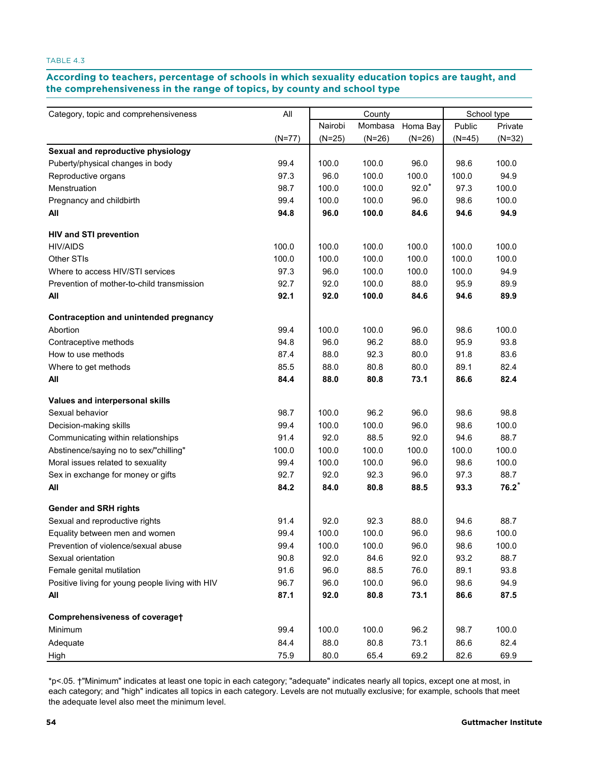TABLE 4.3

## According to teachers, percentage of schools in which sexuality education topics are taught, and the comprehensiveness in the range of topics, by county and school type

| Category, topic and comprehensiveness | All | County | | | School type | |
|---|---|---|---|---|---|---|
| | | Nairobi | Mombasa | Homa Bay | Public | Private |
| | (N=77) | (N=25) | (N=26) | (N=26) | (N=45) | (N=32) |
| **Sexual and reproductive physiology** | | | | | | |
| Puberty/physical changes in body | 99.4 | 100.0 | 100.0 | 96.0 | 98.6 | 100.0 |
| Reproductive organs | 97.3 | 96.0 | 100.0 | 100.0 | 100.0 | 94.9 |
| Menstruation | 98.7 | 100.0 | 100.0 | 92.0* | 97.3 | 100.0 |
| Pregnancy and childbirth | 99.4 | 100.0 | 100.0 | 96.0 | 98.6 | 100.0 |
| **All** | **94.8** | **96.0** | **100.0** | **84.6** | **94.6** | **94.9** |
| **HIV and STI prevention** | | | | | | |
| HIV/AIDS | 100.0 | 100.0 | 100.0 | 100.0 | 100.0 | 100.0 |
| Other STIs | 100.0 | 100.0 | 100.0 | 100.0 | 100.0 | 100.0 |
| Where to access HIV/STI services | 97.3 | 96.0 | 100.0 | 100.0 | 100.0 | 94.9 |
| Prevention of mother-to-child transmission | 92.7 | 92.0 | 100.0 | 88.0 | 95.9 | 89.9 |
| **All** | **92.1** | **92.0** | **100.0** | **84.6** | **94.6** | **89.9** |
| **Contraception and unintended pregnancy** | | | | | | |
| Abortion | 99.4 | 100.0 | 100.0 | 96.0 | 98.6 | 100.0 |
| Contraceptive methods | 94.8 | 96.0 | 96.2 | 88.0 | 95.9 | 93.8 |
| How to use methods | 87.4 | 88.0 | 92.3 | 80.0 | 91.8 | 83.6 |
| Where to get methods | 85.5 | 88.0 | 80.8 | 80.0 | 89.1 | 82.4 |
| **All** | **84.4** | **88.0** | **80.8** | **73.1** | **86.6** | **82.4** |
| **Values and interpersonal skills** | | | | | | |
| Sexual behavior | 98.7 | 100.0 | 96.2 | 96.0 | 98.6 | 98.8 |
| Decision-making skills | 99.4 | 100.0 | 100.0 | 96.0 | 98.6 | 100.0 |
| Communicating within relationships | 91.4 | 92.0 | 88.5 | 92.0 | 94.6 | 88.7 |
| Abstinence/saying no to sex/"chilling" | 100.0 | 100.0 | 100.0 | 100.0 | 100.0 | 100.0 |
| Moral issues related to sexuality | 99.4 | 100.0 | 100.0 | 96.0 | 98.6 | 100.0 |
| Sex in exchange for money or gifts | 92.7 | 92.0 | 92.3 | 96.0 | 97.3 | 88.7 |
| **All** | **84.2** | **84.0** | **80.8** | **88.5** | **93.3** | **76.2*** |
| **Gender and SRH rights** | | | | | | |
| Sexual and reproductive rights | 91.4 | 92.0 | 92.3 | 88.0 | 94.6 | 88.7 |
| Equality between men and women | 99.4 | 100.0 | 100.0 | 96.0 | 98.6 | 100.0 |
| Prevention of violence/sexual abuse | 99.4 | 100.0 | 100.0 | 96.0 | 98.6 | 100.0 |
| Sexual orientation | 90.8 | 92.0 | 84.6 | 92.0 | 93.2 | 88.7 |
| Female genital mutilation | 91.6 | 96.0 | 88.5 | 76.0 | 89.1 | 93.8 |
| Positive living for young people living with HIV | 96.7 | 96.0 | 100.0 | 96.0 | 98.6 | 94.9 |
| **All** | **87.1** | **92.0** | **80.8** | **73.1** | **86.6** | **87.5** |
| **Comprehensiveness of coverage†** | | | | | | |
| Minimum | 99.4 | 100.0 | 100.0 | 96.2 | 98.7 | 100.0 |
| Adequate | 84.4 | 88.0 | 80.8 | 73.1 | 86.6 | 82.4 |
| High | 75.9 | 80.0 | 65.4 | 69.2 | 82.6 | 69.9 |

*p<.05. †"Minimum" indicates at least one topic in each category; "adequate" indicates nearly all topics, except one at most, in each category; and "high" indicates all topics in each category. Levels are not mutually exclusive; for example, schools that meet the adequate level also meet the minimum level.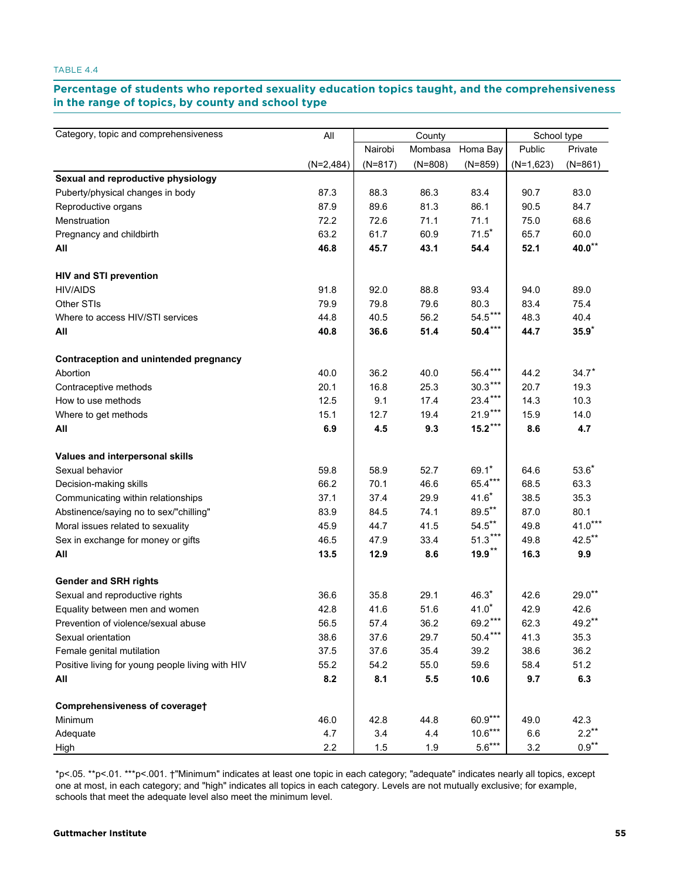TABLE 4.4

## Percentage of students who reported sexuality education topics taught, and the comprehensiveness in the range of topics, by county and school type

| Category, topic and comprehensiveness | All | County | | | School type | |
|---|---|---|---|---|---|---|
| | | Nairobi | Mombasa | Homa Bay | Public | Private |
| | (N=2,484) | (N=817) | (N=808) | (N=859) | (N=1,623) | (N=861) |
| **Sexual and reproductive physiology** | | | | | | |
| Puberty/physical changes in body | 87.3 | 88.3 | 86.3 | 83.4 | 90.7 | 83.0 |
| Reproductive organs | 87.9 | 89.6 | 81.3 | 86.1 | 90.5 | 84.7 |
| Menstruation | 72.2 | 72.6 | 71.1 | 71.1 | 75.0 | 68.6 |
| Pregnancy and childbirth | 63.2 | 61.7 | 60.9 | 71.5* | 65.7 | 60.0 |
| **All** | **46.8** | **45.7** | **43.1** | **54.4** | **52.1** | **40.0**** |
| **HIV and STI prevention** | | | | | | |
| HIV/AIDS | 91.8 | 92.0 | 88.8 | 93.4 | 94.0 | 89.0 |
| Other STIs | 79.9 | 79.8 | 79.6 | 80.3 | 83.4 | 75.4 |
| Where to access HIV/STI services | 44.8 | 40.5 | 56.2 | 54.5*** | 48.3 | 40.4 |
| **All** | **40.8** | **36.6** | **51.4** | **50.4***** | **44.7** | **35.9*** |
| **Contraception and unintended pregnancy** | | | | | | |
| Abortion | 40.0 | 36.2 | 40.0 | 56.4*** | 44.2 | 34.7* |
| Contraceptive methods | 20.1 | 16.8 | 25.3 | 30.3*** | 20.7 | 19.3 |
| How to use methods | 12.5 | 9.1 | 17.4 | 23.4*** | 14.3 | 10.3 |
| Where to get methods | 15.1 | 12.7 | 19.4 | 21.9*** | 15.9 | 14.0 |
| **All** | **6.9** | **4.5** | **9.3** | **15.2***** | **8.6** | **4.7** |
| **Values and interpersonal skills** | | | | | | |
| Sexual behavior | 59.8 | 58.9 | 52.7 | 69.1* | 64.6 | 53.6* |
| Decision-making skills | 66.2 | 70.1 | 46.6 | 65.4*** | 68.5 | 63.3 |
| Communicating within relationships | 37.1 | 37.4 | 29.9 | 41.6* | 38.5 | 35.3 |
| Abstinence/saying no to sex/"chilling" | 83.9 | 84.5 | 74.1 | 89.5** | 87.0 | 80.1 |
| Moral issues related to sexuality | 45.9 | 44.7 | 41.5 | 54.5** | 49.8 | 41.0*** |
| Sex in exchange for money or gifts | 46.5 | 47.9 | 33.4 | 51.3*** | 49.8 | 42.5** |
| **All** | **13.5** | **12.9** | **8.6** | **19.9**** | **16.3** | **9.9** |
| **Gender and SRH rights** | | | | | | |
| Sexual and reproductive rights | 36.6 | 35.8 | 29.1 | 46.3* | 42.6 | 29.0** |
| Equality between men and women | 42.8 | 41.6 | 51.6 | 41.0* | 42.9 | 42.6 |
| Prevention of violence/sexual abuse | 56.5 | 57.4 | 36.2 | 69.2*** | 62.3 | 49.2** |
| Sexual orientation | 38.6 | 37.6 | 29.7 | 50.4*** | 41.3 | 35.3 |
| Female genital mutilation | 37.5 | 37.6 | 35.4 | 39.2 | 38.6 | 36.2 |
| Positive living for young people living with HIV | 55.2 | 54.2 | 55.0 | 59.6 | 58.4 | 51.2 |
| **All** | **8.2** | **8.1** | **5.5** | **10.6** | **9.7** | **6.3** |
| **Comprehensiveness of coverage†** | | | | | | |
| Minimum | 46.0 | 42.8 | 44.8 | 60.9*** | 49.0 | 42.3 |
| Adequate | 4.7 | 3.4 | 4.4 | 10.6*** | 6.6 | 2.2** |
| High | 2.2 | 1.5 | 1.9 | 5.6*** | 3.2 | 0.9** |

*p<.05. **p<.01. ***p<.001. †"Minimum" indicates at least one topic in each category; "adequate" indicates nearly all topics, except one at most, in each category; and "high" indicates all topics in each category. Levels are not mutually exclusive; for example, schools that meet the adequate level also meet the minimum level.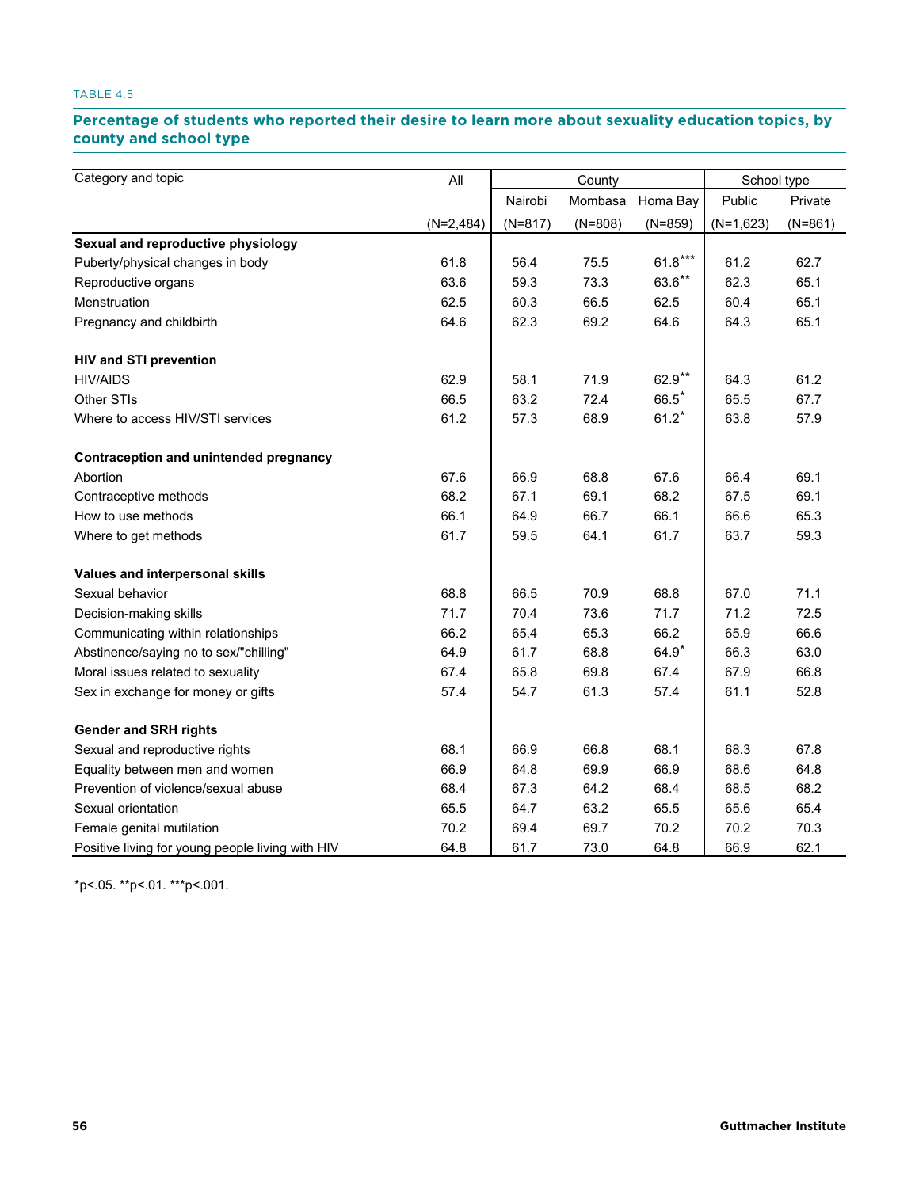TABLE 4.5

## Percentage of students who reported their desire to learn more about sexuality education topics, by county and school type

| Category and topic | All | County | | | School type | |
|---|---|---|---|---|---|---|
| | | Nairobi | Mombasa | Homa Bay | Public | Private |
| | (N=2,484) | (N=817) | (N=808) | (N=859) | (N=1,623) | (N=861) |
| **Sexual and reproductive physiology** | | | | | | |
| Puberty/physical changes in body | 61.8 | 56.4 | 75.5 | 61.8*** | 61.2 | 62.7 |
| Reproductive organs | 63.6 | 59.3 | 73.3 | 63.6** | 62.3 | 65.1 |
| Menstruation | 62.5 | 60.3 | 66.5 | 62.5 | 60.4 | 65.1 |
| Pregnancy and childbirth | 64.6 | 62.3 | 69.2 | 64.6 | 64.3 | 65.1 |
| **HIV and STI prevention** | | | | | | |
| HIV/AIDS | 62.9 | 58.1 | 71.9 | 62.9** | 64.3 | 61.2 |
| Other STIs | 66.5 | 63.2 | 72.4 | 66.5* | 65.5 | 67.7 |
| Where to access HIV/STI services | 61.2 | 57.3 | 68.9 | 61.2* | 63.8 | 57.9 |
| **Contraception and unintended pregnancy** | | | | | | |
| Abortion | 67.6 | 66.9 | 68.8 | 67.6 | 66.4 | 69.1 |
| Contraceptive methods | 68.2 | 67.1 | 69.1 | 68.2 | 67.5 | 69.1 |
| How to use methods | 66.1 | 64.9 | 66.7 | 66.1 | 66.6 | 65.3 |
| Where to get methods | 61.7 | 59.5 | 64.1 | 61.7 | 63.7 | 59.3 |
| **Values and interpersonal skills** | | | | | | |
| Sexual behavior | 68.8 | 66.5 | 70.9 | 68.8 | 67.0 | 71.1 |
| Decision-making skills | 71.7 | 70.4 | 73.6 | 71.7 | 71.2 | 72.5 |
| Communicating within relationships | 66.2 | 65.4 | 65.3 | 66.2 | 65.9 | 66.6 |
| Abstinence/saying no to sex/"chilling" | 64.9 | 61.7 | 68.8 | 64.9* | 66.3 | 63.0 |
| Moral issues related to sexuality | 67.4 | 65.8 | 69.8 | 67.4 | 67.9 | 66.8 |
| Sex in exchange for money or gifts | 57.4 | 54.7 | 61.3 | 57.4 | 61.1 | 52.8 |
| **Gender and SRH rights** | | | | | | |
| Sexual and reproductive rights | 68.1 | 66.9 | 66.8 | 68.1 | 68.3 | 67.8 |
| Equality between men and women | 66.9 | 64.8 | 69.9 | 66.9 | 68.6 | 64.8 |
| Prevention of violence/sexual abuse | 68.4 | 67.3 | 64.2 | 68.4 | 68.5 | 68.2 |
| Sexual orientation | 65.5 | 64.7 | 63.2 | 65.5 | 65.6 | 65.4 |
| Female genital mutilation | 70.2 | 69.4 | 69.7 | 70.2 | 70.2 | 70.3 |
| Positive living for young people living with HIV | 64.8 | 61.7 | 73.0 | 64.8 | 66.9 | 62.1 |

*p<.05. **p<.01. ***p<.001.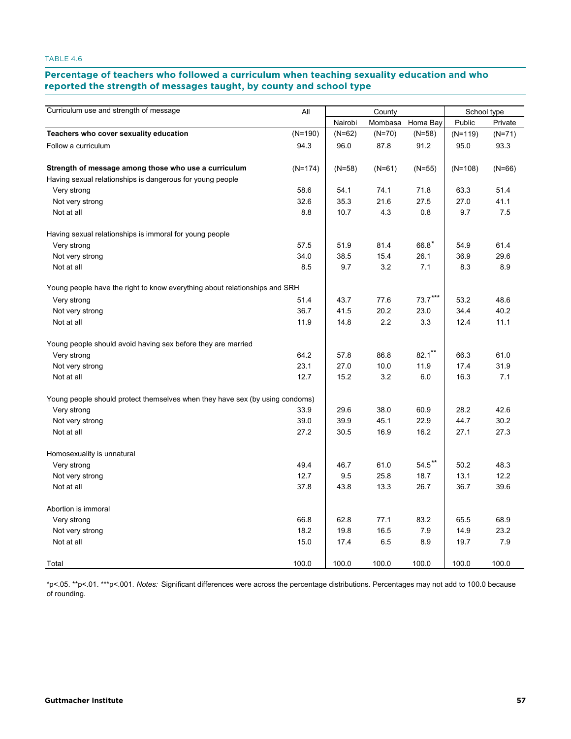TABLE 4.6

## Percentage of teachers who followed a curriculum when teaching sexuality education and who reported the strength of messages taught, by county and school type

| Curriculum use and strength of message | All | County | | | School type | |
|---|---|---|---|---|---|---|
| | | Nairobi | Mombasa | Homa Bay | Public | Private |
| **Teachers who cover sexuality education** | (N=190) | (N=62) | (N=70) | (N=58) | (N=119) | (N=71) |
| Follow a curriculum | 94.3 | 96.0 | 87.8 | 91.2 | 95.0 | 93.3 |
| **Strength of message among those who use a curriculum** | (N=174) | (N=58) | (N=61) | (N=55) | (N=108) | (N=66) |
| Having sexual relationships is dangerous for young people | | | | | | |
| Very strong | 58.6 | 54.1 | 74.1 | 71.8 | 63.3 | 51.4 |
| Not very strong | 32.6 | 35.3 | 21.6 | 27.5 | 27.0 | 41.1 |
| Not at all | 8.8 | 10.7 | 4.3 | 0.8 | 9.7 | 7.5 |
| Having sexual relationships is immoral for young people | | | | | | |
| Very strong | 57.5 | 51.9 | 81.4 | 66.8* | 54.9 | 61.4 |
| Not very strong | 34.0 | 38.5 | 15.4 | 26.1 | 36.9 | 29.6 |
| Not at all | 8.5 | 9.7 | 3.2 | 7.1 | 8.3 | 8.9 |
| Young people have the right to know everything about relationships and SRH | | | | | | |
| Very strong | 51.4 | 43.7 | 77.6 | 73.7*** | 53.2 | 48.6 |
| Not very strong | 36.7 | 41.5 | 20.2 | 23.0 | 34.4 | 40.2 |
| Not at all | 11.9 | 14.8 | 2.2 | 3.3 | 12.4 | 11.1 |
| Young people should avoid having sex before they are married | | | | | | |
| Very strong | 64.2 | 57.8 | 86.8 | 82.1** | 66.3 | 61.0 |
| Not very strong | 23.1 | 27.0 | 10.0 | 11.9 | 17.4 | 31.9 |
| Not at all | 12.7 | 15.2 | 3.2 | 6.0 | 16.3 | 7.1 |
| Young people should protect themselves when they have sex (by using condoms) | | | | | | |
| Very strong | 33.9 | 29.6 | 38.0 | 60.9 | 28.2 | 42.6 |
| Not very strong | 39.0 | 39.9 | 45.1 | 22.9 | 44.7 | 30.2 |
| Not at all | 27.2 | 30.5 | 16.9 | 16.2 | 27.1 | 27.3 |
| Homosexuality is unnatural | | | | | | |
| Very strong | 49.4 | 46.7 | 61.0 | 54.5** | 50.2 | 48.3 |
| Not very strong | 12.7 | 9.5 | 25.8 | 18.7 | 13.1 | 12.2 |
| Not at all | 37.8 | 43.8 | 13.3 | 26.7 | 36.7 | 39.6 |
| Abortion is immoral | | | | | | |
| Very strong | 66.8 | 62.8 | 77.1 | 83.2 | 65.5 | 68.9 |
| Not very strong | 18.2 | 19.8 | 16.5 | 7.9 | 14.9 | 23.2 |
| Not at all | 15.0 | 17.4 | 6.5 | 8.9 | 19.7 | 7.9 |
| Total | 100.0 | 100.0 | 100.0 | 100.0 | 100.0 | 100.0 |

*p<.05. **p<.01. ***p<.001. *Notes:* Significant differences were across the percentage distributions. Percentages may not add to 100.0 because of rounding.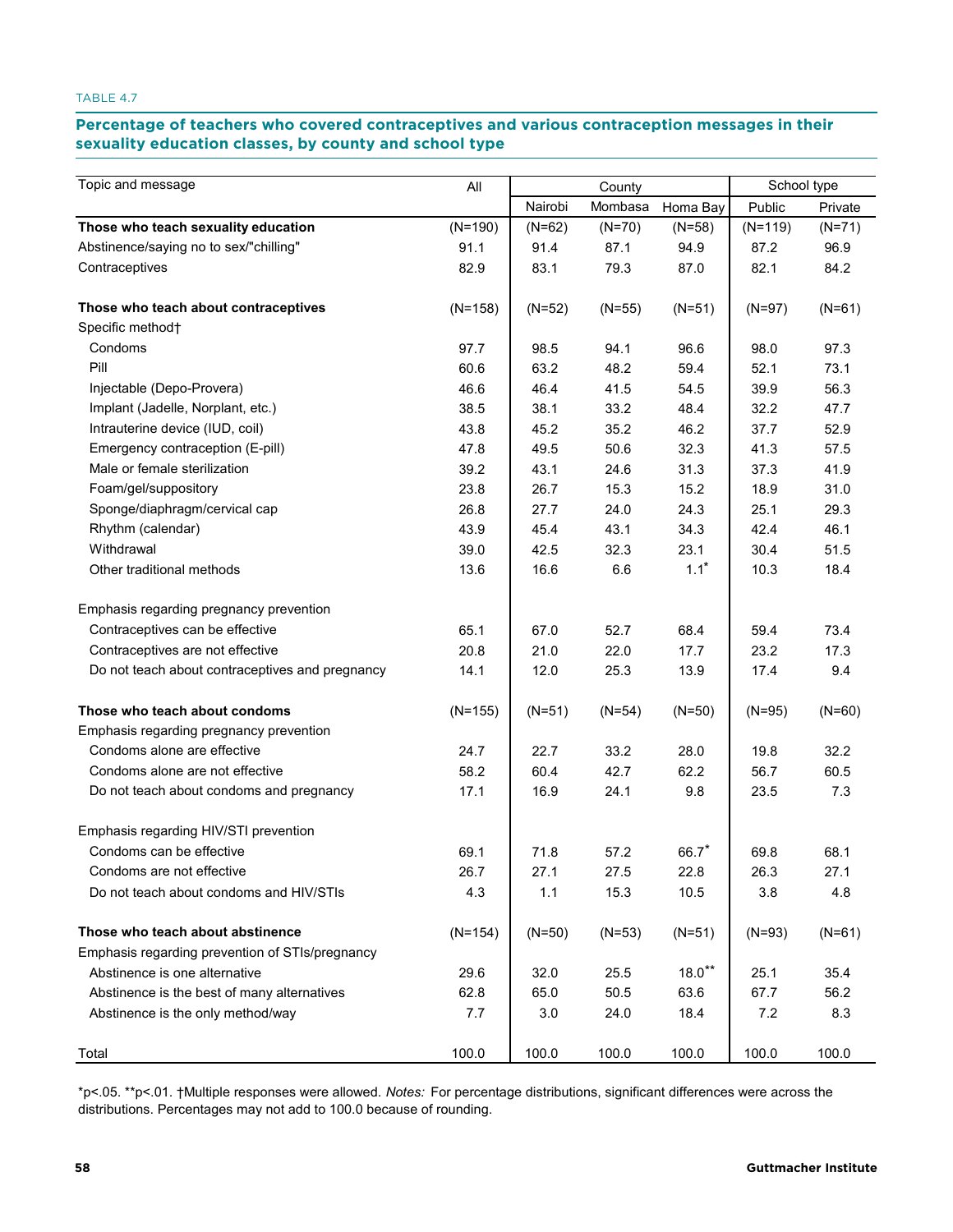TABLE 4.7

**Percentage of teachers who covered contraceptives and various contraception messages in their sexuality education classes, by county and school type**

| Topic and message | All | County | | | School type | |
|---|---|---|---|---|---|---|
| | | Nairobi | Mombasa | Homa Bay | Public | Private |
| **Those who teach sexuality education** | (N=190) | (N=62) | (N=70) | (N=58) | (N=119) | (N=71) |
| Abstinence/saying no to sex/"chilling" | 91.1 | 91.4 | 87.1 | 94.9 | 87.2 | 96.9 |
| Contraceptives | 82.9 | 83.1 | 79.3 | 87.0 | 82.1 | 84.2 |
| | | | | | | |
| **Those who teach about contraceptives** | (N=158) | (N=52) | (N=55) | (N=51) | (N=97) | (N=61) |
| Specific method† | | | | | | |
| Condoms | 97.7 | 98.5 | 94.1 | 96.6 | 98.0 | 97.3 |
| Pill | 60.6 | 63.2 | 48.2 | 59.4 | 52.1 | 73.1 |
| Injectable (Depo-Provera) | 46.6 | 46.4 | 41.5 | 54.5 | 39.9 | 56.3 |
| Implant (Jadelle, Norplant, etc.) | 38.5 | 38.1 | 33.2 | 48.4 | 32.2 | 47.7 |
| Intrauterine device (IUD, coil) | 43.8 | 45.2 | 35.2 | 46.2 | 37.7 | 52.9 |
| Emergency contraception (E-pill) | 47.8 | 49.5 | 50.6 | 32.3 | 41.3 | 57.5 |
| Male or female sterilization | 39.2 | 43.1 | 24.6 | 31.3 | 37.3 | 41.9 |
| Foam/gel/suppository | 23.8 | 26.7 | 15.3 | 15.2 | 18.9 | 31.0 |
| Sponge/diaphragm/cervical cap | 26.8 | 27.7 | 24.0 | 24.3 | 25.1 | 29.3 |
| Rhythm (calendar) | 43.9 | 45.4 | 43.1 | 34.3 | 42.4 | 46.1 |
| Withdrawal | 39.0 | 42.5 | 32.3 | 23.1 | 30.4 | 51.5 |
| Other traditional methods | 13.6 | 16.6 | 6.6 | 1.1* | 10.3 | 18.4 |
| | | | | | | |
| Emphasis regarding pregnancy prevention | | | | | | |
| Contraceptives can be effective | 65.1 | 67.0 | 52.7 | 68.4 | 59.4 | 73.4 |
| Contraceptives are not effective | 20.8 | 21.0 | 22.0 | 17.7 | 23.2 | 17.3 |
| Do not teach about contraceptives and pregnancy | 14.1 | 12.0 | 25.3 | 13.9 | 17.4 | 9.4 |
| | | | | | | |
| **Those who teach about condoms** | (N=155) | (N=51) | (N=54) | (N=50) | (N=95) | (N=60) |
| Emphasis regarding pregnancy prevention | | | | | | |
| Condoms alone are effective | 24.7 | 22.7 | 33.2 | 28.0 | 19.8 | 32.2 |
| Condoms alone are not effective | 58.2 | 60.4 | 42.7 | 62.2 | 56.7 | 60.5 |
| Do not teach about condoms and pregnancy | 17.1 | 16.9 | 24.1 | 9.8 | 23.5 | 7.3 |
| | | | | | | |
| Emphasis regarding HIV/STI prevention | | | | | | |
| Condoms can be effective | 69.1 | 71.8 | 57.2 | 66.7* | 69.8 | 68.1 |
| Condoms are not effective | 26.7 | 27.1 | 27.5 | 22.8 | 26.3 | 27.1 |
| Do not teach about condoms and HIV/STIs | 4.3 | 1.1 | 15.3 | 10.5 | 3.8 | 4.8 |
| | | | | | | |
| **Those who teach about abstinence** | (N=154) | (N=50) | (N=53) | (N=51) | (N=93) | (N=61) |
| Emphasis regarding prevention of STIs/pregnancy | | | | | | |
| Abstinence is one alternative | 29.6 | 32.0 | 25.5 | 18.0** | 25.1 | 35.4 |
| Abstinence is the best of many alternatives | 62.8 | 65.0 | 50.5 | 63.6 | 67.7 | 56.2 |
| Abstinence is the only method/way | 7.7 | 3.0 | 24.0 | 18.4 | 7.2 | 8.3 |
| | | | | | | |
| Total | 100.0 | 100.0 | 100.0 | 100.0 | 100.0 | 100.0 |

*p<.05. **p<.01. †Multiple responses were allowed. *Notes:* For percentage distributions, significant differences were across the distributions. Percentages may not add to 100.0 because of rounding.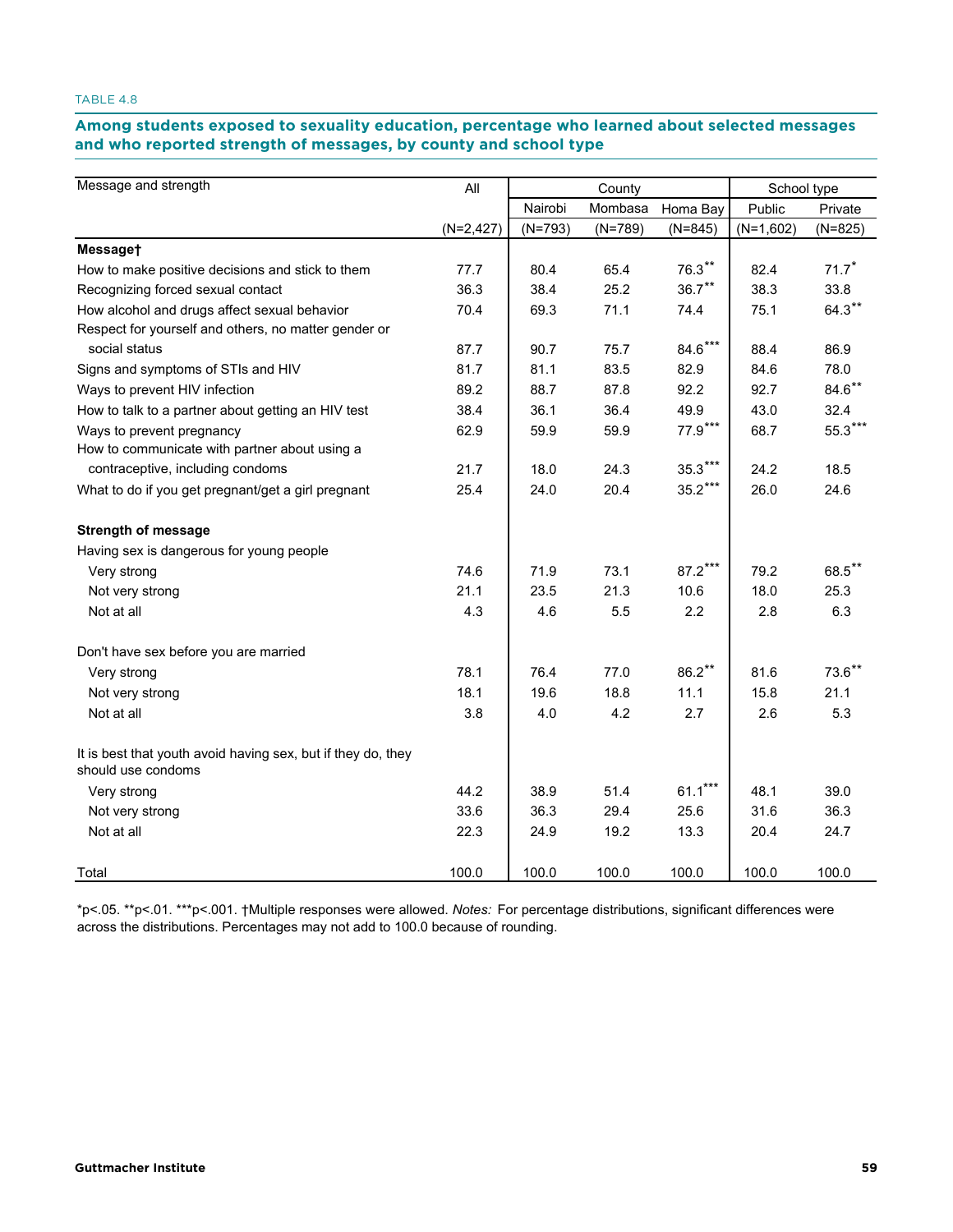TABLE 4.8

## Among students exposed to sexuality education, percentage who learned about selected messages and who reported strength of messages, by county and school type

| Message and strength | All | County | | | School type | |
|---|---|---|---|---|---|---|
| | | Nairobi | Mombasa | Homa Bay | Public | Private |
| | (N=2,427) | (N=793) | (N=789) | (N=845) | (N=1,602) | (N=825) |
| **Message†** | | | | | | |
| How to make positive decisions and stick to them | 77.7 | 80.4 | 65.4 | 76.3** | 82.4 | 71.7* |
| Recognizing forced sexual contact | 36.3 | 38.4 | 25.2 | 36.7** | 38.3 | 33.8 |
| How alcohol and drugs affect sexual behavior | 70.4 | 69.3 | 71.1 | 74.4 | 75.1 | 64.3** |
| Respect for yourself and others, no matter gender or social status | 87.7 | 90.7 | 75.7 | 84.6*** | 88.4 | 86.9 |
| Signs and symptoms of STIs and HIV | 81.7 | 81.1 | 83.5 | 82.9 | 84.6 | 78.0 |
| Ways to prevent HIV infection | 89.2 | 88.7 | 87.8 | 92.2 | 92.7 | 84.6** |
| How to talk to a partner about getting an HIV test | 38.4 | 36.1 | 36.4 | 49.9 | 43.0 | 32.4 |
| Ways to prevent pregnancy | 62.9 | 59.9 | 59.9 | 77.9*** | 68.7 | 55.3*** |
| How to communicate with partner about using a contraceptive, including condoms | 21.7 | 18.0 | 24.3 | 35.3*** | 24.2 | 18.5 |
| What to do if you get pregnant/get a girl pregnant | 25.4 | 24.0 | 20.4 | 35.2*** | 26.0 | 24.6 |
| **Strength of message** | | | | | | |
| Having sex is dangerous for young people | | | | | | |
| Very strong | 74.6 | 71.9 | 73.1 | 87.2*** | 79.2 | 68.5** |
| Not very strong | 21.1 | 23.5 | 21.3 | 10.6 | 18.0 | 25.3 |
| Not at all | 4.3 | 4.6 | 5.5 | 2.2 | 2.8 | 6.3 |
| Don't have sex before you are married | | | | | | |
| Very strong | 78.1 | 76.4 | 77.0 | 86.2** | 81.6 | 73.6** |
| Not very strong | 18.1 | 19.6 | 18.8 | 11.1 | 15.8 | 21.1 |
| Not at all | 3.8 | 4.0 | 4.2 | 2.7 | 2.6 | 5.3 |
| It is best that youth avoid having sex, but if they do, they should use condoms | | | | | | |
| Very strong | 44.2 | 38.9 | 51.4 | 61.1*** | 48.1 | 39.0 |
| Not very strong | 33.6 | 36.3 | 29.4 | 25.6 | 31.6 | 36.3 |
| Not at all | 22.3 | 24.9 | 19.2 | 13.3 | 20.4 | 24.7 |
| Total | 100.0 | 100.0 | 100.0 | 100.0 | 100.0 | 100.0 |

*p<.05. **p<.01. ***p<.001. †Multiple responses were allowed. *Notes:* For percentage distributions, significant differences were across the distributions. Percentages may not add to 100.0 because of rounding.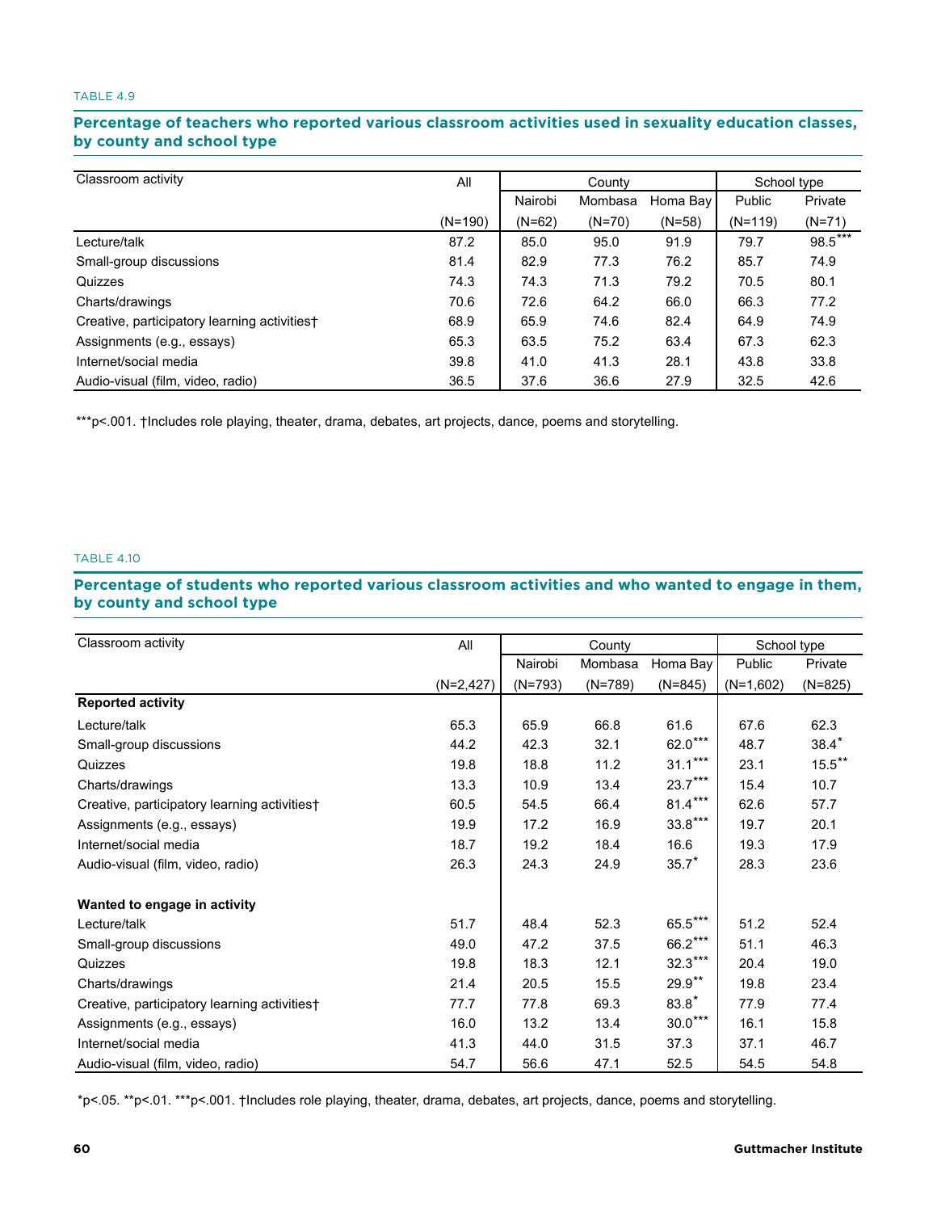TABLE 4.9

### Percentage of teachers who reported various classroom activities used in sexuality education classes, by county and school type

| Classroom activity | All | County | | | School type | |
|---|---|---|---|---|---|---|
| | | Nairobi | Mombasa | Homa Bay | Public | Private |
| | (N=190) | (N=62) | (N=70) | (N=58) | (N=119) | (N=71) |
| Lecture/talk | 87.2 | 85.0 | 95.0 | 91.9 | 79.7 | 98.5*** |
| Small-group discussions | 81.4 | 82.9 | 77.3 | 76.2 | 85.7 | 74.9 |
| Quizzes | 74.3 | 74.3 | 71.3 | 79.2 | 70.5 | 80.1 |
| Charts/drawings | 70.6 | 72.6 | 64.2 | 66.0 | 66.3 | 77.2 |
| Creative, participatory learning activities† | 68.9 | 65.9 | 74.6 | 82.4 | 64.9 | 74.9 |
| Assignments (e.g., essays) | 65.3 | 63.5 | 75.2 | 63.4 | 67.3 | 62.3 |
| Internet/social media | 39.8 | 41.0 | 41.3 | 28.1 | 43.8 | 33.8 |
| Audio-visual (film, video, radio) | 36.5 | 37.6 | 36.6 | 27.9 | 32.5 | 42.6 |

***p<.001. †Includes role playing, theater, drama, debates, art projects, dance, poems and storytelling.

TABLE 4.10

### Percentage of students who reported various classroom activities and who wanted to engage in them, by county and school type

| Classroom activity | All | County | | | School type | |
|---|---|---|---|---|---|---|
| | | Nairobi | Mombasa | Homa Bay | Public | Private |
| | (N=2,427) | (N=793) | (N=789) | (N=845) | (N=1,602) | (N=825) |
| **Reported activity** | | | | | | |
| Lecture/talk | 65.3 | 65.9 | 66.8 | 61.6 | 67.6 | 62.3 |
| Small-group discussions | 44.2 | 42.3 | 32.1 | 62.0*** | 48.7 | 38.4* |
| Quizzes | 19.8 | 18.8 | 11.2 | 31.1*** | 23.1 | 15.5** |
| Charts/drawings | 13.3 | 10.9 | 13.4 | 23.7*** | 15.4 | 10.7 |
| Creative, participatory learning activities† | 60.5 | 54.5 | 66.4 | 81.4*** | 62.6 | 57.7 |
| Assignments (e.g., essays) | 19.9 | 17.2 | 16.9 | 33.8*** | 19.7 | 20.1 |
| Internet/social media | 18.7 | 19.2 | 18.4 | 16.6 | 19.3 | 17.9 |
| Audio-visual (film, video, radio) | 26.3 | 24.3 | 24.9 | 35.7* | 28.3 | 23.6 |
| **Wanted to engage in activity** | | | | | | |
| Lecture/talk | 51.7 | 48.4 | 52.3 | 65.5*** | 51.2 | 52.4 |
| Small-group discussions | 49.0 | 47.2 | 37.5 | 66.2*** | 51.1 | 46.3 |
| Quizzes | 19.8 | 18.3 | 12.1 | 32.3*** | 20.4 | 19.0 |
| Charts/drawings | 21.4 | 20.5 | 15.5 | 29.9** | 19.8 | 23.4 |
| Creative, participatory learning activities† | 77.7 | 77.8 | 69.3 | 83.8* | 77.9 | 77.4 |
| Assignments (e.g., essays) | 16.0 | 13.2 | 13.4 | 30.0*** | 16.1 | 15.8 |
| Internet/social media | 41.3 | 44.0 | 31.5 | 37.3 | 37.1 | 46.7 |
| Audio-visual (film, video, radio) | 54.7 | 56.6 | 47.1 | 52.5 | 54.5 | 54.8 |

*p<.05. **p<.01. ***p<.001. †Includes role playing, theater, drama, debates, art projects, dance, poems and storytelling.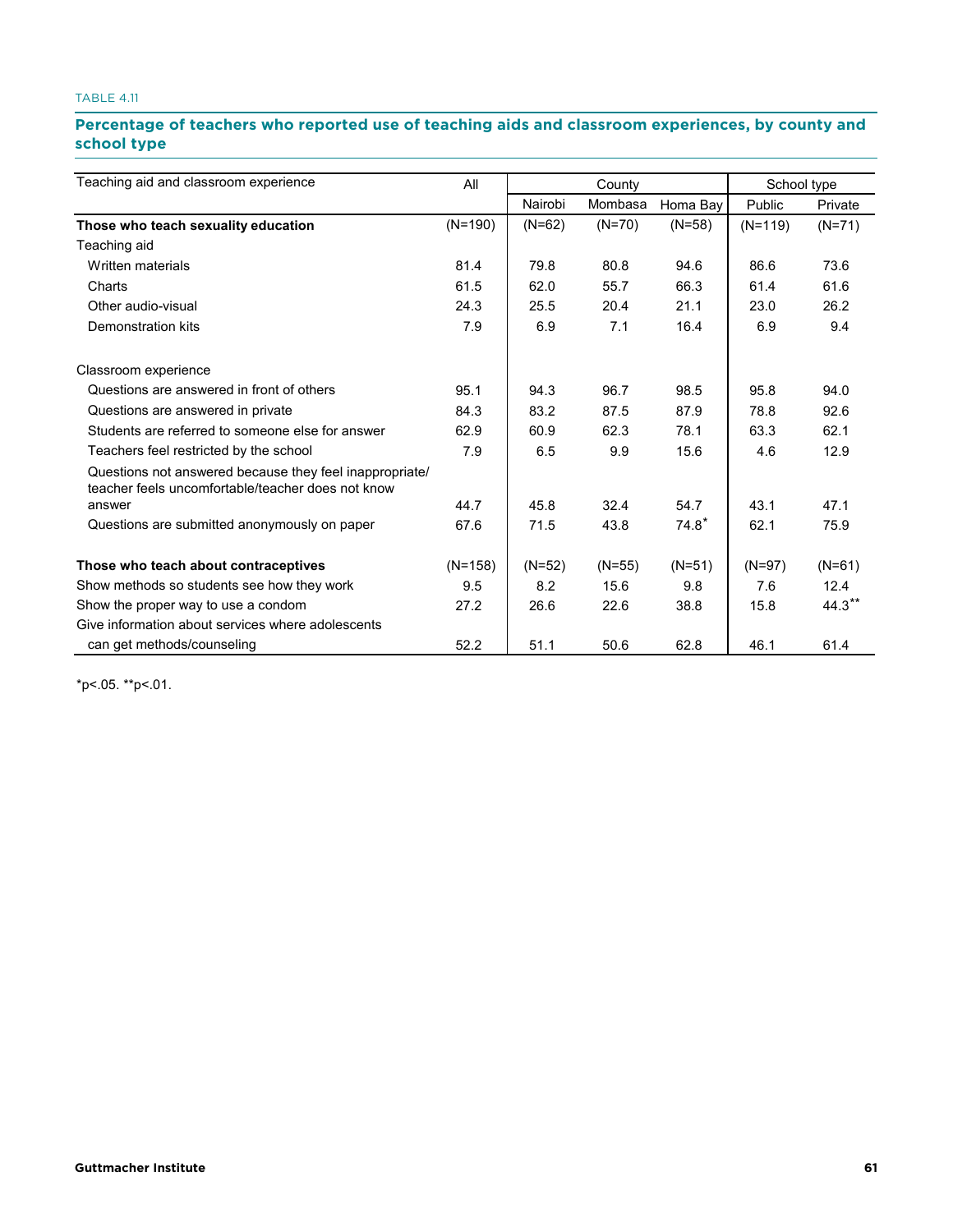TABLE 4.11

**Percentage of teachers who reported use of teaching aids and classroom experiences, by county and school type**

| Teaching aid and classroom experience | All | County | | | School type | |
|---|---|---|---|---|---|---|
| | | Nairobi | Mombasa | Homa Bay | Public | Private |
| **Those who teach sexuality education** | (N=190) | (N=62) | (N=70) | (N=58) | (N=119) | (N=71) |
| Teaching aid | | | | | | |
| Written materials | 81.4 | 79.8 | 80.8 | 94.6 | 86.6 | 73.6 |
| Charts | 61.5 | 62.0 | 55.7 | 66.3 | 61.4 | 61.6 |
| Other audio-visual | 24.3 | 25.5 | 20.4 | 21.1 | 23.0 | 26.2 |
| Demonstration kits | 7.9 | 6.9 | 7.1 | 16.4 | 6.9 | 9.4 |
| Classroom experience | | | | | | |
| Questions are answered in front of others | 95.1 | 94.3 | 96.7 | 98.5 | 95.8 | 94.0 |
| Questions are answered in private | 84.3 | 83.2 | 87.5 | 87.9 | 78.8 | 92.6 |
| Students are referred to someone else for answer | 62.9 | 60.9 | 62.3 | 78.1 | 63.3 | 62.1 |
| Teachers feel restricted by the school | 7.9 | 6.5 | 9.9 | 15.6 | 4.6 | 12.9 |
| Questions not answered because they feel inappropriate/ teacher feels uncomfortable/teacher does not know answer | 44.7 | 45.8 | 32.4 | 54.7 | 43.1 | 47.1 |
| Questions are submitted anonymously on paper | 67.6 | 71.5 | 43.8 | 74.8* | 62.1 | 75.9 |
| **Those who teach about contraceptives** | (N=158) | (N=52) | (N=55) | (N=51) | (N=97) | (N=61) |
| Show methods so students see how they work | 9.5 | 8.2 | 15.6 | 9.8 | 7.6 | 12.4 |
| Show the proper way to use a condom | 27.2 | 26.6 | 22.6 | 38.8 | 15.8 | 44.3** |
| Give information about services where adolescents can get methods/counseling | 52.2 | 51.1 | 50.6 | 62.8 | 46.1 | 61.4 |

*p<.05. **p<.01.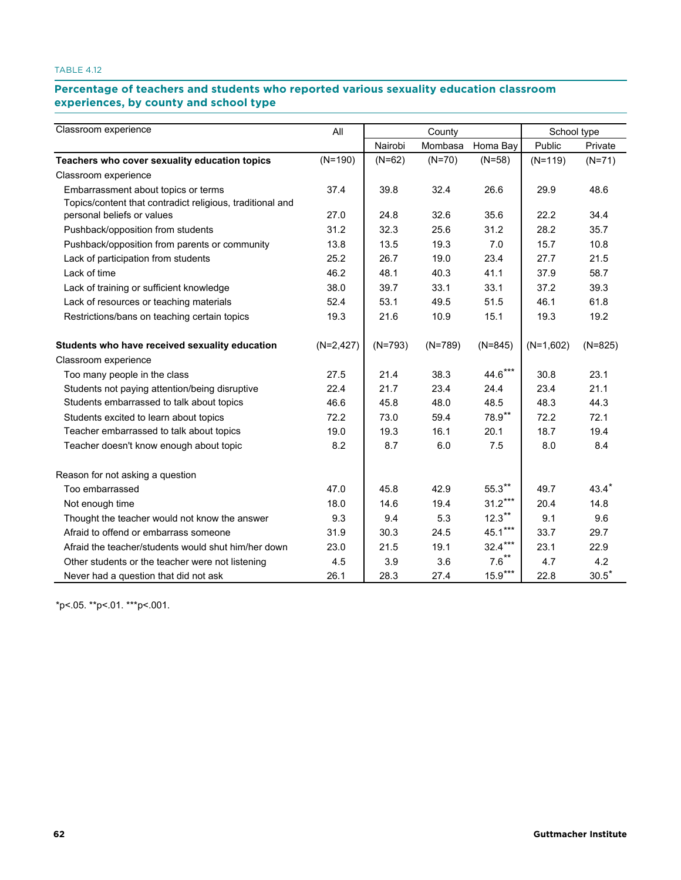TABLE 4.12

### Percentage of teachers and students who reported various sexuality education classroom experiences, by county and school type

| Classroom experience | All | County | | | School type | |
|---|---|---|---|---|---|---|
| | | Nairobi | Mombasa | Homa Bay | Public | Private |
| **Teachers who cover sexuality education topics** | (N=190) | (N=62) | (N=70) | (N=58) | (N=119) | (N=71) |
| Classroom experience | | | | | | |
| Embarrassment about topics or terms | 37.4 | 39.8 | 32.4 | 26.6 | 29.9 | 48.6 |
| Topics/content that contradict religious, traditional and personal beliefs or values | 27.0 | 24.8 | 32.6 | 35.6 | 22.2 | 34.4 |
| Pushback/opposition from students | 31.2 | 32.3 | 25.6 | 31.2 | 28.2 | 35.7 |
| Pushback/opposition from parents or community | 13.8 | 13.5 | 19.3 | 7.0 | 15.7 | 10.8 |
| Lack of participation from students | 25.2 | 26.7 | 19.0 | 23.4 | 27.7 | 21.5 |
| Lack of time | 46.2 | 48.1 | 40.3 | 41.1 | 37.9 | 58.7 |
| Lack of training or sufficient knowledge | 38.0 | 39.7 | 33.1 | 33.1 | 37.2 | 39.3 |
| Lack of resources or teaching materials | 52.4 | 53.1 | 49.5 | 51.5 | 46.1 | 61.8 |
| Restrictions/bans on teaching certain topics | 19.3 | 21.6 | 10.9 | 15.1 | 19.3 | 19.2 |
| **Students who have received sexuality education** | (N=2,427) | (N=793) | (N=789) | (N=845) | (N=1,602) | (N=825) |
| Classroom experience | | | | | | |
| Too many people in the class | 27.5 | 21.4 | 38.3 | 44.6*** | 30.8 | 23.1 |
| Students not paying attention/being disruptive | 22.4 | 21.7 | 23.4 | 24.4 | 23.4 | 21.1 |
| Students embarrassed to talk about topics | 46.6 | 45.8 | 48.0 | 48.5 | 48.3 | 44.3 |
| Students excited to learn about topics | 72.2 | 73.0 | 59.4 | 78.9** | 72.2 | 72.1 |
| Teacher embarrassed to talk about topics | 19.0 | 19.3 | 16.1 | 20.1 | 18.7 | 19.4 |
| Teacher doesn't know enough about topic | 8.2 | 8.7 | 6.0 | 7.5 | 8.0 | 8.4 |
| Reason for not asking a question | | | | | | |
| Too embarrassed | 47.0 | 45.8 | 42.9 | 55.3** | 49.7 | 43.4* |
| Not enough time | 18.0 | 14.6 | 19.4 | 31.2*** | 20.4 | 14.8 |
| Thought the teacher would not know the answer | 9.3 | 9.4 | 5.3 | 12.3** | 9.1 | 9.6 |
| Afraid to offend or embarrass someone | 31.9 | 30.3 | 24.5 | 45.1*** | 33.7 | 29.7 |
| Afraid the teacher/students would shut him/her down | 23.0 | 21.5 | 19.1 | 32.4*** | 23.1 | 22.9 |
| Other students or the teacher were not listening | 4.5 | 3.9 | 3.6 | 7.6** | 4.7 | 4.2 |
| Never had a question that did not ask | 26.1 | 28.3 | 27.4 | 15.9*** | 22.8 | 30.5* |

*p<.05. **p<.01. ***p<.001.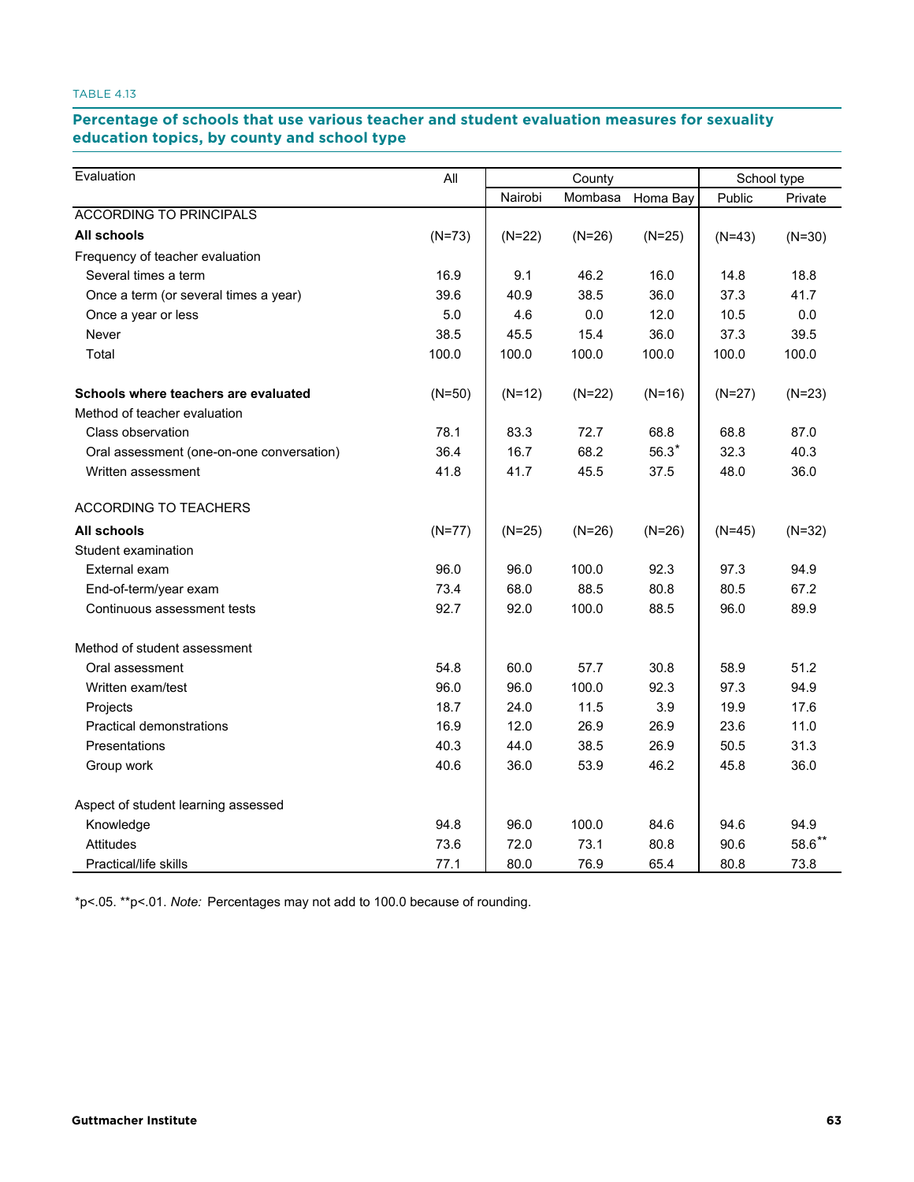TABLE 4.13

**Percentage of schools that use various teacher and student evaluation measures for sexuality education topics, by county and school type**

| Evaluation | All | County | | | School type | |
|---|---|---|---|---|---|---|
| | | Nairobi | Mombasa | Homa Bay | Public | Private |
| ACCORDING TO PRINCIPALS | | | | | | |
| **All schools** | (N=73) | (N=22) | (N=26) | (N=25) | (N=43) | (N=30) |
| Frequency of teacher evaluation | | | | | | |
| Several times a term | 16.9 | 9.1 | 46.2 | 16.0 | 14.8 | 18.8 |
| Once a term (or several times a year) | 39.6 | 40.9 | 38.5 | 36.0 | 37.3 | 41.7 |
| Once a year or less | 5.0 | 4.6 | 0.0 | 12.0 | 10.5 | 0.0 |
| Never | 38.5 | 45.5 | 15.4 | 36.0 | 37.3 | 39.5 |
| Total | 100.0 | 100.0 | 100.0 | 100.0 | 100.0 | 100.0 |
| **Schools where teachers are evaluated** | (N=50) | (N=12) | (N=22) | (N=16) | (N=27) | (N=23) |
| Method of teacher evaluation | | | | | | |
| Class observation | 78.1 | 83.3 | 72.7 | 68.8 | 68.8 | 87.0 |
| Oral assessment (one-on-one conversation) | 36.4 | 16.7 | 68.2 | 56.3* | 32.3 | 40.3 |
| Written assessment | 41.8 | 41.7 | 45.5 | 37.5 | 48.0 | 36.0 |
| ACCORDING TO TEACHERS | | | | | | |
| **All schools** | (N=77) | (N=25) | (N=26) | (N=26) | (N=45) | (N=32) |
| Student examination | | | | | | |
| External exam | 96.0 | 96.0 | 100.0 | 92.3 | 97.3 | 94.9 |
| End-of-term/year exam | 73.4 | 68.0 | 88.5 | 80.8 | 80.5 | 67.2 |
| Continuous assessment tests | 92.7 | 92.0 | 100.0 | 88.5 | 96.0 | 89.9 |
| Method of student assessment | | | | | | |
| Oral assessment | 54.8 | 60.0 | 57.7 | 30.8 | 58.9 | 51.2 |
| Written exam/test | 96.0 | 96.0 | 100.0 | 92.3 | 97.3 | 94.9 |
| Projects | 18.7 | 24.0 | 11.5 | 3.9 | 19.9 | 17.6 |
| Practical demonstrations | 16.9 | 12.0 | 26.9 | 26.9 | 23.6 | 11.0 |
| Presentations | 40.3 | 44.0 | 38.5 | 26.9 | 50.5 | 31.3 |
| Group work | 40.6 | 36.0 | 53.9 | 46.2 | 45.8 | 36.0 |
| Aspect of student learning assessed | | | | | | |
| Knowledge | 94.8 | 96.0 | 100.0 | 84.6 | 94.6 | 94.9 |
| Attitudes | 73.6 | 72.0 | 73.1 | 80.8 | 90.6 | 58.6** |
| Practical/life skills | 77.1 | 80.0 | 76.9 | 65.4 | 80.8 | 73.8 |

*p<.05. **p<.01. *Note:* Percentages may not add to 100.0 because of rounding.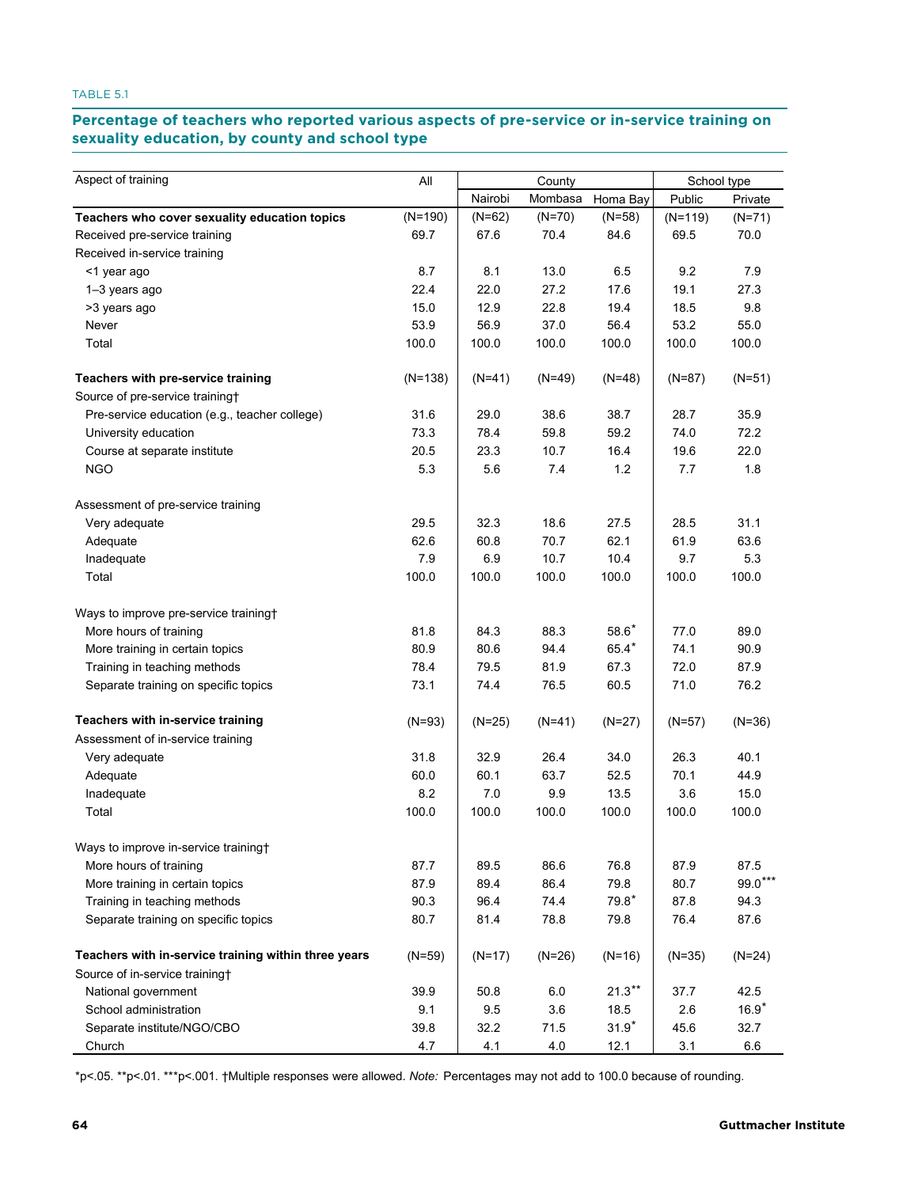TABLE 5.1

## Percentage of teachers who reported various aspects of pre-service or in-service training on sexuality education, by county and school type

| Aspect of training | All | County | | | School type | |
|---|---|---|---|---|---|---|
| | | Nairobi | Mombasa | Homa Bay | Public | Private |
| **Teachers who cover sexuality education topics** | (N=190) | (N=62) | (N=70) | (N=58) | (N=119) | (N=71) |
| Received pre-service training | 69.7 | 67.6 | 70.4 | 84.6 | 69.5 | 70.0 |
| Received in-service training | | | | | | |
| <1 year ago | 8.7 | 8.1 | 13.0 | 6.5 | 9.2 | 7.9 |
| 1–3 years ago | 22.4 | 22.0 | 27.2 | 17.6 | 19.1 | 27.3 |
| >3 years ago | 15.0 | 12.9 | 22.8 | 19.4 | 18.5 | 9.8 |
| Never | 53.9 | 56.9 | 37.0 | 56.4 | 53.2 | 55.0 |
| Total | 100.0 | 100.0 | 100.0 | 100.0 | 100.0 | 100.0 |
| **Teachers with pre-service training** | (N=138) | (N=41) | (N=49) | (N=48) | (N=87) | (N=51) |
| Source of pre-service training† | | | | | | |
| Pre-service education (e.g., teacher college) | 31.6 | 29.0 | 38.6 | 38.7 | 28.7 | 35.9 |
| University education | 73.3 | 78.4 | 59.8 | 59.2 | 74.0 | 72.2 |
| Course at separate institute | 20.5 | 23.3 | 10.7 | 16.4 | 19.6 | 22.0 |
| NGO | 5.3 | 5.6 | 7.4 | 1.2 | 7.7 | 1.8 |
| Assessment of pre-service training | | | | | | |
| Very adequate | 29.5 | 32.3 | 18.6 | 27.5 | 28.5 | 31.1 |
| Adequate | 62.6 | 60.8 | 70.7 | 62.1 | 61.9 | 63.6 |
| Inadequate | 7.9 | 6.9 | 10.7 | 10.4 | 9.7 | 5.3 |
| Total | 100.0 | 100.0 | 100.0 | 100.0 | 100.0 | 100.0 |
| Ways to improve pre-service training† | | | | | | |
| More hours of training | 81.8 | 84.3 | 88.3 | 58.6* | 77.0 | 89.0 |
| More training in certain topics | 80.9 | 80.6 | 94.4 | 65.4* | 74.1 | 90.9 |
| Training in teaching methods | 78.4 | 79.5 | 81.9 | 67.3 | 72.0 | 87.9 |
| Separate training on specific topics | 73.1 | 74.4 | 76.5 | 60.5 | 71.0 | 76.2 |
| **Teachers with in-service training** | (N=93) | (N=25) | (N=41) | (N=27) | (N=57) | (N=36) |
| Assessment of in-service training | | | | | | |
| Very adequate | 31.8 | 32.9 | 26.4 | 34.0 | 26.3 | 40.1 |
| Adequate | 60.0 | 60.1 | 63.7 | 52.5 | 70.1 | 44.9 |
| Inadequate | 8.2 | 7.0 | 9.9 | 13.5 | 3.6 | 15.0 |
| Total | 100.0 | 100.0 | 100.0 | 100.0 | 100.0 | 100.0 |
| Ways to improve in-service training† | | | | | | |
| More hours of training | 87.7 | 89.5 | 86.6 | 76.8 | 87.9 | 87.5 |
| More training in certain topics | 87.9 | 89.4 | 86.4 | 79.8 | 80.7 | 99.0*** |
| Training in teaching methods | 90.3 | 96.4 | 74.4 | 79.8* | 87.8 | 94.3 |
| Separate training on specific topics | 80.7 | 81.4 | 78.8 | 79.8 | 76.4 | 87.6 |
| **Teachers with in-service training within three years** | (N=59) | (N=17) | (N=26) | (N=16) | (N=35) | (N=24) |
| Source of in-service training† | | | | | | |
| National government | 39.9 | 50.8 | 6.0 | 21.3** | 37.7 | 42.5 |
| School administration | 9.1 | 9.5 | 3.6 | 18.5 | 2.6 | 16.9* |
| Separate institute/NGO/CBO | 39.8 | 32.2 | 71.5 | 31.9* | 45.6 | 32.7 |
| Church | 4.7 | 4.1 | 4.0 | 12.1 | 3.1 | 6.6 |

*p<.05. **p<.01. ***p<.001. †Multiple responses were allowed. *Note:* Percentages may not add to 100.0 because of rounding.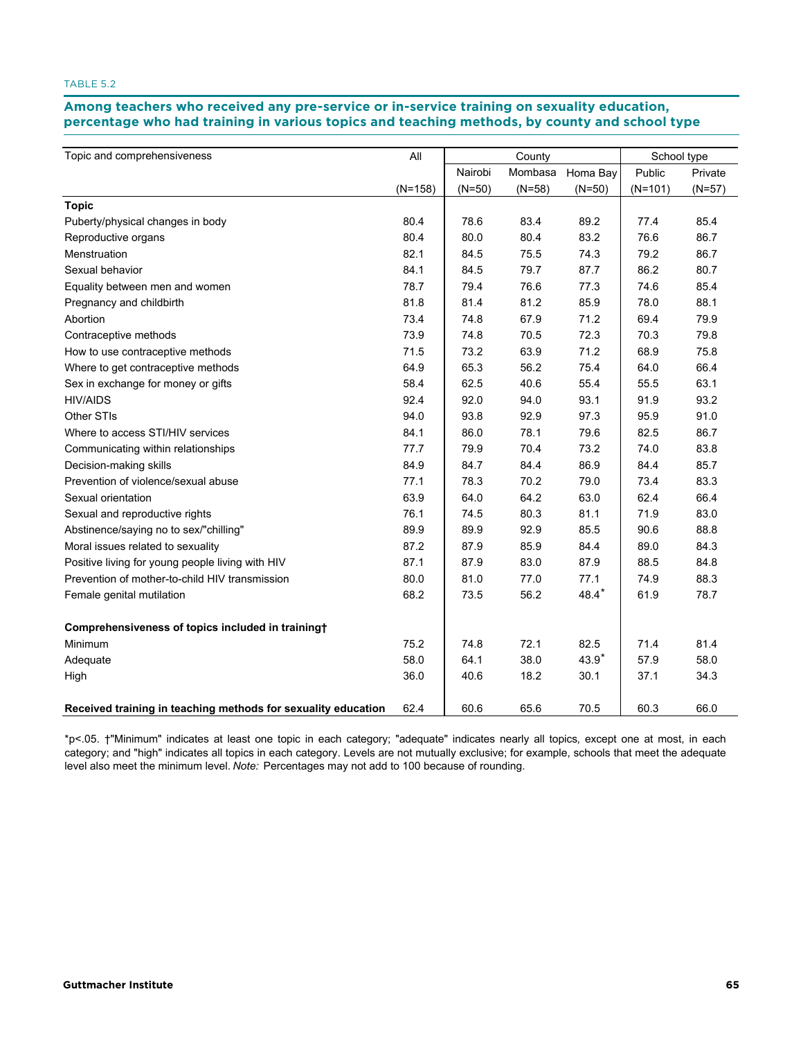TABLE 5.2

## Among teachers who received any pre-service or in-service training on sexuality education, percentage who had training in various topics and teaching methods, by county and school type

| Topic and comprehensiveness | All | County | | | School type | |
|---|---|---|---|---|---|---|
| | | Nairobi | Mombasa | Homa Bay | Public | Private |
| | (N=158) | (N=50) | (N=58) | (N=50) | (N=101) | (N=57) |
| **Topic** | | | | | | |
| Puberty/physical changes in body | 80.4 | 78.6 | 83.4 | 89.2 | 77.4 | 85.4 |
| Reproductive organs | 80.4 | 80.0 | 80.4 | 83.2 | 76.6 | 86.7 |
| Menstruation | 82.1 | 84.5 | 75.5 | 74.3 | 79.2 | 86.7 |
| Sexual behavior | 84.1 | 84.5 | 79.7 | 87.7 | 86.2 | 80.7 |
| Equality between men and women | 78.7 | 79.4 | 76.6 | 77.3 | 74.6 | 85.4 |
| Pregnancy and childbirth | 81.8 | 81.4 | 81.2 | 85.9 | 78.0 | 88.1 |
| Abortion | 73.4 | 74.8 | 67.9 | 71.2 | 69.4 | 79.9 |
| Contraceptive methods | 73.9 | 74.8 | 70.5 | 72.3 | 70.3 | 79.8 |
| How to use contraceptive methods | 71.5 | 73.2 | 63.9 | 71.2 | 68.9 | 75.8 |
| Where to get contraceptive methods | 64.9 | 65.3 | 56.2 | 75.4 | 64.0 | 66.4 |
| Sex in exchange for money or gifts | 58.4 | 62.5 | 40.6 | 55.4 | 55.5 | 63.1 |
| HIV/AIDS | 92.4 | 92.0 | 94.0 | 93.1 | 91.9 | 93.2 |
| Other STIs | 94.0 | 93.8 | 92.9 | 97.3 | 95.9 | 91.0 |
| Where to access STI/HIV services | 84.1 | 86.0 | 78.1 | 79.6 | 82.5 | 86.7 |
| Communicating within relationships | 77.7 | 79.9 | 70.4 | 73.2 | 74.0 | 83.8 |
| Decision-making skills | 84.9 | 84.7 | 84.4 | 86.9 | 84.4 | 85.7 |
| Prevention of violence/sexual abuse | 77.1 | 78.3 | 70.2 | 79.0 | 73.4 | 83.3 |
| Sexual orientation | 63.9 | 64.0 | 64.2 | 63.0 | 62.4 | 66.4 |
| Sexual and reproductive rights | 76.1 | 74.5 | 80.3 | 81.1 | 71.9 | 83.0 |
| Abstinence/saying no to sex/"chilling" | 89.9 | 89.9 | 92.9 | 85.5 | 90.6 | 88.8 |
| Moral issues related to sexuality | 87.2 | 87.9 | 85.9 | 84.4 | 89.0 | 84.3 |
| Positive living for young people living with HIV | 87.1 | 87.9 | 83.0 | 87.9 | 88.5 | 84.8 |
| Prevention of mother-to-child HIV transmission | 80.0 | 81.0 | 77.0 | 77.1 | 74.9 | 88.3 |
| Female genital mutilation | 68.2 | 73.5 | 56.2 | 48.4* | 61.9 | 78.7 |
| **Comprehensiveness of topics included in training†** | | | | | | |
| Minimum | 75.2 | 74.8 | 72.1 | 82.5 | 71.4 | 81.4 |
| Adequate | 58.0 | 64.1 | 38.0 | 43.9* | 57.9 | 58.0 |
| High | 36.0 | 40.6 | 18.2 | 30.1 | 37.1 | 34.3 |
| **Received training in teaching methods for sexuality education** | 62.4 | 60.6 | 65.6 | 70.5 | 60.3 | 66.0 |

*p<.05. †"Minimum" indicates at least one topic in each category; "adequate" indicates nearly all topics, except one at most, in each category; and "high" indicates all topics in each category. Levels are not mutually exclusive; for example, schools that meet the adequate level also meet the minimum level. *Note:* Percentages may not add to 100 because of rounding.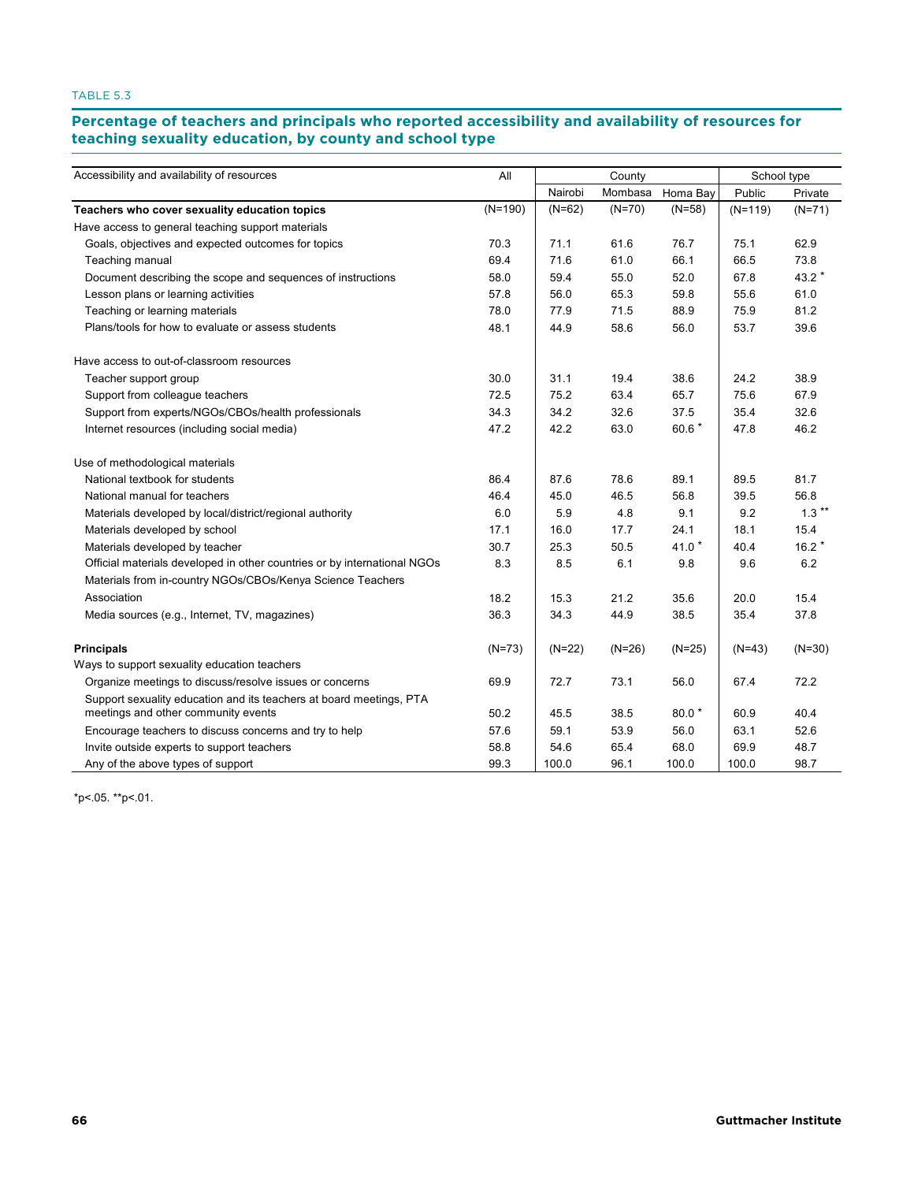TABLE 5.3

## Percentage of teachers and principals who reported accessibility and availability of resources for teaching sexuality education, by county and school type

| Accessibility and availability of resources | All | County | | | School type | |
|---|---|---|---|---|---|---|
| | | Nairobi | Mombasa | Homa Bay | Public | Private |
| **Teachers who cover sexuality education topics** | (N=190) | (N=62) | (N=70) | (N=58) | (N=119) | (N=71) |
| Have access to general teaching support materials | | | | | | |
| Goals, objectives and expected outcomes for topics | 70.3 | 71.1 | 61.6 | 76.7 | 75.1 | 62.9 |
| Teaching manual | 69.4 | 71.6 | 61.0 | 66.1 | 66.5 | 73.8 |
| Document describing the scope and sequences of instructions | 58.0 | 59.4 | 55.0 | 52.0 | 67.8 | 43.2 * |
| Lesson plans or learning activities | 57.8 | 56.0 | 65.3 | 59.8 | 55.6 | 61.0 |
| Teaching or learning materials | 78.0 | 77.9 | 71.5 | 88.9 | 75.9 | 81.2 |
| Plans/tools for how to evaluate or assess students | 48.1 | 44.9 | 58.6 | 56.0 | 53.7 | 39.6 |
| Have access to out-of-classroom resources | | | | | | |
| Teacher support group | 30.0 | 31.1 | 19.4 | 38.6 | 24.2 | 38.9 |
| Support from colleague teachers | 72.5 | 75.2 | 63.4 | 65.7 | 75.6 | 67.9 |
| Support from experts/NGOs/CBOs/health professionals | 34.3 | 34.2 | 32.6 | 37.5 | 35.4 | 32.6 |
| Internet resources (including social media) | 47.2 | 42.2 | 63.0 | 60.6 * | 47.8 | 46.2 |
| Use of methodological materials | | | | | | |
| National textbook for students | 86.4 | 87.6 | 78.6 | 89.1 | 89.5 | 81.7 |
| National manual for teachers | 46.4 | 45.0 | 46.5 | 56.8 | 39.5 | 56.8 |
| Materials developed by local/district/regional authority | 6.0 | 5.9 | 4.8 | 9.1 | 9.2 | 1.3 ** |
| Materials developed by school | 17.1 | 16.0 | 17.7 | 24.1 | 18.1 | 15.4 |
| Materials developed by teacher | 30.7 | 25.3 | 50.5 | 41.0 * | 40.4 | 16.2 * |
| Official materials developed in other countries or by international NGOs | 8.3 | 8.5 | 6.1 | 9.8 | 9.6 | 6.2 |
| Materials from in-country NGOs/CBOs/Kenya Science Teachers Association | 18.2 | 15.3 | 21.2 | 35.6 | 20.0 | 15.4 |
| Media sources (e.g., Internet, TV, magazines) | 36.3 | 34.3 | 44.9 | 38.5 | 35.4 | 37.8 |
| **Principals** | (N=73) | (N=22) | (N=26) | (N=25) | (N=43) | (N=30) |
| Ways to support sexuality education teachers | | | | | | |
| Organize meetings to discuss/resolve issues or concerns | 69.9 | 72.7 | 73.1 | 56.0 | 67.4 | 72.2 |
| Support sexuality education and its teachers at board meetings, PTA meetings and other community events | 50.2 | 45.5 | 38.5 | 80.0 * | 60.9 | 40.4 |
| Encourage teachers to discuss concerns and try to help | 57.6 | 59.1 | 53.9 | 56.0 | 63.1 | 52.6 |
| Invite outside experts to support teachers | 58.8 | 54.6 | 65.4 | 68.0 | 69.9 | 48.7 |
| Any of the above types of support | 99.3 | 100.0 | 96.1 | 100.0 | 100.0 | 98.7 |

*p<.05. **p<.01.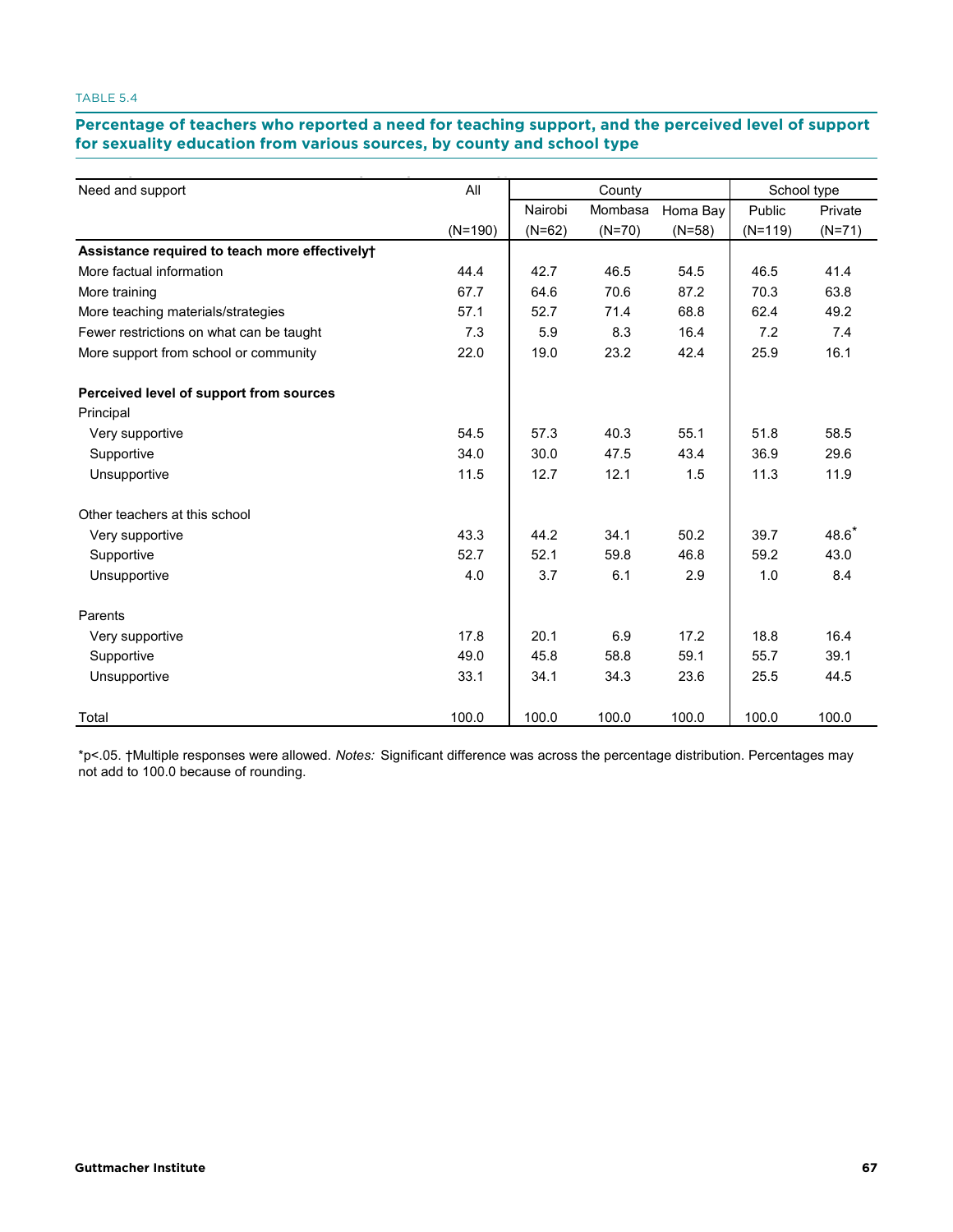TABLE 5.4

**Percentage of teachers who reported a need for teaching support, and the perceived level of support for sexuality education from various sources, by county and school type**

| Need and support | All | County | | | School type | |
|---|---|---|---|---|---|---|
| | | Nairobi | Mombasa | Homa Bay | Public | Private |
| | (N=190) | (N=62) | (N=70) | (N=58) | (N=119) | (N=71) |
| **Assistance required to teach more effectively†** | | | | | | |
| More factual information | 44.4 | 42.7 | 46.5 | 54.5 | 46.5 | 41.4 |
| More training | 67.7 | 64.6 | 70.6 | 87.2 | 70.3 | 63.8 |
| More teaching materials/strategies | 57.1 | 52.7 | 71.4 | 68.8 | 62.4 | 49.2 |
| Fewer restrictions on what can be taught | 7.3 | 5.9 | 8.3 | 16.4 | 7.2 | 7.4 |
| More support from school or community | 22.0 | 19.0 | 23.2 | 42.4 | 25.9 | 16.1 |
| **Perceived level of support from sources** | | | | | | |
| Principal | | | | | | |
| Very supportive | 54.5 | 57.3 | 40.3 | 55.1 | 51.8 | 58.5 |
| Supportive | 34.0 | 30.0 | 47.5 | 43.4 | 36.9 | 29.6 |
| Unsupportive | 11.5 | 12.7 | 12.1 | 1.5 | 11.3 | 11.9 |
| Other teachers at this school | | | | | | |
| Very supportive | 43.3 | 44.2 | 34.1 | 50.2 | 39.7 | 48.6* |
| Supportive | 52.7 | 52.1 | 59.8 | 46.8 | 59.2 | 43.0 |
| Unsupportive | 4.0 | 3.7 | 6.1 | 2.9 | 1.0 | 8.4 |
| Parents | | | | | | |
| Very supportive | 17.8 | 20.1 | 6.9 | 17.2 | 18.8 | 16.4 |
| Supportive | 49.0 | 45.8 | 58.8 | 59.1 | 55.7 | 39.1 |
| Unsupportive | 33.1 | 34.1 | 34.3 | 23.6 | 25.5 | 44.5 |
| Total | 100.0 | 100.0 | 100.0 | 100.0 | 100.0 | 100.0 |

*p<.05. †Multiple responses were allowed. *Notes:* Significant difference was across the percentage distribution. Percentages may not add to 100.0 because of rounding.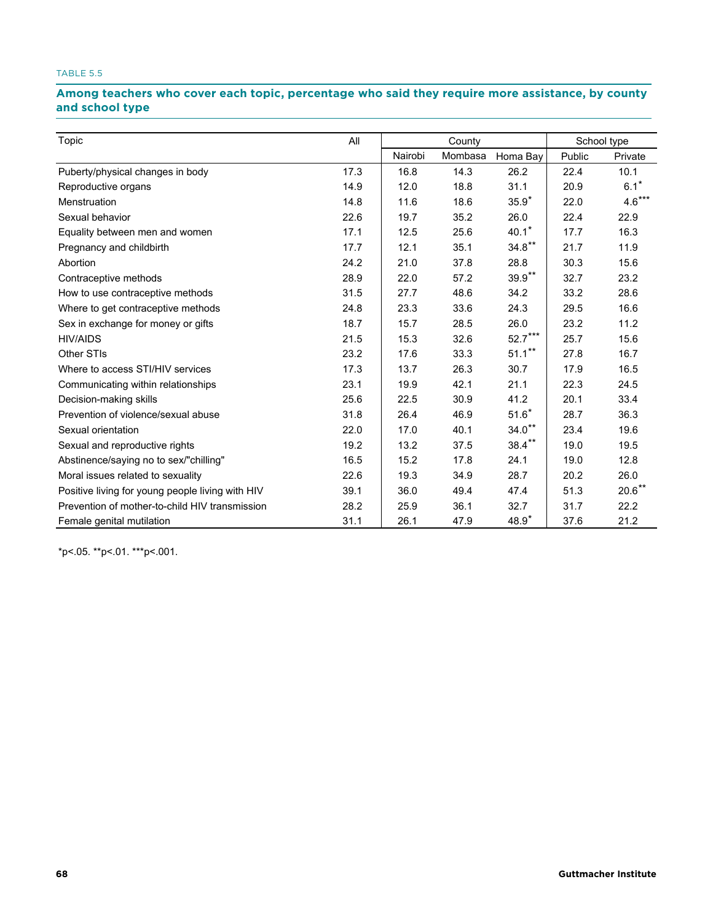TABLE 5.5

## Among teachers who cover each topic, percentage who said they require more assistance, by county and school type

| Topic | All | County | | | School type | |
|---|---|---|---|---|---|---|
| | | Nairobi | Mombasa | Homa Bay | Public | Private |
| Puberty/physical changes in body | 17.3 | 16.8 | 14.3 | 26.2 | 22.4 | 10.1 |
| Reproductive organs | 14.9 | 12.0 | 18.8 | 31.1 | 20.9 | 6.1* |
| Menstruation | 14.8 | 11.6 | 18.6 | 35.9* | 22.0 | 4.6*** |
| Sexual behavior | 22.6 | 19.7 | 35.2 | 26.0 | 22.4 | 22.9 |
| Equality between men and women | 17.1 | 12.5 | 25.6 | 40.1* | 17.7 | 16.3 |
| Pregnancy and childbirth | 17.7 | 12.1 | 35.1 | 34.8** | 21.7 | 11.9 |
| Abortion | 24.2 | 21.0 | 37.8 | 28.8 | 30.3 | 15.6 |
| Contraceptive methods | 28.9 | 22.0 | 57.2 | 39.9** | 32.7 | 23.2 |
| How to use contraceptive methods | 31.5 | 27.7 | 48.6 | 34.2 | 33.2 | 28.6 |
| Where to get contraceptive methods | 24.8 | 23.3 | 33.6 | 24.3 | 29.5 | 16.6 |
| Sex in exchange for money or gifts | 18.7 | 15.7 | 28.5 | 26.0 | 23.2 | 11.2 |
| HIV/AIDS | 21.5 | 15.3 | 32.6 | 52.7*** | 25.7 | 15.6 |
| Other STIs | 23.2 | 17.6 | 33.3 | 51.1** | 27.8 | 16.7 |
| Where to access STI/HIV services | 17.3 | 13.7 | 26.3 | 30.7 | 17.9 | 16.5 |
| Communicating within relationships | 23.1 | 19.9 | 42.1 | 21.1 | 22.3 | 24.5 |
| Decision-making skills | 25.6 | 22.5 | 30.9 | 41.2 | 20.1 | 33.4 |
| Prevention of violence/sexual abuse | 31.8 | 26.4 | 46.9 | 51.6* | 28.7 | 36.3 |
| Sexual orientation | 22.0 | 17.0 | 40.1 | 34.0** | 23.4 | 19.6 |
| Sexual and reproductive rights | 19.2 | 13.2 | 37.5 | 38.4** | 19.0 | 19.5 |
| Abstinence/saying no to sex/"chilling" | 16.5 | 15.2 | 17.8 | 24.1 | 19.0 | 12.8 |
| Moral issues related to sexuality | 22.6 | 19.3 | 34.9 | 28.7 | 20.2 | 26.0 |
| Positive living for young people living with HIV | 39.1 | 36.0 | 49.4 | 47.4 | 51.3 | 20.6** |
| Prevention of mother-to-child HIV transmission | 28.2 | 25.9 | 36.1 | 32.7 | 31.7 | 22.2 |
| Female genital mutilation | 31.1 | 26.1 | 47.9 | 48.9* | 37.6 | 21.2 |

*p<.05. **p<.01. ***p<.001.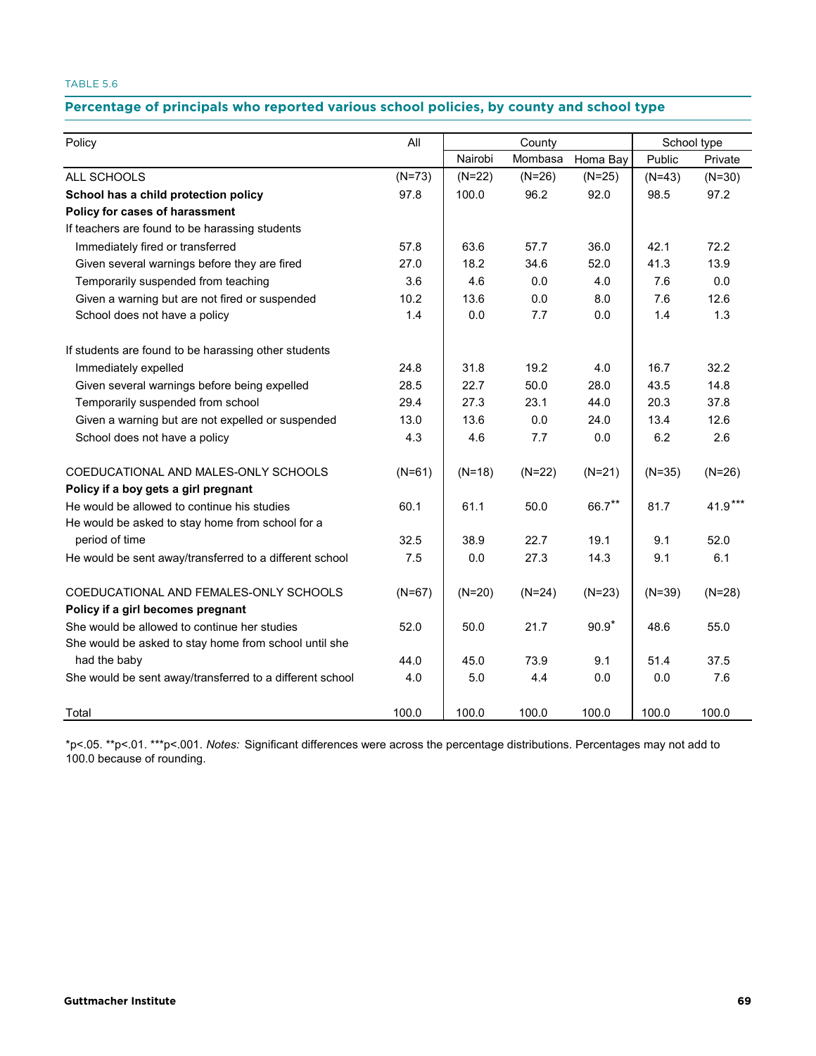TABLE 5.6

## Percentage of principals who reported various school policies, by county and school type

| Policy | All | County | | | School type | |
|---|---|---|---|---|---|---|
| | | Nairobi | Mombasa | Homa Bay | Public | Private |
| ALL SCHOOLS | (N=73) | (N=22) | (N=26) | (N=25) | (N=43) | (N=30) |
| **School has a child protection policy** | 97.8 | 100.0 | 96.2 | 92.0 | 98.5 | 97.2 |
| **Policy for cases of harassment** | | | | | | |
| If teachers are found to be harassing students | | | | | | |
| Immediately fired or transferred | 57.8 | 63.6 | 57.7 | 36.0 | 42.1 | 72.2 |
| Given several warnings before they are fired | 27.0 | 18.2 | 34.6 | 52.0 | 41.3 | 13.9 |
| Temporarily suspended from teaching | 3.6 | 4.6 | 0.0 | 4.0 | 7.6 | 0.0 |
| Given a warning but are not fired or suspended | 10.2 | 13.6 | 0.0 | 8.0 | 7.6 | 12.6 |
| School does not have a policy | 1.4 | 0.0 | 7.7 | 0.0 | 1.4 | 1.3 |
| If students are found to be harassing other students | | | | | | |
| Immediately expelled | 24.8 | 31.8 | 19.2 | 4.0 | 16.7 | 32.2 |
| Given several warnings before being expelled | 28.5 | 22.7 | 50.0 | 28.0 | 43.5 | 14.8 |
| Temporarily suspended from school | 29.4 | 27.3 | 23.1 | 44.0 | 20.3 | 37.8 |
| Given a warning but are not expelled or suspended | 13.0 | 13.6 | 0.0 | 24.0 | 13.4 | 12.6 |
| School does not have a policy | 4.3 | 4.6 | 7.7 | 0.0 | 6.2 | 2.6 |
| COEDUCATIONAL AND MALES-ONLY SCHOOLS | (N=61) | (N=18) | (N=22) | (N=21) | (N=35) | (N=26) |
| **Policy if a boy gets a girl pregnant** | | | | | | |
| He would be allowed to continue his studies | 60.1 | 61.1 | 50.0 | 66.7** | 81.7 | 41.9*** |
| He would be asked to stay home from school for a period of time | 32.5 | 38.9 | 22.7 | 19.1 | 9.1 | 52.0 |
| He would be sent away/transferred to a different school | 7.5 | 0.0 | 27.3 | 14.3 | 9.1 | 6.1 |
| COEDUCATIONAL AND FEMALES-ONLY SCHOOLS | (N=67) | (N=20) | (N=24) | (N=23) | (N=39) | (N=28) |
| **Policy if a girl becomes pregnant** | | | | | | |
| She would be allowed to continue her studies | 52.0 | 50.0 | 21.7 | 90.9* | 48.6 | 55.0 |
| She would be asked to stay home from school until she had the baby | 44.0 | 45.0 | 73.9 | 9.1 | 51.4 | 37.5 |
| She would be sent away/transferred to a different school | 4.0 | 5.0 | 4.4 | 0.0 | 0.0 | 7.6 |
| Total | 100.0 | 100.0 | 100.0 | 100.0 | 100.0 | 100.0 |

*p<.05. **p<.01. ***p<.001. *Notes:* Significant differences were across the percentage distributions. Percentages may not add to 100.0 because of rounding.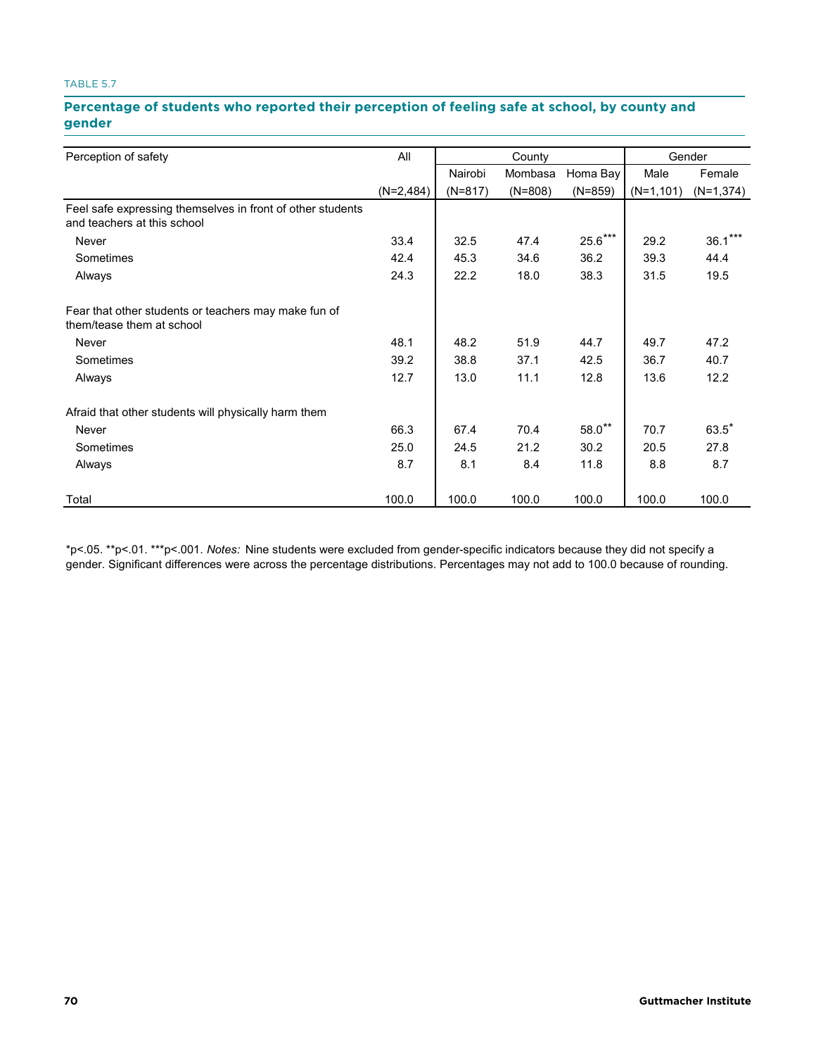TABLE 5.7

**Percentage of students who reported their perception of feeling safe at school, by county and gender**

| Perception of safety | All | County | | | Gender | |
|---|---|---|---|---|---|---|
| | | Nairobi | Mombasa | Homa Bay | Male | Female |
| | (N=2,484) | (N=817) | (N=808) | (N=859) | (N=1,101) | (N=1,374) |
| Feel safe expressing themselves in front of other students and teachers at this school | | | | | | |
| Never | 33.4 | 32.5 | 47.4 | 25.6*** | 29.2 | 36.1*** |
| Sometimes | 42.4 | 45.3 | 34.6 | 36.2 | 39.3 | 44.4 |
| Always | 24.3 | 22.2 | 18.0 | 38.3 | 31.5 | 19.5 |
| Fear that other students or teachers may make fun of them/tease them at school | | | | | | |
| Never | 48.1 | 48.2 | 51.9 | 44.7 | 49.7 | 47.2 |
| Sometimes | 39.2 | 38.8 | 37.1 | 42.5 | 36.7 | 40.7 |
| Always | 12.7 | 13.0 | 11.1 | 12.8 | 13.6 | 12.2 |
| Afraid that other students will physically harm them | | | | | | |
| Never | 66.3 | 67.4 | 70.4 | 58.0** | 70.7 | 63.5* |
| Sometimes | 25.0 | 24.5 | 21.2 | 30.2 | 20.5 | 27.8 |
| Always | 8.7 | 8.1 | 8.4 | 11.8 | 8.8 | 8.7 |
| Total | 100.0 | 100.0 | 100.0 | 100.0 | 100.0 | 100.0 |

*p<.05. **p<.01. ***p<.001. *Notes:* Nine students were excluded from gender-specific indicators because they did not specify a gender. Significant differences were across the percentage distributions. Percentages may not add to 100.0 because of rounding.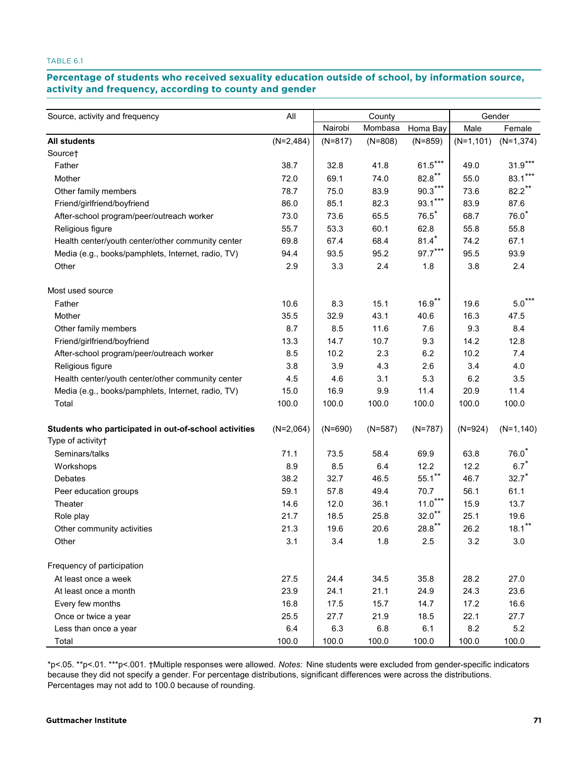TABLE 6.1

**Percentage of students who received sexuality education outside of school, by information source, activity and frequency, according to county and gender**

| Source, activity and frequency | All | County | | | Gender | |
|---|---|---|---|---|---|---|
| | | Nairobi | Mombasa | Homa Bay | Male | Female |
| **All students** | (N=2,484) | (N=817) | (N=808) | (N=859) | (N=1,101) | (N=1,374) |
| Source† | | | | | | |
| Father | 38.7 | 32.8 | 41.8 | 61.5*** | 49.0 | 31.9*** |
| Mother | 72.0 | 69.1 | 74.0 | 82.8** | 55.0 | 83.1*** |
| Other family members | 78.7 | 75.0 | 83.9 | 90.3*** | 73.6 | 82.2** |
| Friend/girlfriend/boyfriend | 86.0 | 85.1 | 82.3 | 93.1*** | 83.9 | 87.6 |
| After-school program/peer/outreach worker | 73.0 | 73.6 | 65.5 | 76.5* | 68.7 | 76.0* |
| Religious figure | 55.7 | 53.3 | 60.1 | 62.8 | 55.8 | 55.8 |
| Health center/youth center/other community center | 69.8 | 67.4 | 68.4 | 81.4* | 74.2 | 67.1 |
| Media (e.g., books/pamphlets, Internet, radio, TV) | 94.4 | 93.5 | 95.2 | 97.7*** | 95.5 | 93.9 |
| Other | 2.9 | 3.3 | 2.4 | 1.8 | 3.8 | 2.4 |
| | | | | | | |
| Most used source | | | | | | |
| Father | 10.6 | 8.3 | 15.1 | 16.9** | 19.6 | 5.0*** |
| Mother | 35.5 | 32.9 | 43.1 | 40.6 | 16.3 | 47.5 |
| Other family members | 8.7 | 8.5 | 11.6 | 7.6 | 9.3 | 8.4 |
| Friend/girlfriend/boyfriend | 13.3 | 14.7 | 10.7 | 9.3 | 14.2 | 12.8 |
| After-school program/peer/outreach worker | 8.5 | 10.2 | 2.3 | 6.2 | 10.2 | 7.4 |
| Religious figure | 3.8 | 3.9 | 4.3 | 2.6 | 3.4 | 4.0 |
| Health center/youth center/other community center | 4.5 | 4.6 | 3.1 | 5.3 | 6.2 | 3.5 |
| Media (e.g., books/pamphlets, Internet, radio, TV) | 15.0 | 16.9 | 9.9 | 11.4 | 20.9 | 11.4 |
| Total | 100.0 | 100.0 | 100.0 | 100.0 | 100.0 | 100.0 |
| | | | | | | |
| **Students who participated in out-of-school activities** | (N=2,064) | (N=690) | (N=587) | (N=787) | (N=924) | (N=1,140) |
| Type of activity† | | | | | | |
| Seminars/talks | 71.1 | 73.5 | 58.4 | 69.9 | 63.8 | 76.0* |
| Workshops | 8.9 | 8.5 | 6.4 | 12.2 | 12.2 | 6.7* |
| Debates | 38.2 | 32.7 | 46.5 | 55.1** | 46.7 | 32.7* |
| Peer education groups | 59.1 | 57.8 | 49.4 | 70.7 | 56.1 | 61.1 |
| Theater | 14.6 | 12.0 | 36.1 | 11.0*** | 15.9 | 13.7 |
| Role play | 21.7 | 18.5 | 25.8 | 32.0** | 25.1 | 19.6 |
| Other community activities | 21.3 | 19.6 | 20.6 | 28.8** | 26.2 | 18.1** |
| Other | 3.1 | 3.4 | 1.8 | 2.5 | 3.2 | 3.0 |
| | | | | | | |
| Frequency of participation | | | | | | |
| At least once a week | 27.5 | 24.4 | 34.5 | 35.8 | 28.2 | 27.0 |
| At least once a month | 23.9 | 24.1 | 21.1 | 24.9 | 24.3 | 23.6 |
| Every few months | 16.8 | 17.5 | 15.7 | 14.7 | 17.2 | 16.6 |
| Once or twice a year | 25.5 | 27.7 | 21.9 | 18.5 | 22.1 | 27.7 |
| Less than once a year | 6.4 | 6.3 | 6.8 | 6.1 | 8.2 | 5.2 |
| Total | 100.0 | 100.0 | 100.0 | 100.0 | 100.0 | 100.0 |

*p<.05. **p<.01. ***p<.001. †Multiple responses were allowed. *Notes:* Nine students were excluded from gender-specific indicators because they did not specify a gender. For percentage distributions, significant differences were across the distributions. Percentages may not add to 100.0 because of rounding.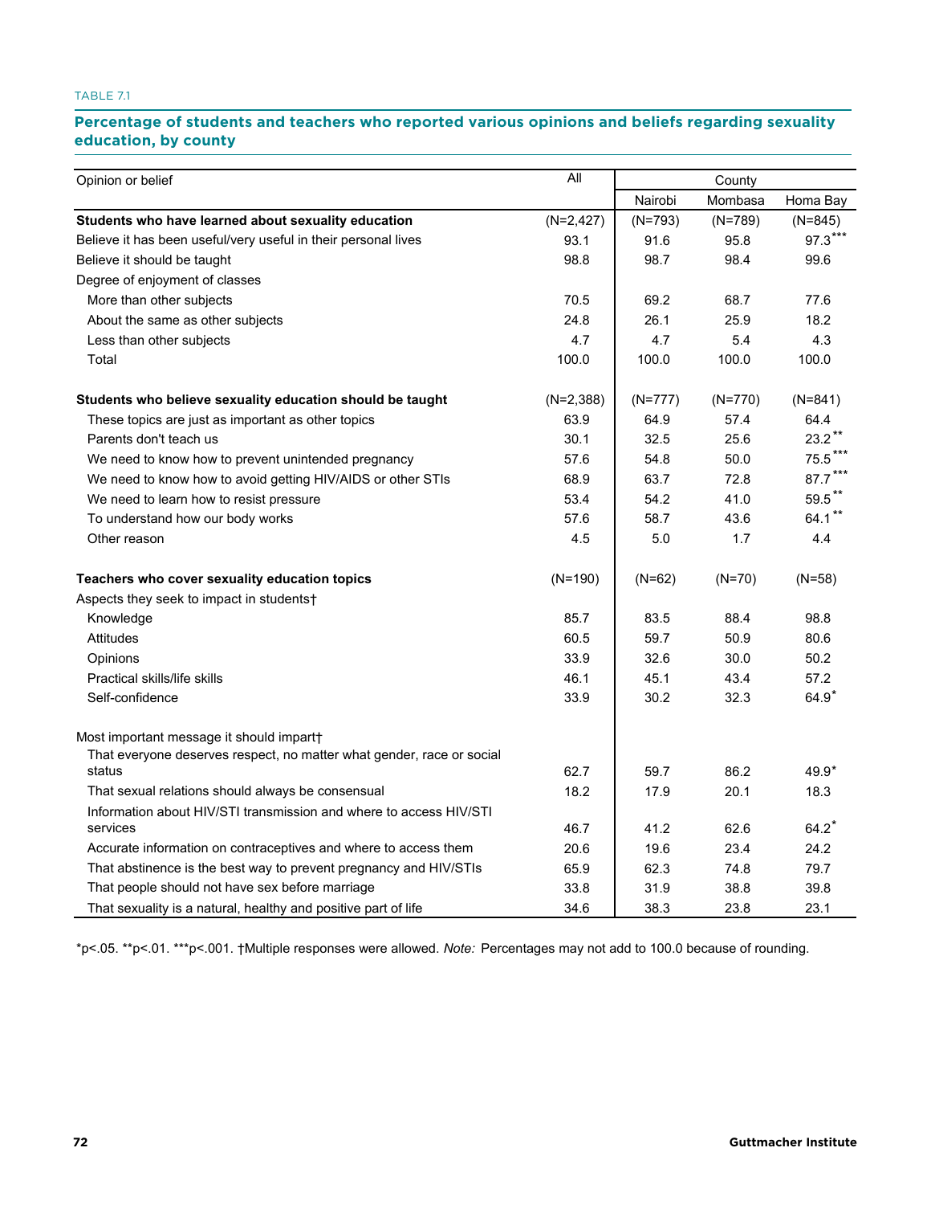TABLE 7.1

## Percentage of students and teachers who reported various opinions and beliefs regarding sexuality education, by county

| Opinion or belief | All | County | | |
|---|---|---|---|---|
| | | Nairobi | Mombasa | Homa Bay |
| **Students who have learned about sexuality education** | (N=2,427) | (N=793) | (N=789) | (N=845) |
| Believe it has been useful/very useful in their personal lives | 93.1 | 91.6 | 95.8 | 97.3*** |
| Believe it should be taught | 98.8 | 98.7 | 98.4 | 99.6 |
| Degree of enjoyment of classes | | | | |
| More than other subjects | 70.5 | 69.2 | 68.7 | 77.6 |
| About the same as other subjects | 24.8 | 26.1 | 25.9 | 18.2 |
| Less than other subjects | 4.7 | 4.7 | 5.4 | 4.3 |
| Total | 100.0 | 100.0 | 100.0 | 100.0 |
| **Students who believe sexuality education should be taught** | (N=2,388) | (N=777) | (N=770) | (N=841) |
| These topics are just as important as other topics | 63.9 | 64.9 | 57.4 | 64.4 |
| Parents don't teach us | 30.1 | 32.5 | 25.6 | 23.2** |
| We need to know how to prevent unintended pregnancy | 57.6 | 54.8 | 50.0 | 75.5*** |
| We need to know how to avoid getting HIV/AIDS or other STIs | 68.9 | 63.7 | 72.8 | 87.7*** |
| We need to learn how to resist pressure | 53.4 | 54.2 | 41.0 | 59.5** |
| To understand how our body works | 57.6 | 58.7 | 43.6 | 64.1** |
| Other reason | 4.5 | 5.0 | 1.7 | 4.4 |
| **Teachers who cover sexuality education topics** | (N=190) | (N=62) | (N=70) | (N=58) |
| Aspects they seek to impact in students† | | | | |
| Knowledge | 85.7 | 83.5 | 88.4 | 98.8 |
| Attitudes | 60.5 | 59.7 | 50.9 | 80.6 |
| Opinions | 33.9 | 32.6 | 30.0 | 50.2 |
| Practical skills/life skills | 46.1 | 45.1 | 43.4 | 57.2 |
| Self-confidence | 33.9 | 30.2 | 32.3 | 64.9* |
| Most important message it should impart† | | | | |
| That everyone deserves respect, no matter what gender, race or social status | 62.7 | 59.7 | 86.2 | 49.9* |
| That sexual relations should always be consensual | 18.2 | 17.9 | 20.1 | 18.3 |
| Information about HIV/STI transmission and where to access HIV/STI services | 46.7 | 41.2 | 62.6 | 64.2* |
| Accurate information on contraceptives and where to access them | 20.6 | 19.6 | 23.4 | 24.2 |
| That abstinence is the best way to prevent pregnancy and HIV/STIs | 65.9 | 62.3 | 74.8 | 79.7 |
| That people should not have sex before marriage | 33.8 | 31.9 | 38.8 | 39.8 |
| That sexuality is a natural, healthy and positive part of life | 34.6 | 38.3 | 23.8 | 23.1 |

*p<.05. **p<.01. ***p<.001. †Multiple responses were allowed. *Note:* Percentages may not add to 100.0 because of rounding.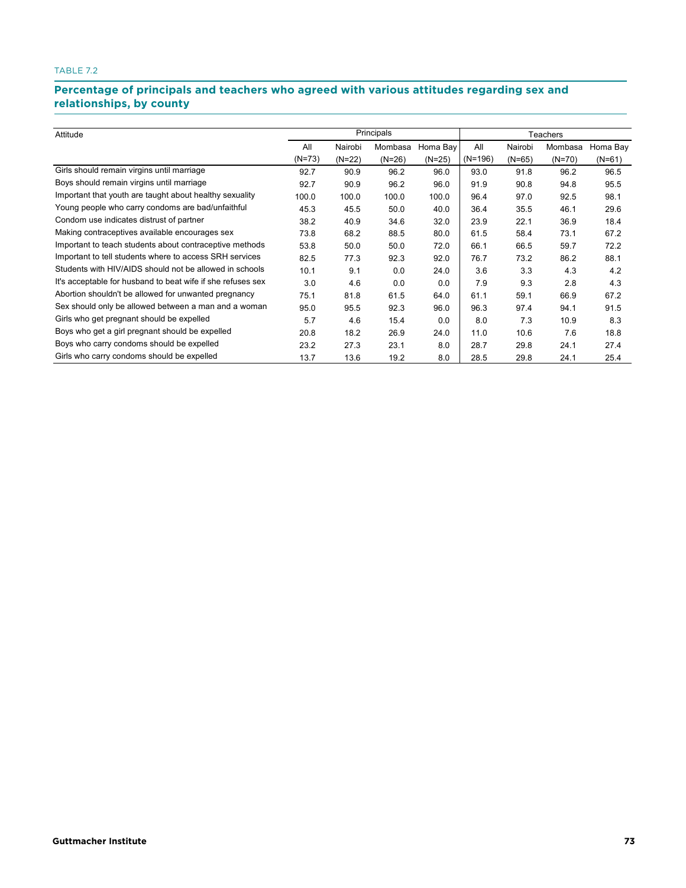TABLE 7.2

## Percentage of principals and teachers who agreed with various attitudes regarding sex and relationships, by county

| Attitude | Principals | | | | Teachers | | | |
|---|---|---|---|---|---|---|---|---|
| | All (N=73) | Nairobi (N=22) | Mombasa (N=26) | Homa Bay (N=25) | All (N=196) | Nairobi (N=65) | Mombasa (N=70) | Homa Bay (N=61) |
| Girls should remain virgins until marriage | 92.7 | 90.9 | 96.2 | 96.0 | 93.0 | 91.8 | 96.2 | 96.5 |
| Boys should remain virgins until marriage | 92.7 | 90.9 | 96.2 | 96.0 | 91.9 | 90.8 | 94.8 | 95.5 |
| Important that youth are taught about healthy sexuality | 100.0 | 100.0 | 100.0 | 100.0 | 96.4 | 97.0 | 92.5 | 98.1 |
| Young people who carry condoms are bad/unfaithful | 45.3 | 45.5 | 50.0 | 40.0 | 36.4 | 35.5 | 46.1 | 29.6 |
| Condom use indicates distrust of partner | 38.2 | 40.9 | 34.6 | 32.0 | 23.9 | 22.1 | 36.9 | 18.4 |
| Making contraceptives available encourages sex | 73.8 | 68.2 | 88.5 | 80.0 | 61.5 | 58.4 | 73.1 | 67.2 |
| Important to teach students about contraceptive methods | 53.8 | 50.0 | 50.0 | 72.0 | 66.1 | 66.5 | 59.7 | 72.2 |
| Important to tell students where to access SRH services | 82.5 | 77.3 | 92.3 | 92.0 | 76.7 | 73.2 | 86.2 | 88.1 |
| Students with HIV/AIDS should not be allowed in schools | 10.1 | 9.1 | 0.0 | 24.0 | 3.6 | 3.3 | 4.3 | 4.2 |
| It's acceptable for husband to beat wife if she refuses sex | 3.0 | 4.6 | 0.0 | 0.0 | 7.9 | 9.3 | 2.8 | 4.3 |
| Abortion shouldn't be allowed for unwanted pregnancy | 75.1 | 81.8 | 61.5 | 64.0 | 61.1 | 59.1 | 66.9 | 67.2 |
| Sex should only be allowed between a man and a woman | 95.0 | 95.5 | 92.3 | 96.0 | 96.3 | 97.4 | 94.1 | 91.5 |
| Girls who get pregnant should be expelled | 5.7 | 4.6 | 15.4 | 0.0 | 8.0 | 7.3 | 10.9 | 8.3 |
| Boys who get a girl pregnant should be expelled | 20.8 | 18.2 | 26.9 | 24.0 | 11.0 | 10.6 | 7.6 | 18.8 |
| Boys who carry condoms should be expelled | 23.2 | 27.3 | 23.1 | 8.0 | 28.7 | 29.8 | 24.1 | 27.4 |
| Girls who carry condoms should be expelled | 13.7 | 13.6 | 19.2 | 8.0 | 28.5 | 29.8 | 24.1 | 25.4 |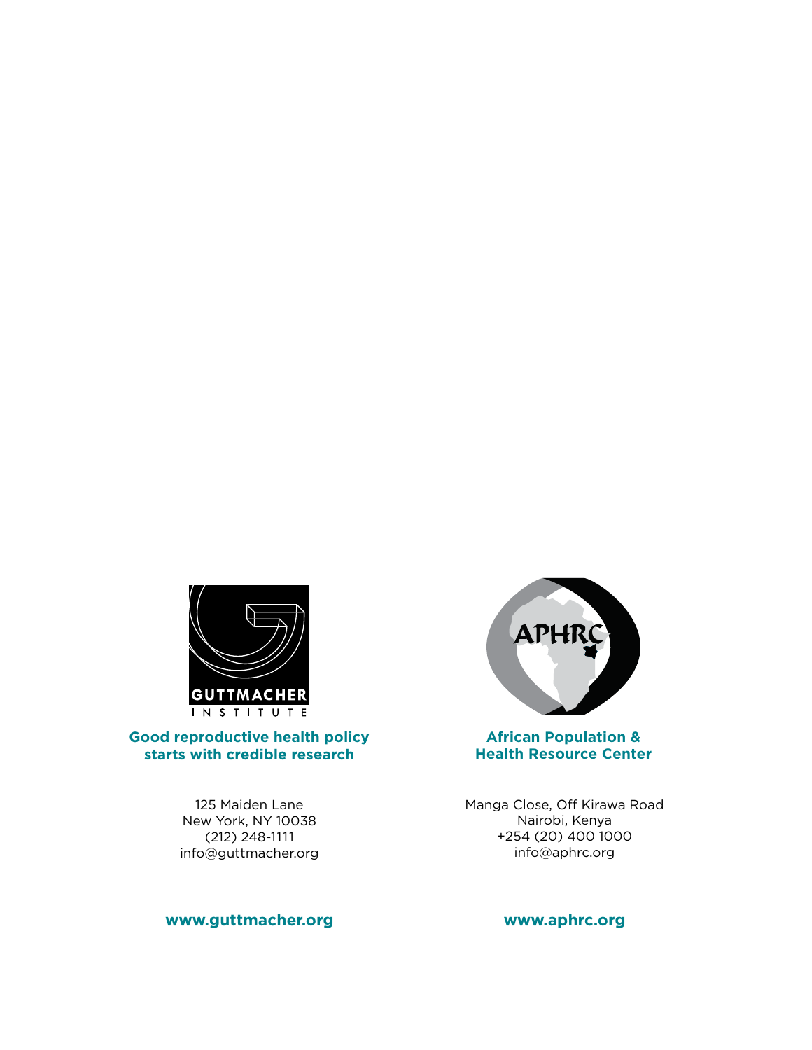GUTTMACHER INSTITUTE

**Good reproductive health policy starts with credible research**

125 Maiden Lane
New York, NY 10038
(212) 248-1111
info@guttmacher.org

**www.guttmacher.org**

APHRC

**African Population & Health Resource Center**

Manga Close, Off Kirawa Road
Nairobi, Kenya
+254 (20) 400 1000
info@aphrc.org

**www.aphrc.org**